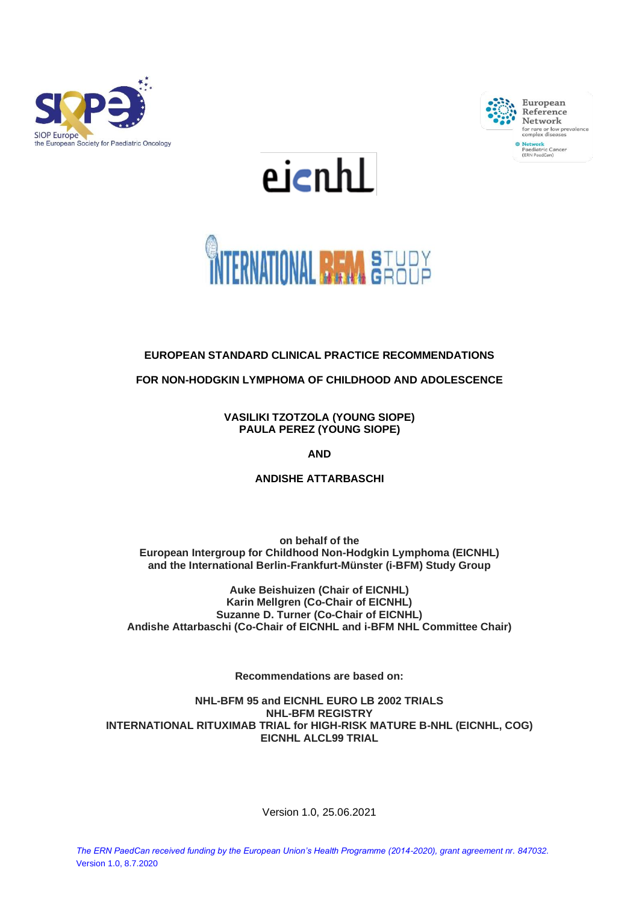# EUROPEAN STANDARD CLINICAL PRACTICE RECOMMENDATIONS

# FOR NON-HODGKIN LYMPHOMA OF CHILDHOOD AND ADOLESCENCE

**VASILIKI TZOTZOLA (YOUNG SIOPE)**
**PAULA PEREZ (YOUNG SIOPE)**

**AND**

**ANDISHE ATTARBASCHI**

**on behalf of the**
**European Intergroup for Childhood Non-Hodgkin Lymphoma (EICNHL)**
**and the International Berlin-Frankfurt-Münster (i-BFM) Study Group**

**Auke Beishuizen (Chair of EICNHL)**
**Karin Mellgren (Co-Chair of EICNHL)**
**Suzanne D. Turner (Co-Chair of EICNHL)**
**Andishe Attarbaschi (Co-Chair of EICNHL and i-BFM NHL Committee Chair)**

**Recommendations are based on:**

**NHL-BFM 95 and EICNHL EURO LB 2002 TRIALS**
**NHL-BFM REGISTRY**
**INTERNATIONAL RITUXIMAB TRIAL for HIGH-RISK MATURE B-NHL (EICNHL, COG)**
**EICNHL ALCL99 TRIAL**

Version 1.0, 25.06.2021

*The ERN PaedCan received funding by the European Union's Health Programme (2014-2020), grant agreement nr. 847032.*
Version 1.0, 8.7.2020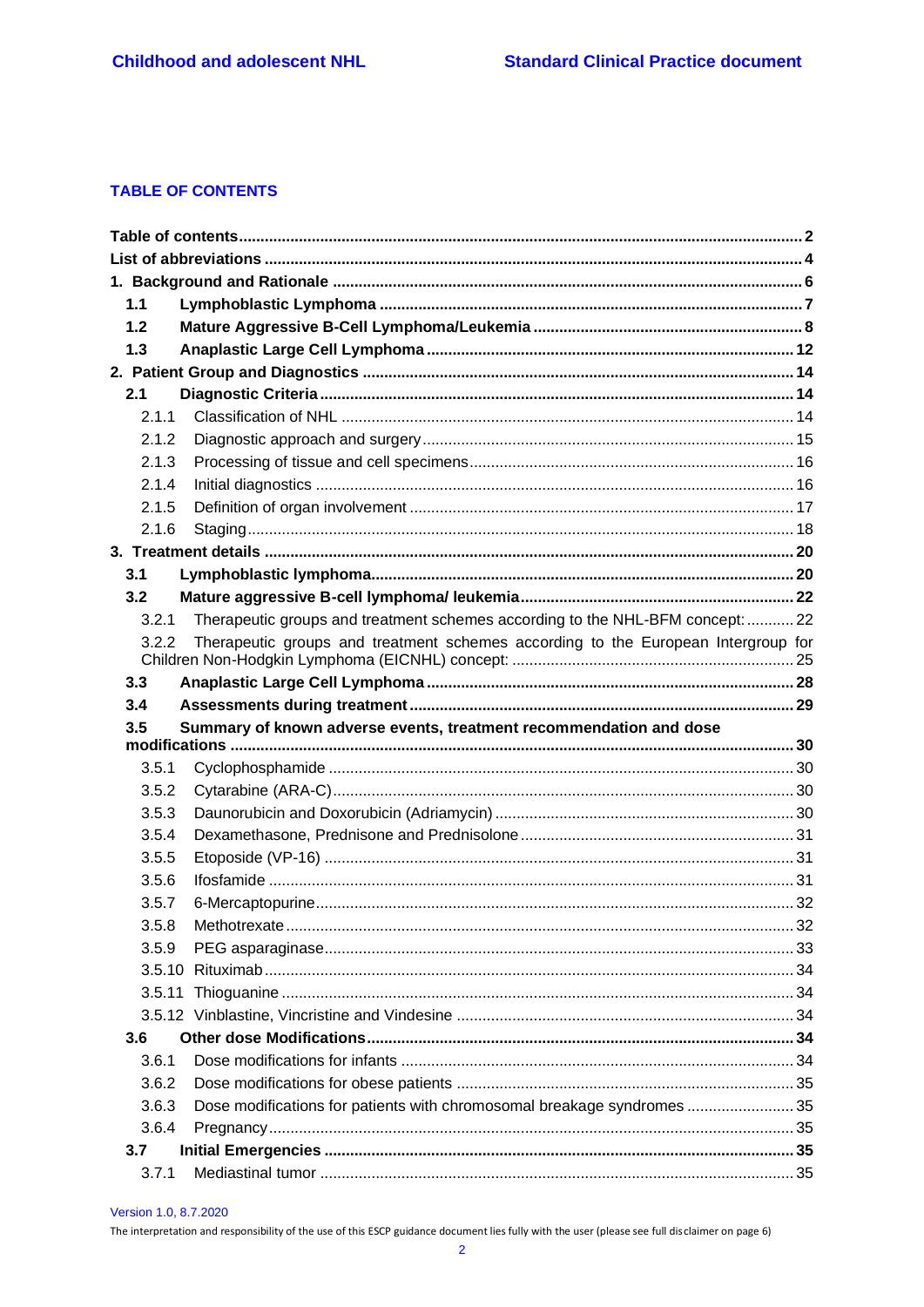## TABLE OF CONTENTS

| | |
|---|---|
| **Table of contents** | **2** |
| **List of abbreviations** | **4** |
| **1. Background and Rationale** | **6** |
| **1.1 Lymphoblastic Lymphoma** | **7** |
| **1.2 Mature Aggressive B-Cell Lymphoma/Leukemia** | **8** |
| **1.3 Anaplastic Large Cell Lymphoma** | **12** |
| **2. Patient Group and Diagnostics** | **14** |
| **2.1 Diagnostic Criteria** | **14** |
| 2.1.1 Classification of NHL | 14 |
| 2.1.2 Diagnostic approach and surgery | 15 |
| 2.1.3 Processing of tissue and cell specimens | 16 |
| 2.1.4 Initial diagnostics | 16 |
| 2.1.5 Definition of organ involvement | 17 |
| 2.1.6 Staging | 18 |
| **3. Treatment details** | **20** |
| **3.1 Lymphoblastic lymphoma** | **20** |
| **3.2 Mature aggressive B-cell lymphoma/ leukemia** | **22** |
| 3.2.1 Therapeutic groups and treatment schemes according to the NHL-BFM concept: | 22 |
| 3.2.2 Therapeutic groups and treatment schemes according to the European Intergroup for Children Non-Hodgkin Lymphoma (EICNHL) concept: | 25 |
| **3.3 Anaplastic Large Cell Lymphoma** | **28** |
| **3.4 Assessments during treatment** | **29** |
| **3.5 Summary of known adverse events, treatment recommendation and dose modifications** | **30** |
| 3.5.1 Cyclophosphamide | 30 |
| 3.5.2 Cytarabine (ARA-C) | 30 |
| 3.5.3 Daunorubicin and Doxorubicin (Adriamycin) | 30 |
| 3.5.4 Dexamethasone, Prednisone and Prednisolone | 31 |
| 3.5.5 Etoposide (VP-16) | 31 |
| 3.5.6 Ifosfamide | 31 |
| 3.5.7 6-Mercaptopurine | 32 |
| 3.5.8 Methotrexate | 32 |
| 3.5.9 PEG asparaginase | 33 |
| 3.5.10 Rituximab | 34 |
| 3.5.11 Thioguanine | 34 |
| 3.5.12 Vinblastine, Vincristine and Vindesine | 34 |
| **3.6 Other dose Modifications** | **34** |
| 3.6.1 Dose modifications for infants | 34 |
| 3.6.2 Dose modifications for obese patients | 35 |
| 3.6.3 Dose modifications for patients with chromosomal breakage syndromes | 35 |
| 3.6.4 Pregnancy | 35 |
| **3.7 Initial Emergencies** | **35** |
| 3.7.1 Mediastinal tumor | 35 |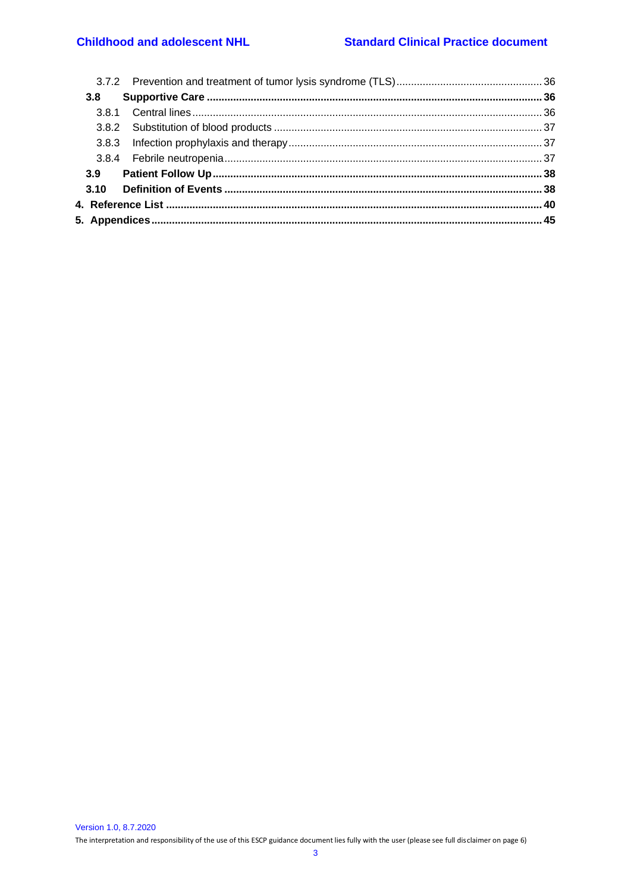- 3.7.2 Prevention and treatment of tumor lysis syndrome (TLS) ... 36
- **3.8 Supportive Care ... 36**
  - 3.8.1 Central lines ... 36
  - 3.8.2 Substitution of blood products ... 37
  - 3.8.3 Infection prophylaxis and therapy ... 37
  - 3.8.4 Febrile neutropenia ... 37
- **3.9 Patient Follow Up ... 38**
- **3.10 Definition of Events ... 38**

**4. Reference List ... 40**

**5. Appendices ... 45**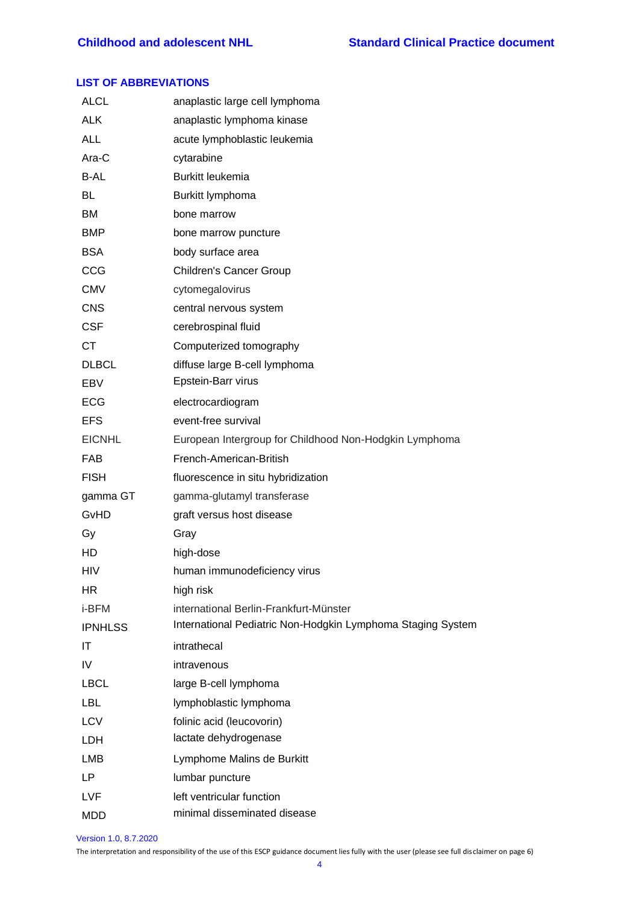## LIST OF ABBREVIATIONS

| | |
|---|---|
| ALCL | anaplastic large cell lymphoma |
| ALK | anaplastic lymphoma kinase |
| ALL | acute lymphoblastic leukemia |
| Ara-C | cytarabine |
| B-AL | Burkitt leukemia |
| BL | Burkitt lymphoma |
| BM | bone marrow |
| BMP | bone marrow puncture |
| BSA | body surface area |
| CCG | Children's Cancer Group |
| CMV | cytomegalovirus |
| CNS | central nervous system |
| CSF | cerebrospinal fluid |
| CT | Computerized tomography |
| DLBCL | diffuse large B-cell lymphoma |
| EBV | Epstein-Barr virus |
| ECG | electrocardiogram |
| EFS | event-free survival |
| EICNHL | European Intergroup for Childhood Non-Hodgkin Lymphoma |
| FAB | French-American-British |
| FISH | fluorescence in situ hybridization |
| gamma GT | gamma-glutamyl transferase |
| GvHD | graft versus host disease |
| Gy | Gray |
| HD | high-dose |
| HIV | human immunodeficiency virus |
| HR | high risk |
| i-BFM | international Berlin-Frankfurt-Münster |
| IPNHLSS | International Pediatric Non-Hodgkin Lymphoma Staging System |
| IT | intrathecal |
| IV | intravenous |
| LBCL | large B-cell lymphoma |
| LBL | lymphoblastic lymphoma |
| LCV | folinic acid (leucovorin) |
| LDH | lactate dehydrogenase |
| LMB | Lymphome Malins de Burkitt |
| LP | lumbar puncture |
| LVF | left ventricular function |
| MDD | minimal disseminated disease |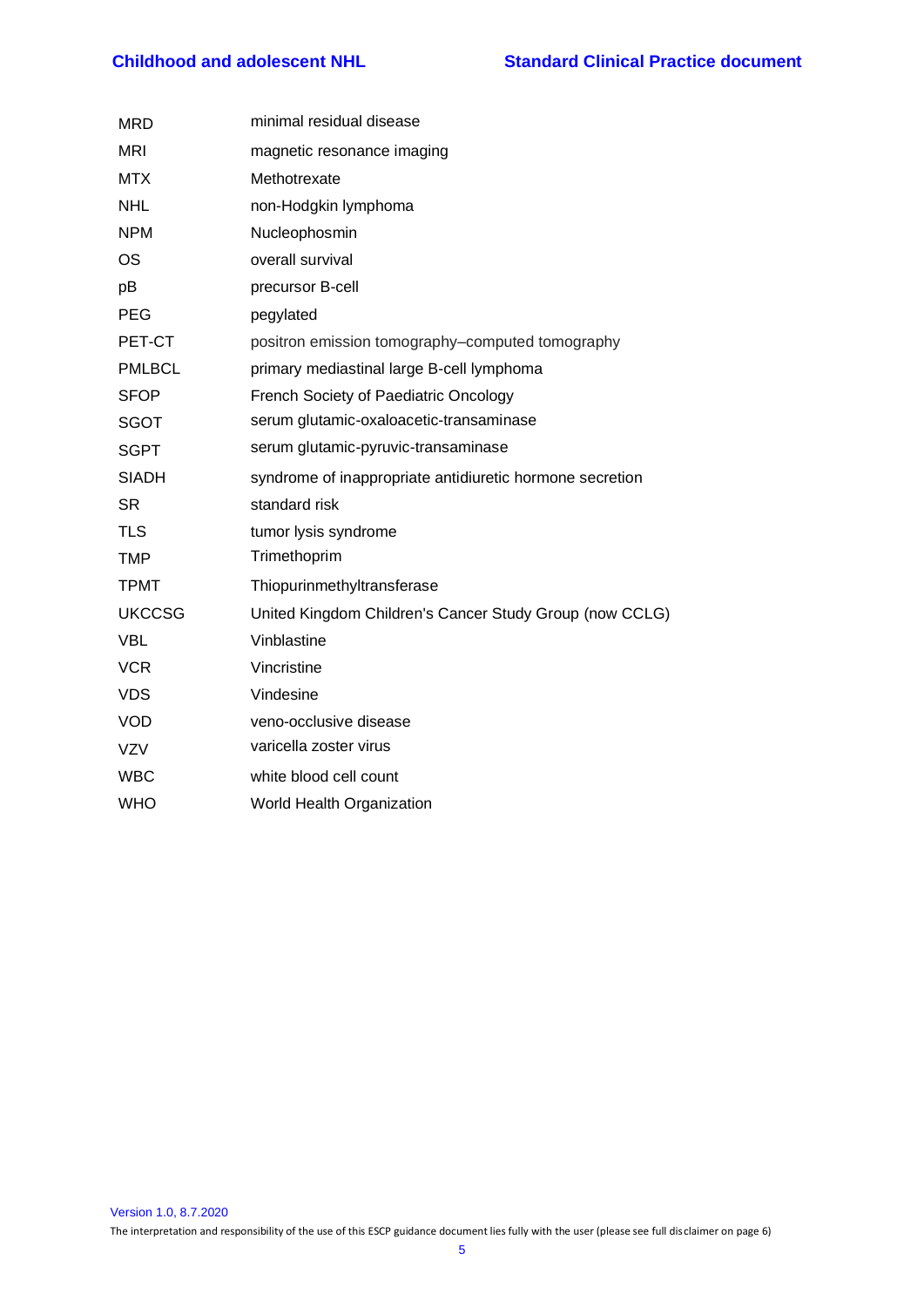| | |
|---|---|
| MRD | minimal residual disease |
| MRI | magnetic resonance imaging |
| MTX | Methotrexate |
| NHL | non-Hodgkin lymphoma |
| NPM | Nucleophosmin |
| OS | overall survival |
| pB | precursor B-cell |
| PEG | pegylated |
| PET-CT | positron emission tomography–computed tomography |
| PMLBCL | primary mediastinal large B-cell lymphoma |
| SFOP | French Society of Paediatric Oncology |
| SGOT | serum glutamic-oxaloacetic-transaminase |
| SGPT | serum glutamic-pyruvic-transaminase |
| SIADH | syndrome of inappropriate antidiuretic hormone secretion |
| SR | standard risk |
| TLS | tumor lysis syndrome |
| TMP | Trimethoprim |
| TPMT | Thiopurinmethyltransferase |
| UKCCSG | United Kingdom Children's Cancer Study Group (now CCLG) |
| VBL | Vinblastine |
| VCR | Vincristine |
| VDS | Vindesine |
| VOD | veno-occlusive disease |
| VZV | varicella zoster virus |
| WBC | white blood cell count |
| WHO | World Health Organization |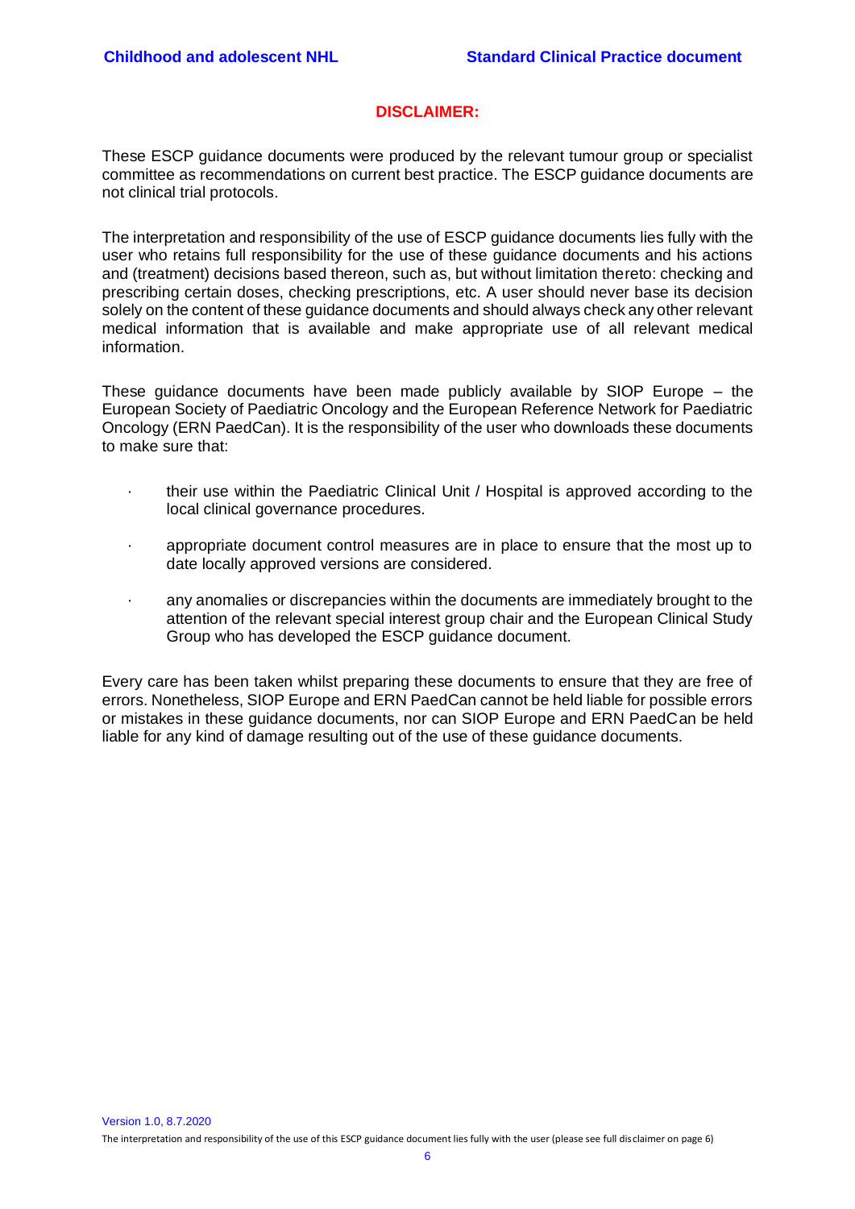## DISCLAIMER:

These ESCP guidance documents were produced by the relevant tumour group or specialist committee as recommendations on current best practice. The ESCP guidance documents are not clinical trial protocols.

The interpretation and responsibility of the use of ESCP guidance documents lies fully with the user who retains full responsibility for the use of these guidance documents and his actions and (treatment) decisions based thereon, such as, but without limitation thereto: checking and prescribing certain doses, checking prescriptions, etc. A user should never base its decision solely on the content of these guidance documents and should always check any other relevant medical information that is available and make appropriate use of all relevant medical information.

These guidance documents have been made publicly available by SIOP Europe – the European Society of Paediatric Oncology and the European Reference Network for Paediatric Oncology (ERN PaedCan). It is the responsibility of the user who downloads these documents to make sure that:

- their use within the Paediatric Clinical Unit / Hospital is approved according to the local clinical governance procedures.
- appropriate document control measures are in place to ensure that the most up to date locally approved versions are considered.
- any anomalies or discrepancies within the documents are immediately brought to the attention of the relevant special interest group chair and the European Clinical Study Group who has developed the ESCP guidance document.

Every care has been taken whilst preparing these documents to ensure that they are free of errors. Nonetheless, SIOP Europe and ERN PaedCan cannot be held liable for possible errors or mistakes in these guidance documents, nor can SIOP Europe and ERN PaedCan be held liable for any kind of damage resulting out of the use of these guidance documents.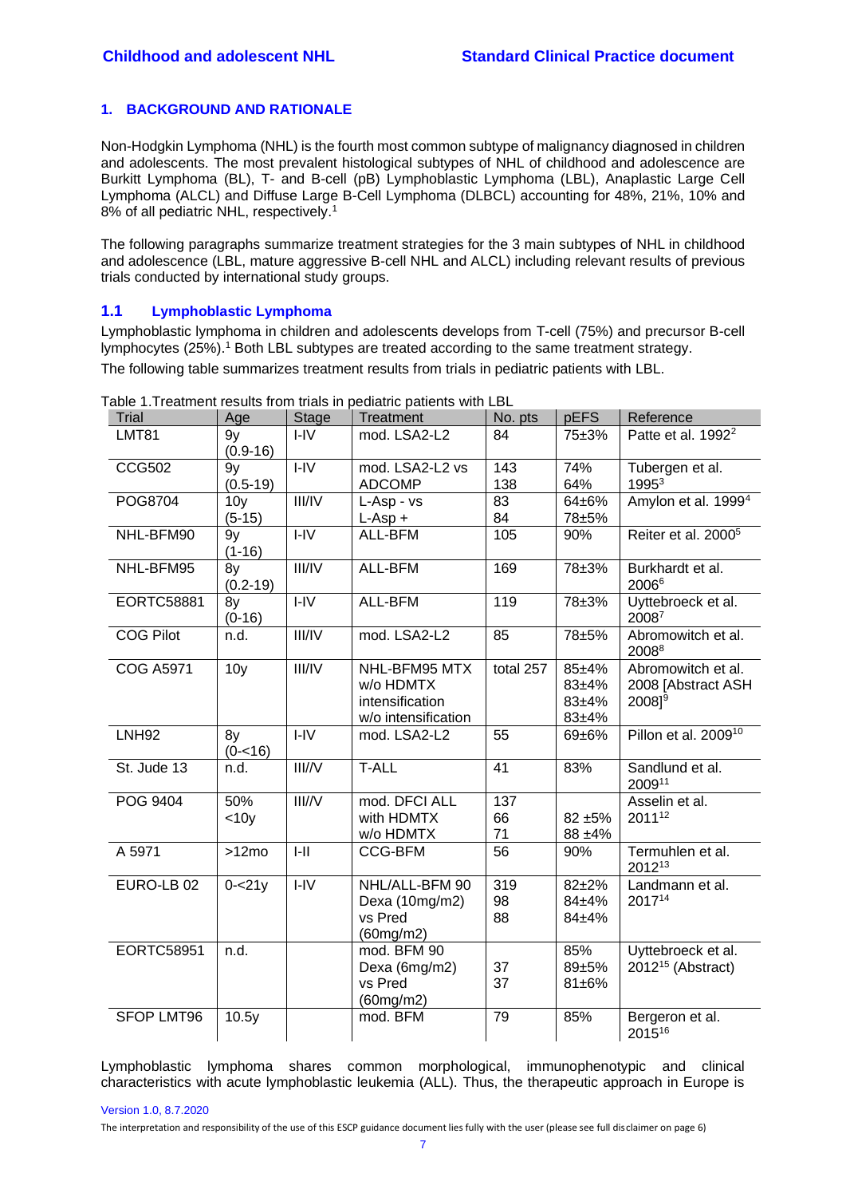## 1. BACKGROUND AND RATIONALE

Non-Hodgkin Lymphoma (NHL) is the fourth most common subtype of malignancy diagnosed in children and adolescents. The most prevalent histological subtypes of NHL of childhood and adolescence are Burkitt Lymphoma (BL), T- and B-cell (pB) Lymphoblastic Lymphoma (LBL), Anaplastic Large Cell Lymphoma (ALCL) and Diffuse Large B-Cell Lymphoma (DLBCL) accounting for 48%, 21%, 10% and 8% of all pediatric NHL, respectively.[1]

The following paragraphs summarize treatment strategies for the 3 main subtypes of NHL in childhood and adolescence (LBL, mature aggressive B-cell NHL and ALCL) including relevant results of previous trials conducted by international study groups.

### 1.1 Lymphoblastic Lymphoma

Lymphoblastic lymphoma in children and adolescents develops from T-cell (75%) and precursor B-cell lymphocytes (25%).[1] Both LBL subtypes are treated according to the same treatment strategy.

The following table summarizes treatment results from trials in pediatric patients with LBL.

Table 1.Treatment results from trials in pediatric patients with LBL

| Trial | Age | Stage | Treatment | No. pts | pEFS | Reference |
|---|---|---|---|---|---|---|
| LMT81 | 9y (0.9-16) | I-IV | mod. LSA2-L2 | 84 | 75±3% | Patte et al. 1992[2] |
| CCG502 | 9y (0.5-19) | I-IV | mod. LSA2-L2 vs ADCOMP | 143<br>138 | 74%<br>64% | Tubergen et al. 1995[3] |
| POG8704 | 10y (5-15) | III/IV | L-Asp - vs<br>L-Asp + | 83<br>84 | 64±6%<br>78±5% | Amylon et al. 1999[4] |
| NHL-BFM90 | 9y (1-16) | I-IV | ALL-BFM | 105 | 90% | Reiter et al. 2000[5] |
| NHL-BFM95 | 8y (0.2-19) | III/IV | ALL-BFM | 169 | 78±3% | Burkhardt et al. 2006[6] |
| EORTC58881 | 8y (0-16) | I-IV | ALL-BFM | 119 | 78±3% | Uyttebroeck et al. 2008[7] |
| COG Pilot | n.d. | III/IV | mod. LSA2-L2 | 85 | 78±5% | Abromowitch et al. 2008[8] |
| COG A5971 | 10y | III/IV | NHL-BFM95 MTX<br>w/o HDMTX<br>intensification<br>w/o intensification | total 257 | 85±4%<br>83±4%<br>83±4%<br>83±4% | Abromowitch et al. 2008 [Abstract ASH 2008][9] |
| LNH92 | 8y (0-<16) | I-IV | mod. LSA2-L2 | 55 | 69±6% | Pillon et al. 2009[10] |
| St. Jude 13 | n.d. | III//V | T-ALL | 41 | 83% | Sandlund et al. 2009[11] |
| POG 9404 | 50% <10y | III//V | mod. DFCI ALL<br>with HDMTX<br>w/o HDMTX | 137<br>66<br>71 | <br>82 ±5%<br>88 ±4% | Asselin et al. 2011[12] |
| A 5971 | >12mo | I-II | CCG-BFM | 56 | 90% | Termuhlen et al. 2012[13] |
| EURO-LB 02 | 0-<21y | I-IV | NHL/ALL-BFM 90<br>Dexa (10mg/m2)<br>vs Pred (60mg/m2) | 319<br>98<br>88 | 82±2%<br>84±4%<br>84±4% | Landmann et al. 2017[14] |
| EORTC58951 | n.d. | | mod. BFM 90<br>Dexa (6mg/m2)<br>vs Pred (60mg/m2) | <br>37<br>37 | 85%<br>89±5%<br>81±6% | Uyttebroeck et al. 2012[15] (Abstract) |
| SFOP LMT96 | 10.5y | | mod. BFM | 79 | 85% | Bergeron et al. 2015[16] |

Lymphoblastic lymphoma shares common morphological, immunophenotypic and clinical characteristics with acute lymphoblastic leukemia (ALL). Thus, the therapeutic approach in Europe is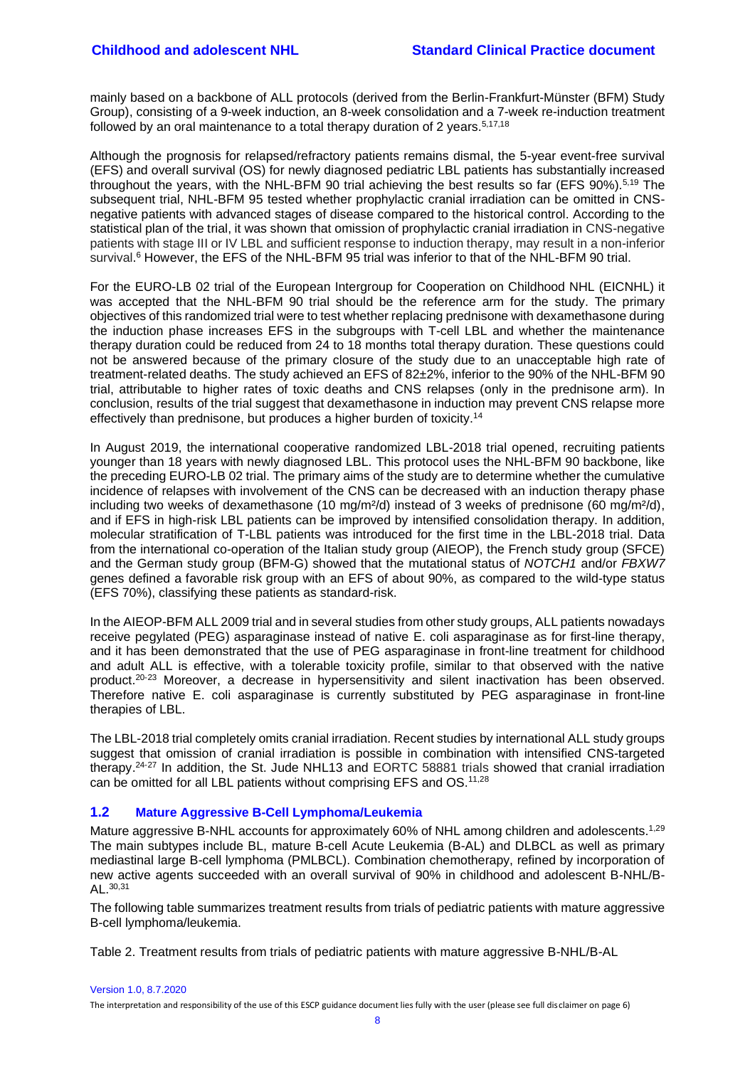mainly based on a backbone of ALL protocols (derived from the Berlin-Frankfurt-Münster (BFM) Study Group), consisting of a 9-week induction, an 8-week consolidation and a 7-week re-induction treatment followed by an oral maintenance to a total therapy duration of 2 years.[5,17,18]

Although the prognosis for relapsed/refractory patients remains dismal, the 5-year event-free survival (EFS) and overall survival (OS) for newly diagnosed pediatric LBL patients has substantially increased throughout the years, with the NHL-BFM 90 trial achieving the best results so far (EFS 90%).[5,19] The subsequent trial, NHL-BFM 95 tested whether prophylactic cranial irradiation can be omitted in CNS-negative patients with advanced stages of disease compared to the historical control. According to the statistical plan of the trial, it was shown that omission of prophylactic cranial irradiation in CNS-negative patients with stage III or IV LBL and sufficient response to induction therapy, may result in a non-inferior survival.[6] However, the EFS of the NHL-BFM 95 trial was inferior to that of the NHL-BFM 90 trial.

For the EURO-LB 02 trial of the European Intergroup for Cooperation on Childhood NHL (EICNHL) it was accepted that the NHL-BFM 90 trial should be the reference arm for the study. The primary objectives of this randomized trial were to test whether replacing prednisone with dexamethasone during the induction phase increases EFS in the subgroups with T-cell LBL and whether the maintenance therapy duration could be reduced from 24 to 18 months total therapy duration. These questions could not be answered because of the primary closure of the study due to an unacceptable high rate of treatment-related deaths. The study achieved an EFS of 82±2%, inferior to the 90% of the NHL-BFM 90 trial, attributable to higher rates of toxic deaths and CNS relapses (only in the prednisone arm). In conclusion, results of the trial suggest that dexamethasone in induction may prevent CNS relapse more effectively than prednisone, but produces a higher burden of toxicity.[14]

In August 2019, the international cooperative randomized LBL-2018 trial opened, recruiting patients younger than 18 years with newly diagnosed LBL. This protocol uses the NHL-BFM 90 backbone, like the preceding EURO-LB 02 trial. The primary aims of the study are to determine whether the cumulative incidence of relapses with involvement of the CNS can be decreased with an induction therapy phase including two weeks of dexamethasone (10 mg/m²/d) instead of 3 weeks of prednisone (60 mg/m²/d), and if EFS in high-risk LBL patients can be improved by intensified consolidation therapy. In addition, molecular stratification of T-LBL patients was introduced for the first time in the LBL-2018 trial. Data from the international co-operation of the Italian study group (AIEOP), the French study group (SFCE) and the German study group (BFM-G) showed that the mutational status of *NOTCH1* and/or *FBXW7* genes defined a favorable risk group with an EFS of about 90%, as compared to the wild-type status (EFS 70%), classifying these patients as standard-risk.

In the AIEOP-BFM ALL 2009 trial and in several studies from other study groups, ALL patients nowadays receive pegylated (PEG) asparaginase instead of native E. coli asparaginase as for first-line therapy, and it has been demonstrated that the use of PEG asparaginase in front-line treatment for childhood and adult ALL is effective, with a tolerable toxicity profile, similar to that observed with the native product.[20-23] Moreover, a decrease in hypersensitivity and silent inactivation has been observed. Therefore native E. coli asparaginase is currently substituted by PEG asparaginase in front-line therapies of LBL.

The LBL-2018 trial completely omits cranial irradiation. Recent studies by international ALL study groups suggest that omission of cranial irradiation is possible in combination with intensified CNS-targeted therapy.[24-27] In addition, the St. Jude NHL13 and EORTC 58881 trials showed that cranial irradiation can be omitted for all LBL patients without comprising EFS and OS.[11,28]

## 1.2 Mature Aggressive B-Cell Lymphoma/Leukemia

Mature aggressive B-NHL accounts for approximately 60% of NHL among children and adolescents.[1,29] The main subtypes include BL, mature B-cell Acute Leukemia (B-AL) and DLBCL as well as primary mediastinal large B-cell lymphoma (PMLBCL). Combination chemotherapy, refined by incorporation of new active agents succeeded with an overall survival of 90% in childhood and adolescent B-NHL/B-AL.[30,31]

The following table summarizes treatment results from trials of pediatric patients with mature aggressive B-cell lymphoma/leukemia.

Table 2. Treatment results from trials of pediatric patients with mature aggressive B-NHL/B-AL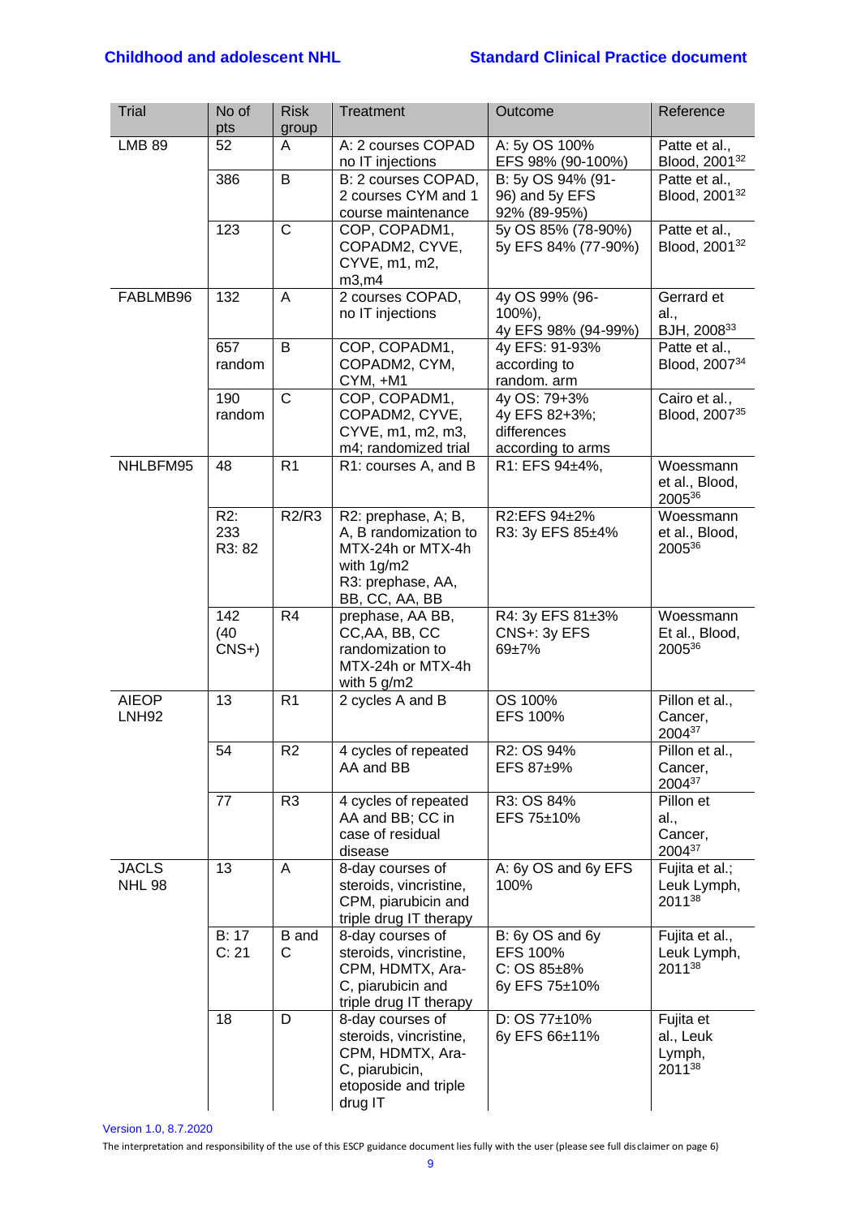| Trial | No of pts | Risk group | Treatment | Outcome | Reference |
|---|---|---|---|---|---|
| LMB 89 | 52 | A | A: 2 courses COPAD no IT injections | A: 5y OS 100% EFS 98% (90-100%) | Patte et al., Blood, 2001[32] |
| | 386 | B | B: 2 courses COPAD, 2 courses CYM and 1 course maintenance | B: 5y OS 94% (91-96) and 5y EFS 92% (89-95%) | Patte et al., Blood, 2001[32] |
| | 123 | C | COP, COPADM1, COPADM2, CYVE, CYVE, m1, m2, m3,m4 | 5y OS 85% (78-90%) 5y EFS 84% (77-90%) | Patte et al., Blood, 2001[32] |
| FABLMB96 | 132 | A | 2 courses COPAD, no IT injections | 4y OS 99% (96-100%), 4y EFS 98% (94-99%) | Gerrard et al., BJH, 2008[33] |
| | 657 random | B | COP, COPADM1, COPADM2, CYM, CYM, +M1 | 4y EFS: 91-93% according to random. arm | Patte et al., Blood, 2007[34] |
| | 190 random | C | COP, COPADM1, COPADM2, CYVE, CYVE, m1, m2, m3, m4; randomized trial | 4y OS: 79+3% 4y EFS 82+3%; differences according to arms | Cairo et al., Blood, 2007[35] |
| NHLBFM95 | 48 | R1 | R1: courses A, and B | R1: EFS 94±4%, | Woessmann et al., Blood, 2005[36] |
| | R2: 233 R3: 82 | R2/R3 | R2: prephase, A; B, A, B randomization to MTX-24h or MTX-4h with 1g/m2 R3: prephase, AA, BB, CC, AA, BB | R2:EFS 94±2% R3: 3y EFS 85±4% | Woessmann et al., Blood, 2005[36] |
| | 142 (40 CNS+) | R4 | prephase, AA BB, CC,AA, BB, CC randomization to MTX-24h or MTX-4h with 5 g/m2 | R4: 3y EFS 81±3% CNS+: 3y EFS 69±7% | Woessmann Et al., Blood, 2005[36] |
| AIEOP LNH92 | 13 | R1 | 2 cycles A and B | OS 100% EFS 100% | Pillon et al., Cancer, 2004[37] |
| | 54 | R2 | 4 cycles of repeated AA and BB | R2: OS 94% EFS 87±9% | Pillon et al., Cancer, 2004[37] |
| | 77 | R3 | 4 cycles of repeated AA and BB; CC in case of residual disease | R3: OS 84% EFS 75±10% | Pillon et al., Cancer, 2004[37] |
| JACLS NHL 98 | 13 | A | 8-day courses of steroids, vincristine, CPM, piarubicin and triple drug IT therapy | A: 6y OS and 6y EFS 100% | Fujita et al.; Leuk Lymph, 2011[38] |
| | B: 17 C: 21 | B and C | 8-day courses of steroids, vincristine, CPM, HDMTX, Ara-C, piarubicin and triple drug IT therapy | B: 6y OS and 6y EFS 100% C: OS 85±8% 6y EFS 75±10% | Fujita et al., Leuk Lymph, 2011[38] |
| | 18 | D | 8-day courses of steroids, vincristine, CPM, HDMTX, Ara-C, piarubicin, etoposide and triple drug IT | D: OS 77±10% 6y EFS 66±11% | Fujita et al., Leuk Lymph, 2011[38] |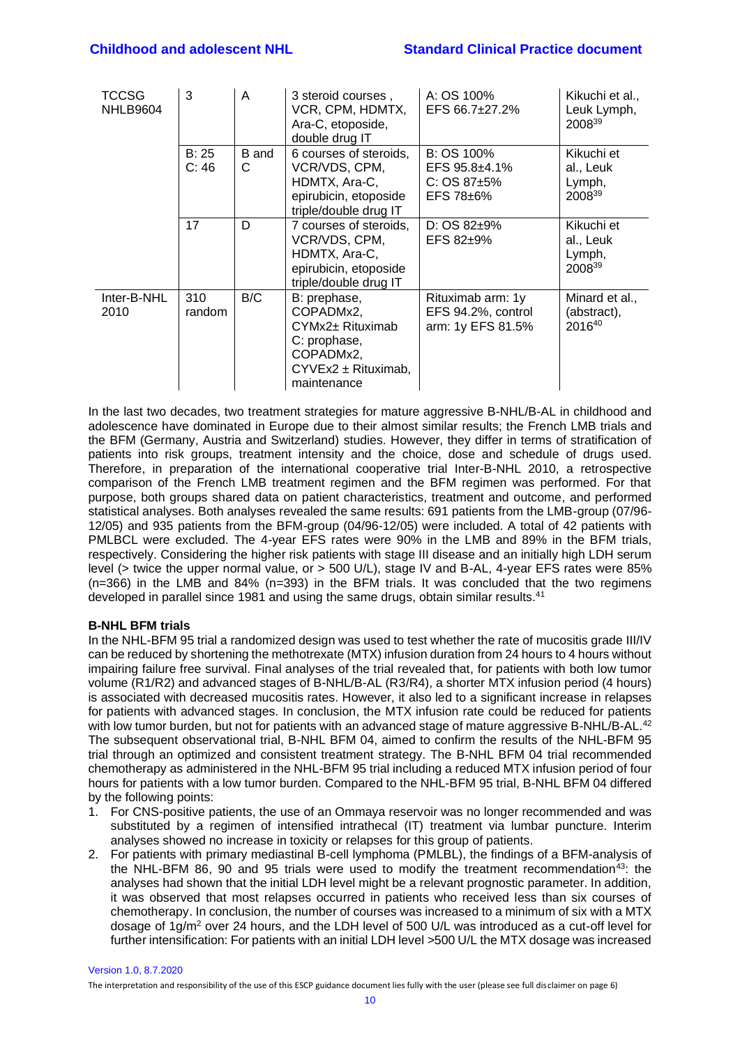| | | | | | |
|---|---|---|---|---|---|
| TCCSG NHLB9604 | 3 | A | 3 steroid courses , VCR, CPM, HDMTX, Ara-C, etoposide, double drug IT | A: OS 100% EFS 66.7±27.2% | Kikuchi et al., Leuk Lymph, 2008[39] |
| | B: 25 C: 46 | B and C | 6 courses of steroids, VCR/VDS, CPM, HDMTX, Ara-C, epirubicin, etoposide triple/double drug IT | B: OS 100% EFS 95.8±4.1% C: OS 87±5% EFS 78±6% | Kikuchi et al., Leuk Lymph, 2008[39] |
| | 17 | D | 7 courses of steroids, VCR/VDS, CPM, HDMTX, Ara-C, epirubicin, etoposide triple/double drug IT | D: OS 82±9% EFS 82±9% | Kikuchi et al., Leuk Lymph, 2008[39] |
| Inter-B-NHL 2010 | 310 random | B/C | B: prephase, COPADMx2, CYMx2± Rituximab C: prephase, COPADMx2, CYVEx2 ± Rituximab, maintenance | Rituximab arm: 1y EFS 94.2%, control arm: 1y EFS 81.5% | Minard et al., (abstract), 2016[40] |

In the last two decades, two treatment strategies for mature aggressive B-NHL/B-AL in childhood and adolescence have dominated in Europe due to their almost similar results; the French LMB trials and the BFM (Germany, Austria and Switzerland) studies. However, they differ in terms of stratification of patients into risk groups, treatment intensity and the choice, dose and schedule of drugs used. Therefore, in preparation of the international cooperative trial Inter-B-NHL 2010, a retrospective comparison of the French LMB treatment regimen and the BFM regimen was performed. For that purpose, both groups shared data on patient characteristics, treatment and outcome, and performed statistical analyses. Both analyses revealed the same results: 691 patients from the LMB-group (07/96-12/05) and 935 patients from the BFM-group (04/96-12/05) were included. A total of 42 patients with PMLBCL were excluded. The 4-year EFS rates were 90% in the LMB and 89% in the BFM trials, respectively. Considering the higher risk patients with stage III disease and an initially high LDH serum level (> twice the upper normal value, or > 500 U/L), stage IV and B-AL, 4-year EFS rates were 85% (n=366) in the LMB and 84% (n=393) in the BFM trials. It was concluded that the two regimens developed in parallel since 1981 and using the same drugs, obtain similar results.[41]

**B-NHL BFM trials**

In the NHL-BFM 95 trial a randomized design was used to test whether the rate of mucositis grade III/IV can be reduced by shortening the methotrexate (MTX) infusion duration from 24 hours to 4 hours without impairing failure free survival. Final analyses of the trial revealed that, for patients with both low tumor volume (R1/R2) and advanced stages of B-NHL/B-AL (R3/R4), a shorter MTX infusion period (4 hours) is associated with decreased mucositis rates. However, it also led to a significant increase in relapses for patients with advanced stages. In conclusion, the MTX infusion rate could be reduced for patients with low tumor burden, but not for patients with an advanced stage of mature aggressive B-NHL/B-AL.[42] The subsequent observational trial, B-NHL BFM 04, aimed to confirm the results of the NHL-BFM 95 trial through an optimized and consistent treatment strategy. The B-NHL BFM 04 trial recommended chemotherapy as administered in the NHL-BFM 95 trial including a reduced MTX infusion period of four hours for patients with a low tumor burden. Compared to the NHL-BFM 95 trial, B-NHL BFM 04 differed by the following points:

1. For CNS-positive patients, the use of an Ommaya reservoir was no longer recommended and was substituted by a regimen of intensified intrathecal (IT) treatment via lumbar puncture. Interim analyses showed no increase in toxicity or relapses for this group of patients.
2. For patients with primary mediastinal B-cell lymphoma (PMLBL), the findings of a BFM-analysis of the NHL-BFM 86, 90 and 95 trials were used to modify the treatment recommendation[43]: the analyses had shown that the initial LDH level might be a relevant prognostic parameter. In addition, it was observed that most relapses occurred in patients who received less than six courses of chemotherapy. In conclusion, the number of courses was increased to a minimum of six with a MTX dosage of 1g/m$^2$ over 24 hours, and the LDH level of 500 U/L was introduced as a cut-off level for further intensification: For patients with an initial LDH level >500 U/L the MTX dosage was increased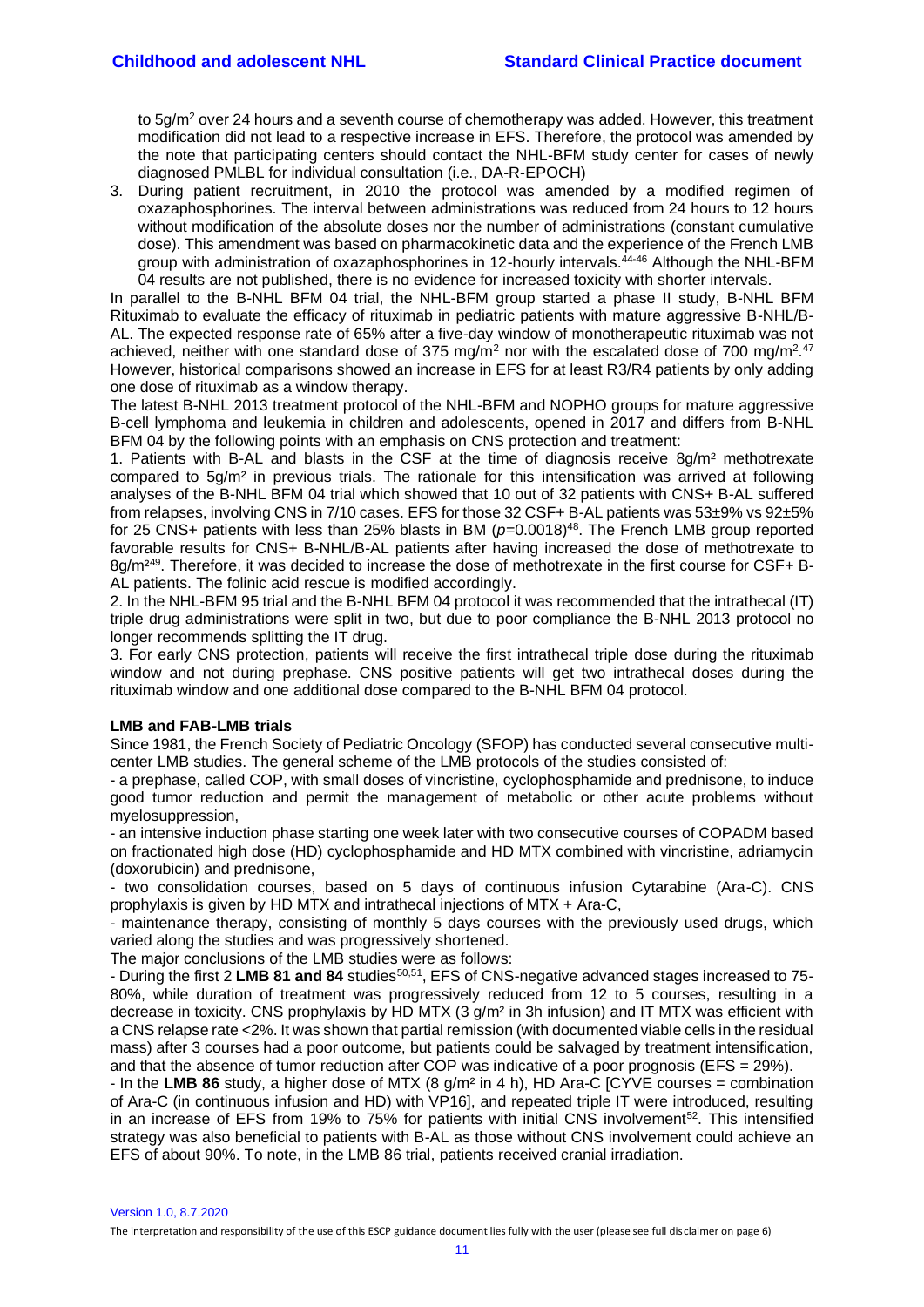to 5g/m$^2$ over 24 hours and a seventh course of chemotherapy was added. However, this treatment modification did not lead to a respective increase in EFS. Therefore, the protocol was amended by the note that participating centers should contact the NHL-BFM study center for cases of newly diagnosed PMLBL for individual consultation (i.e., DA-R-EPOCH)

3. During patient recruitment, in 2010 the protocol was amended by a modified regimen of oxazaphosphorines. The interval between administrations was reduced from 24 hours to 12 hours without modification of the absolute doses nor the number of administrations (constant cumulative dose). This amendment was based on pharmacokinetic data and the experience of the French LMB group with administration of oxazaphosphorines in 12-hourly intervals.[44-46] Although the NHL-BFM 04 results are not published, there is no evidence for increased toxicity with shorter intervals.

In parallel to the B-NHL BFM 04 trial, the NHL-BFM group started a phase II study, B-NHL BFM Rituximab to evaluate the efficacy of rituximab in pediatric patients with mature aggressive B-NHL/B-AL. The expected response rate of 65% after a five-day window of monotherapeutic rituximab was not achieved, neither with one standard dose of 375 mg/m$^2$ nor with the escalated dose of 700 mg/m$^2$.[47] However, historical comparisons showed an increase in EFS for at least R3/R4 patients by only adding one dose of rituximab as a window therapy.

The latest B-NHL 2013 treatment protocol of the NHL-BFM and NOPHO groups for mature aggressive B-cell lymphoma and leukemia in children and adolescents, opened in 2017 and differs from B-NHL BFM 04 by the following points with an emphasis on CNS protection and treatment:

1. Patients with B-AL and blasts in the CSF at the time of diagnosis receive 8g/m² methotrexate compared to 5g/m² in previous trials. The rationale for this intensification was arrived at following analyses of the B-NHL BFM 04 trial which showed that 10 out of 32 patients with CNS+ B-AL suffered from relapses, involving CNS in 7/10 cases. EFS for those 32 CSF+ B-AL patients was 53±9% vs 92±5% for 25 CNS+ patients with less than 25% blasts in BM ($p$=0.0018)[48]. The French LMB group reported favorable results for CNS+ B-NHL/B-AL patients after having increased the dose of methotrexate to 8g/m²[49]. Therefore, it was decided to increase the dose of methotrexate in the first course for CSF+ B-AL patients. The folinic acid rescue is modified accordingly.
2. In the NHL-BFM 95 trial and the B-NHL BFM 04 protocol it was recommended that the intrathecal (IT) triple drug administrations were split in two, but due to poor compliance the B-NHL 2013 protocol no longer recommends splitting the IT drug.
3. For early CNS protection, patients will receive the first intrathecal triple dose during the rituximab window and not during prephase. CNS positive patients will get two intrathecal doses during the rituximab window and one additional dose compared to the B-NHL BFM 04 protocol.

**LMB and FAB-LMB trials**

Since 1981, the French Society of Pediatric Oncology (SFOP) has conducted several consecutive multi-center LMB studies. The general scheme of the LMB protocols of the studies consisted of:

- a prephase, called COP, with small doses of vincristine, cyclophosphamide and prednisone, to induce good tumor reduction and permit the management of metabolic or other acute problems without myelosuppression,
- an intensive induction phase starting one week later with two consecutive courses of COPADM based on fractionated high dose (HD) cyclophosphamide and HD MTX combined with vincristine, adriamycin (doxorubicin) and prednisone,
- two consolidation courses, based on 5 days of continuous infusion Cytarabine (Ara-C). CNS prophylaxis is given by HD MTX and intrathecal injections of MTX + Ara-C,
- maintenance therapy, consisting of monthly 5 days courses with the previously used drugs, which varied along the studies and was progressively shortened.

The major conclusions of the LMB studies were as follows:

- During the first 2 **LMB 81 and 84** studies[50,51], EFS of CNS-negative advanced stages increased to 75-80%, while duration of treatment was progressively reduced from 12 to 5 courses, resulting in a decrease in toxicity. CNS prophylaxis by HD MTX (3 g/m² in 3h infusion) and IT MTX was efficient with a CNS relapse rate <2%. It was shown that partial remission (with documented viable cells in the residual mass) after 3 courses had a poor outcome, but patients could be salvaged by treatment intensification, and that the absence of tumor reduction after COP was indicative of a poor prognosis (EFS = 29%).
- In the **LMB 86** study, a higher dose of MTX (8 g/m² in 4 h), HD Ara-C [CYVE courses = combination of Ara-C (in continuous infusion and HD) with VP16], and repeated triple IT were introduced, resulting in an increase of EFS from 19% to 75% for patients with initial CNS involvement[52]. This intensified strategy was also beneficial to patients with B-AL as those without CNS involvement could achieve an EFS of about 90%. To note, in the LMB 86 trial, patients received cranial irradiation.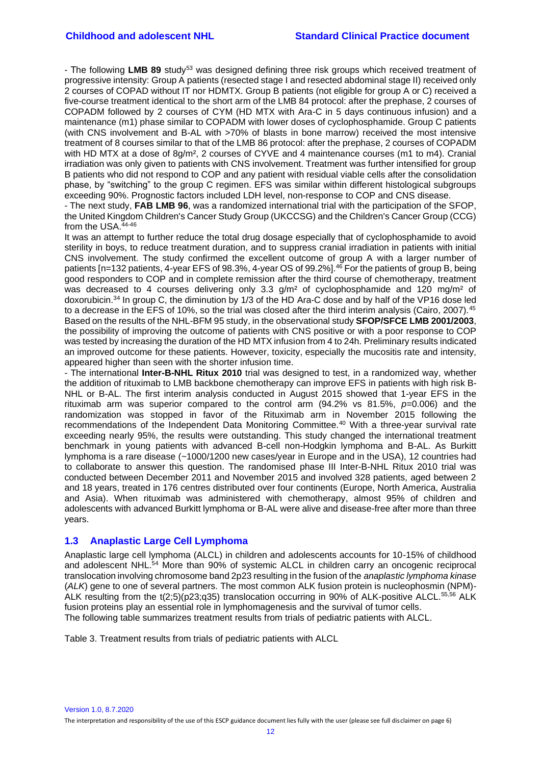- The following **LMB 89** study[53] was designed defining three risk groups which received treatment of progressive intensity: Group A patients (resected stage I and resected abdominal stage II) received only 2 courses of COPAD without IT nor HDMTX. Group B patients (not eligible for group A or C) received a five-course treatment identical to the short arm of the LMB 84 protocol: after the prephase, 2 courses of COPADM followed by 2 courses of CYM (HD MTX with Ara-C in 5 days continuous infusion) and a maintenance (m1) phase similar to COPADM with lower doses of cyclophosphamide. Group C patients (with CNS involvement and B-AL with >70% of blasts in bone marrow) received the most intensive treatment of 8 courses similar to that of the LMB 86 protocol: after the prephase, 2 courses of COPADM with HD MTX at a dose of 8g/m², 2 courses of CYVE and 4 maintenance courses (m1 to m4). Cranial irradiation was only given to patients with CNS involvement. Treatment was further intensified for group B patients who did not respond to COP and any patient with residual viable cells after the consolidation phase, by "switching" to the group C regimen. EFS was similar within different histological subgroups exceeding 90%. Prognostic factors included LDH level, non-response to COP and CNS disease.

- The next study, **FAB LMB 96**, was a randomized international trial with the participation of the SFOP, the United Kingdom Children's Cancer Study Group (UKCCSG) and the Children's Cancer Group (CCG) from the USA.[44-46]

It was an attempt to further reduce the total drug dosage especially that of cyclophosphamide to avoid sterility in boys, to reduce treatment duration, and to suppress cranial irradiation in patients with initial CNS involvement. The study confirmed the excellent outcome of group A with a larger number of patients [n=132 patients, 4-year EFS of 98.3%, 4-year OS of 99.2%].[46] For the patients of group B, being good responders to COP and in complete remission after the third course of chemotherapy, treatment was decreased to 4 courses delivering only 3.3 g/m² of cyclophosphamide and 120 mg/m² of doxorubicin.[34] In group C, the diminution by 1/3 of the HD Ara-C dose and by half of the VP16 dose led to a decrease in the EFS of 10%, so the trial was closed after the third interim analysis (Cairo, 2007).[45]

Based on the results of the NHL-BFM 95 study, in the observational study **SFOP/SFCE LMB 2001/2003**, the possibility of improving the outcome of patients with CNS positive or with a poor response to COP was tested by increasing the duration of the HD MTX infusion from 4 to 24h. Preliminary results indicated an improved outcome for these patients. However, toxicity, especially the mucositis rate and intensity, appeared higher than seen with the shorter infusion time.

- The international **Inter-B-NHL Ritux 2010** trial was designed to test, in a randomized way, whether the addition of rituximab to LMB backbone chemotherapy can improve EFS in patients with high risk B-NHL or B-AL. The first interim analysis conducted in August 2015 showed that 1-year EFS in the rituximab arm was superior compared to the control arm (94.2% vs 81.5%, $p$=0.006) and the randomization was stopped in favor of the Rituximab arm in November 2015 following the recommendations of the Independent Data Monitoring Committee.[40] With a three-year survival rate exceeding nearly 95%, the results were outstanding. This study changed the international treatment benchmark in young patients with advanced B-cell non-Hodgkin lymphoma and B-AL. As Burkitt lymphoma is a rare disease (~1000/1200 new cases/year in Europe and in the USA), 12 countries had to collaborate to answer this question. The randomised phase III Inter-B-NHL Ritux 2010 trial was conducted between December 2011 and November 2015 and involved 328 patients, aged between 2 and 18 years, treated in 176 centres distributed over four continents (Europe, North America, Australia and Asia). When rituximab was administered with chemotherapy, almost 95% of children and adolescents with advanced Burkitt lymphoma or B-AL were alive and disease-free after more than three years.

## 1.3 Anaplastic Large Cell Lymphoma

Anaplastic large cell lymphoma (ALCL) in children and adolescents accounts for 10-15% of childhood and adolescent NHL.[54] More than 90% of systemic ALCL in children carry an oncogenic reciprocal translocation involving chromosome band 2p23 resulting in the fusion of the *anaplastic lymphoma kinase* (*ALK*) gene to one of several partners. The most common ALK fusion protein is nucleophosmin (NPM)-ALK resulting from the t(2;5)(p23;q35) translocation occurring in 90% of ALK-positive ALCL.[55,56] ALK fusion proteins play an essential role in lymphomagenesis and the survival of tumor cells.

The following table summarizes treatment results from trials of pediatric patients with ALCL.

Table 3. Treatment results from trials of pediatric patients with ALCL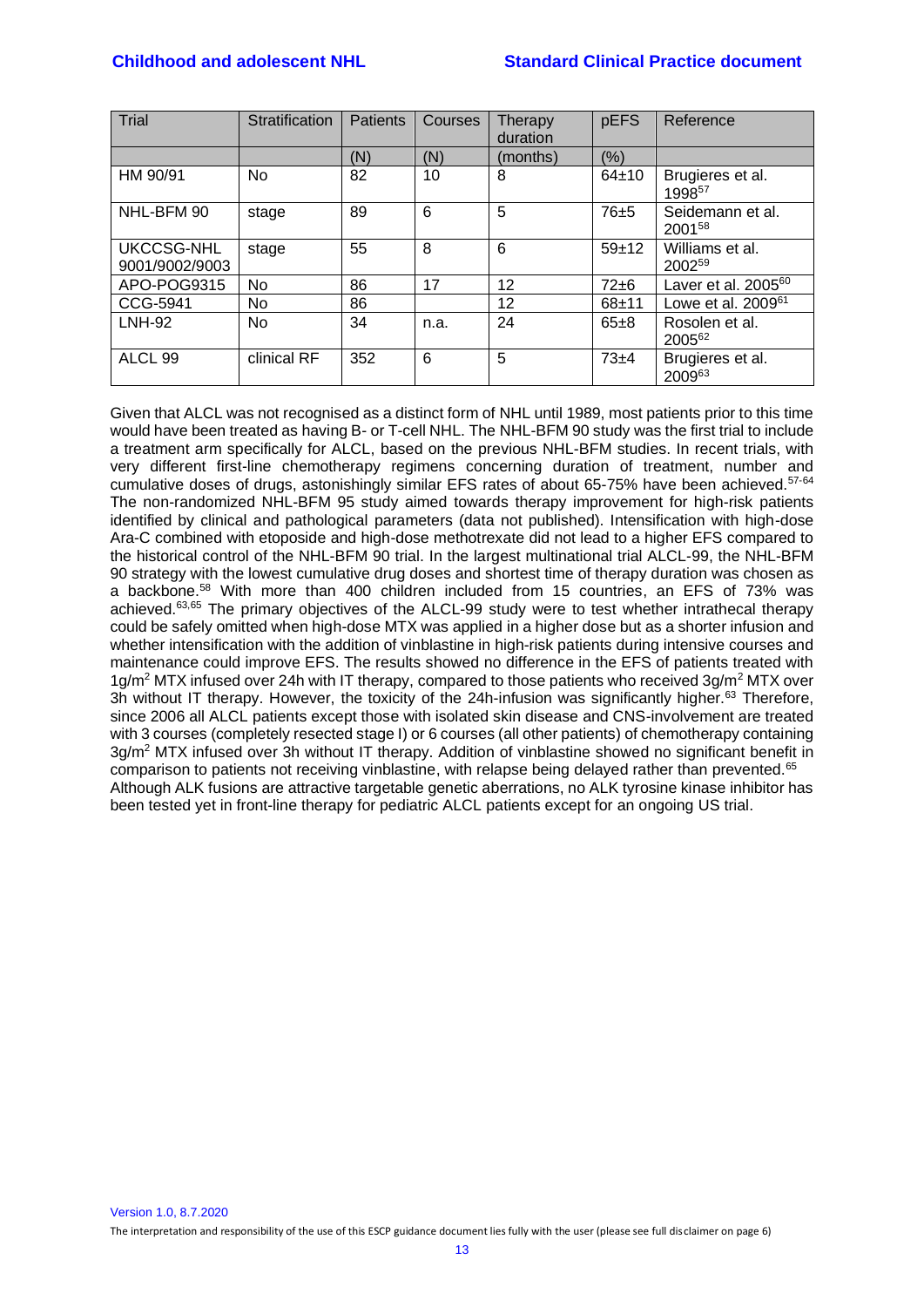| Trial | Stratification | Patients | Courses | Therapy duration | pEFS | Reference |
|---|---|---|---|---|---|---|
| | | (N) | (N) | (months) | (%) | |
| HM 90/91 | No | 82 | 10 | 8 | 64±10 | Brugieres et al. 1998[57] |
| NHL-BFM 90 | stage | 89 | 6 | 5 | 76±5 | Seidemann et al. 2001[58] |
| UKCCSG-NHL 9001/9002/9003 | stage | 55 | 8 | 6 | 59±12 | Williams et al. 2002[59] |
| APO-POG9315 | No | 86 | 17 | 12 | 72±6 | Laver et al. 2005[60] |
| CCG-5941 | No | 86 | | 12 | 68±11 | Lowe et al. 2009[61] |
| LNH-92 | No | 34 | n.a. | 24 | 65±8 | Rosolen et al. 2005[62] |
| ALCL 99 | clinical RF | 352 | 6 | 5 | 73±4 | Brugieres et al. 2009[63] |

Given that ALCL was not recognised as a distinct form of NHL until 1989, most patients prior to this time would have been treated as having B- or T-cell NHL. The NHL-BFM 90 study was the first trial to include a treatment arm specifically for ALCL, based on the previous NHL-BFM studies. In recent trials, with very different first-line chemotherapy regimens concerning duration of treatment, number and cumulative doses of drugs, astonishingly similar EFS rates of about 65-75% have been achieved.[57-64] The non-randomized NHL-BFM 95 study aimed towards therapy improvement for high-risk patients identified by clinical and pathological parameters (data not published). Intensification with high-dose Ara-C combined with etoposide and high-dose methotrexate did not lead to a higher EFS compared to the historical control of the NHL-BFM 90 trial. In the largest multinational trial ALCL-99, the NHL-BFM 90 strategy with the lowest cumulative drug doses and shortest time of therapy duration was chosen as a backbone.[58] With more than 400 children included from 15 countries, an EFS of 73% was achieved.[63,65] The primary objectives of the ALCL-99 study were to test whether intrathecal therapy could be safely omitted when high-dose MTX was applied in a higher dose but as a shorter infusion and whether intensification with the addition of vinblastine in high-risk patients during intensive courses and maintenance could improve EFS. The results showed no difference in the EFS of patients treated with $1g/m^2$ MTX infused over 24h with IT therapy, compared to those patients who received $3g/m^2$ MTX over 3h without IT therapy. However, the toxicity of the 24h-infusion was significantly higher.[63] Therefore, since 2006 all ALCL patients except those with isolated skin disease and CNS-involvement are treated with 3 courses (completely resected stage I) or 6 courses (all other patients) of chemotherapy containing $3g/m^2$ MTX infused over 3h without IT therapy. Addition of vinblastine showed no significant benefit in comparison to patients not receiving vinblastine, with relapse being delayed rather than prevented.[65]
Although ALK fusions are attractive targetable genetic aberrations, no ALK tyrosine kinase inhibitor has been tested yet in front-line therapy for pediatric ALCL patients except for an ongoing US trial.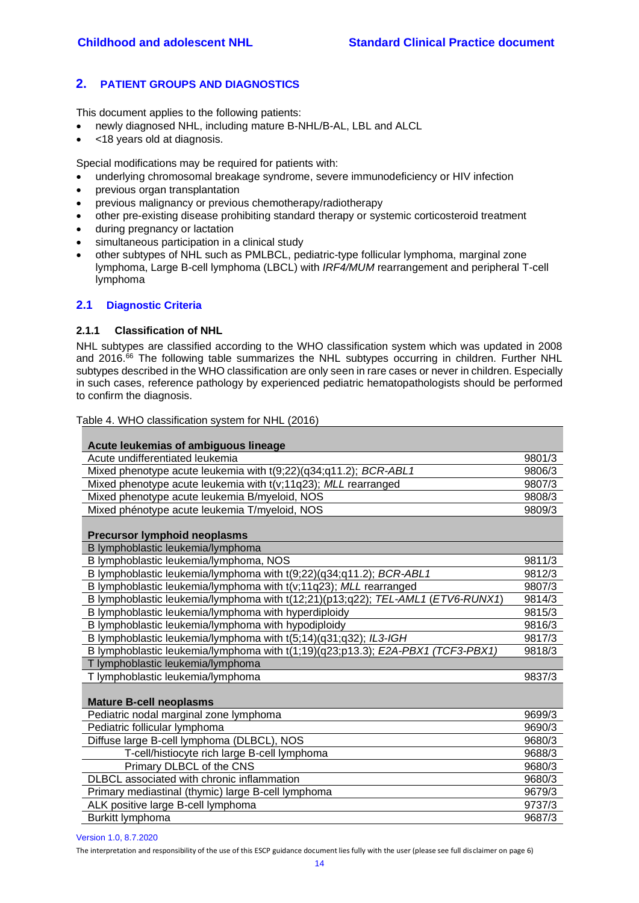## 2. PATIENT GROUPS AND DIAGNOSTICS

This document applies to the following patients:

- newly diagnosed NHL, including mature B-NHL/B-AL, LBL and ALCL
- <18 years old at diagnosis.

Special modifications may be required for patients with:

- underlying chromosomal breakage syndrome, severe immunodeficiency or HIV infection
- previous organ transplantation
- previous malignancy or previous chemotherapy/radiotherapy
- other pre-existing disease prohibiting standard therapy or systemic corticosteroid treatment
- during pregnancy or lactation
- simultaneous participation in a clinical study
- other subtypes of NHL such as PMLBCL, pediatric-type follicular lymphoma, marginal zone lymphoma, Large B-cell lymphoma (LBCL) with *IRF4/MUM* rearrangement and peripheral T-cell lymphoma

### 2.1 Diagnostic Criteria

#### 2.1.1 Classification of NHL

NHL subtypes are classified according to the WHO classification system which was updated in 2008 and 2016.[66] The following table summarizes the NHL subtypes occurring in children. Further NHL subtypes described in the WHO classification are only seen in rare cases or never in children. Especially in such cases, reference pathology by experienced pediatric hematopathologists should be performed to confirm the diagnosis.

Table 4. WHO classification system for NHL (2016)

| | |
|---|---|
| **Acute leukemias of ambiguous lineage** | |
| Acute undifferentiated leukemia | 9801/3 |
| Mixed phenotype acute leukemia with t(9;22)(q34;q11.2); *BCR-ABL1* | 9806/3 |
| Mixed phenotype acute leukemia with t(v;11q23); *MLL* rearranged | 9807/3 |
| Mixed phenotype acute leukemia B/myeloid, NOS | 9808/3 |
| Mixed phénotype acute leukemia T/myeloid, NOS | 9809/3 |
| **Precursor lymphoid neoplasms** | |
| B lymphoblastic leukemia/lymphoma | |
| B lymphoblastic leukemia/lymphoma, NOS | 9811/3 |
| B lymphoblastic leukemia/lymphoma with t(9;22)(q34;q11.2); *BCR-ABL1* | 9812/3 |
| B lymphoblastic leukemia/lymphoma with t(v;11q23); *MLL* rearranged | 9807/3 |
| B lymphoblastic leukemia/lymphoma with t(12;21)(p13;q22); *TEL-AML1 (ETV6-RUNX1)* | 9814/3 |
| B lymphoblastic leukemia/lymphoma with hyperdiploidy | 9815/3 |
| B lymphoblastic leukemia/lymphoma with hypodiploidy | 9816/3 |
| B lymphoblastic leukemia/lymphoma with t(5;14)(q31;q32); *IL3-IGH* | 9817/3 |
| B lymphoblastic leukemia/lymphoma with t(1;19)(q23;p13.3); *E2A-PBX1 (TCF3-PBX1)* | 9818/3 |
| T lymphoblastic leukemia/lymphoma | |
| T lymphoblastic leukemia/lymphoma | 9837/3 |
| **Mature B-cell neoplasms** | |
| Pediatric nodal marginal zone lymphoma | 9699/3 |
| Pediatric follicular lymphoma | 9690/3 |
| Diffuse large B-cell lymphoma (DLBCL), NOS | 9680/3 |
| T-cell/histiocyte rich large B-cell lymphoma | 9688/3 |
| Primary DLBCL of the CNS | 9680/3 |
| DLBCL associated with chronic inflammation | 9680/3 |
| Primary mediastinal (thymic) large B-cell lymphoma | 9679/3 |
| ALK positive large B-cell lymphoma | 9737/3 |
| Burkitt lymphoma | 9687/3 |

Version 1.0, 8.7.2020

The interpretation and responsibility of the use of this ESCP guidance document lies fully with the user (please see full disclaimer on page 6)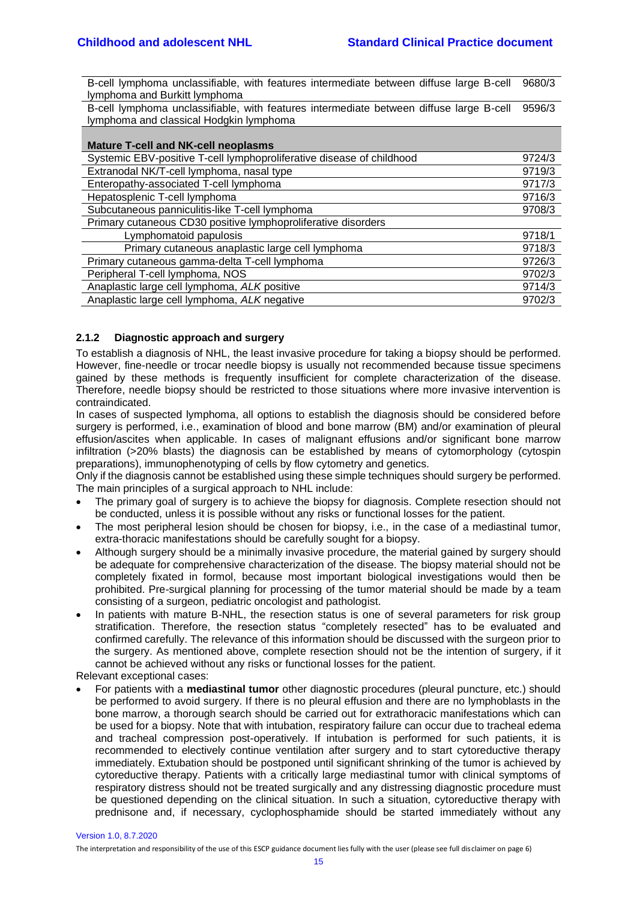| | |
|---|---|
| B-cell lymphoma unclassifiable, with features intermediate between diffuse large B-cell lymphoma and Burkitt lymphoma | 9680/3 |
| B-cell lymphoma unclassifiable, with features intermediate between diffuse large B-cell lymphoma and classical Hodgkin lymphoma | 9596/3 |
| **Mature T-cell and NK-cell neoplasms** | |
| Systemic EBV-positive T-cell lymphoproliferative disease of childhood | 9724/3 |
| Extranodal NK/T-cell lymphoma, nasal type | 9719/3 |
| Enteropathy-associated T-cell lymphoma | 9717/3 |
| Hepatosplenic T-cell lymphoma | 9716/3 |
| Subcutaneous panniculitis-like T-cell lymphoma | 9708/3 |
| Primary cutaneous CD30 positive lymphoproliferative disorders | |
| Lymphomatoid papulosis | 9718/1 |
| Primary cutaneous anaplastic large cell lymphoma | 9718/3 |
| Primary cutaneous gamma-delta T-cell lymphoma | 9726/3 |
| Peripheral T-cell lymphoma, NOS | 9702/3 |
| Anaplastic large cell lymphoma, *ALK* positive | 9714/3 |
| Anaplastic large cell lymphoma, *ALK* negative | 9702/3 |

### 2.1.2 Diagnostic approach and surgery

To establish a diagnosis of NHL, the least invasive procedure for taking a biopsy should be performed. However, fine-needle or trocar needle biopsy is usually not recommended because tissue specimens gained by these methods is frequently insufficient for complete characterization of the disease. Therefore, needle biopsy should be restricted to those situations where more invasive intervention is contraindicated.

In cases of suspected lymphoma, all options to establish the diagnosis should be considered before surgery is performed, i.e., examination of blood and bone marrow (BM) and/or examination of pleural effusion/ascites when applicable. In cases of malignant effusions and/or significant bone marrow infiltration (>20% blasts) the diagnosis can be established by means of cytomorphology (cytospin preparations), immunophenotyping of cells by flow cytometry and genetics.

Only if the diagnosis cannot be established using these simple techniques should surgery be performed. The main principles of a surgical approach to NHL include:

- The primary goal of surgery is to achieve the biopsy for diagnosis. Complete resection should not be conducted, unless it is possible without any risks or functional losses for the patient.
- The most peripheral lesion should be chosen for biopsy, i.e., in the case of a mediastinal tumor, extra-thoracic manifestations should be carefully sought for a biopsy.
- Although surgery should be a minimally invasive procedure, the material gained by surgery should be adequate for comprehensive characterization of the disease. The biopsy material should not be completely fixated in formol, because most important biological investigations would then be prohibited. Pre-surgical planning for processing of the tumor material should be made by a team consisting of a surgeon, pediatric oncologist and pathologist.
- In patients with mature B-NHL, the resection status is one of several parameters for risk group stratification. Therefore, the resection status "completely resected" has to be evaluated and confirmed carefully. The relevance of this information should be discussed with the surgeon prior to the surgery. As mentioned above, complete resection should not be the intention of surgery, if it cannot be achieved without any risks or functional losses for the patient.

Relevant exceptional cases:

- For patients with a **mediastinal tumor** other diagnostic procedures (pleural puncture, etc.) should be performed to avoid surgery. If there is no pleural effusion and there are no lymphoblasts in the bone marrow, a thorough search should be carried out for extrathoracic manifestations which can be used for a biopsy. Note that with intubation, respiratory failure can occur due to tracheal edema and tracheal compression post-operatively. If intubation is performed for such patients, it is recommended to electively continue ventilation after surgery and to start cytoreductive therapy immediately. Extubation should be postponed until significant shrinking of the tumor is achieved by cytoreductive therapy. Patients with a critically large mediastinal tumor with clinical symptoms of respiratory distress should not be treated surgically and any distressing diagnostic procedure must be questioned depending on the clinical situation. In such a situation, cytoreductive therapy with prednisone and, if necessary, cyclophosphamide should be started immediately without any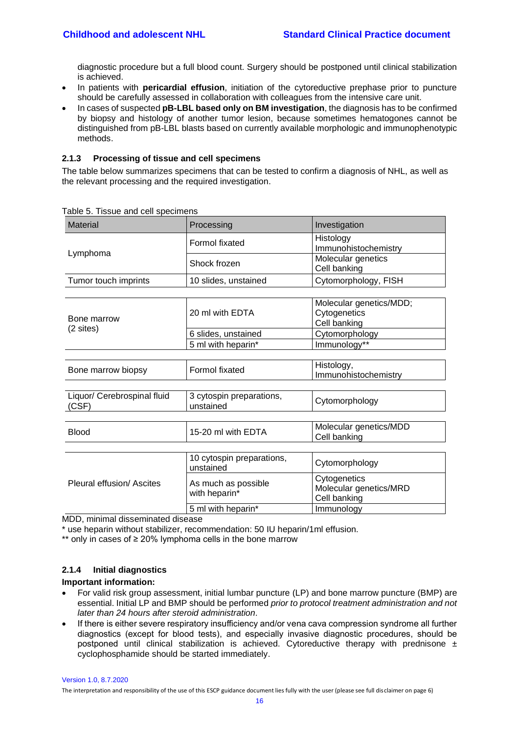diagnostic procedure but a full blood count. Surgery should be postponed until clinical stabilization is achieved.

- In patients with **pericardial effusion**, initiation of the cytoreductive prephase prior to puncture should be carefully assessed in collaboration with colleagues from the intensive care unit.
- In cases of suspected **pB-LBL based only on BM investigation**, the diagnosis has to be confirmed by biopsy and histology of another tumor lesion, because sometimes hematogones cannot be distinguished from pB-LBL blasts based on currently available morphologic and immunophenotypic methods.

### 2.1.3 Processing of tissue and cell specimens

The table below summarizes specimens that can be tested to confirm a diagnosis of NHL, as well as the relevant processing and the required investigation.

Table 5. Tissue and cell specimens

| Material | Processing | Investigation |
|---|---|---|
| Lymphoma | Formol fixated | Histology<br>Immunohistochemistry |
| | Shock frozen | Molecular genetics<br>Cell banking |
| Tumor touch imprints | 10 slides, unstained | Cytomorphology, FISH |
| Bone marrow<br>(2 sites) | 20 ml with EDTA | Molecular genetics/MDD;<br>Cytogenetics<br>Cell banking |
| | 6 slides, unstained | Cytomorphology |
| | 5 ml with heparin* | Immunology** |
| Bone marrow biopsy | Formol fixated | Histology,<br>Immunohistochemistry |
| Liquor/ Cerebrospinal fluid (CSF) | 3 cytospin preparations, unstained | Cytomorphology |
| Blood | 15-20 ml with EDTA | Molecular genetics/MDD<br>Cell banking |
| Pleural effusion/ Ascites | 10 cytospin preparations, unstained | Cytomorphology |
| | As much as possible with heparin* | Cytogenetics<br>Molecular genetics/MRD<br>Cell banking |
| | 5 ml with heparin* | Immunology |

MDD, minimal disseminated disease

\* use heparin without stabilizer, recommendation: 50 IU heparin/1ml effusion.

** only in cases of ≥ 20% lymphoma cells in the bone marrow

### 2.1.4 Initial diagnostics

**Important information:**

- For valid risk group assessment, initial lumbar puncture (LP) and bone marrow puncture (BMP) are essential. Initial LP and BMP should be performed *prior to protocol treatment administration and not later than 24 hours after steroid administration*.
- If there is either severe respiratory insufficiency and/or vena cava compression syndrome all further diagnostics (except for blood tests), and especially invasive diagnostic procedures, should be postponed until clinical stabilization is achieved. Cytoreductive therapy with prednisone ± cyclophosphamide should be started immediately.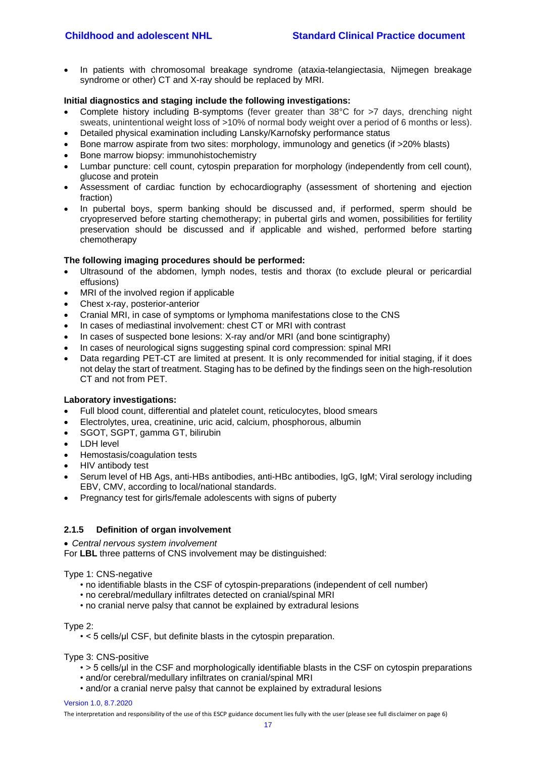- In patients with chromosomal breakage syndrome (ataxia-telangiectasia, Nijmegen breakage syndrome or other) CT and X-ray should be replaced by MRI.

**Initial diagnostics and staging include the following investigations:**

- Complete history including B-symptoms (fever greater than 38°C for >7 days, drenching night sweats, unintentional weight loss of >10% of normal body weight over a period of 6 months or less).
- Detailed physical examination including Lansky/Karnofsky performance status
- Bone marrow aspirate from two sites: morphology, immunology and genetics (if >20% blasts)
- Bone marrow biopsy: immunohistochemistry
- Lumbar puncture: cell count, cytospin preparation for morphology (independently from cell count), glucose and protein
- Assessment of cardiac function by echocardiography (assessment of shortening and ejection fraction)
- In pubertal boys, sperm banking should be discussed and, if performed, sperm should be cryopreserved before starting chemotherapy; in pubertal girls and women, possibilities for fertility preservation should be discussed and if applicable and wished, performed before starting chemotherapy

**The following imaging procedures should be performed:**

- Ultrasound of the abdomen, lymph nodes, testis and thorax (to exclude pleural or pericardial effusions)
- MRI of the involved region if applicable
- Chest x-ray, posterior-anterior
- Cranial MRI, in case of symptoms or lymphoma manifestations close to the CNS
- In cases of mediastinal involvement: chest CT or MRI with contrast
- In cases of suspected bone lesions: X-ray and/or MRI (and bone scintigraphy)
- In cases of neurological signs suggesting spinal cord compression: spinal MRI
- Data regarding PET-CT are limited at present. It is only recommended for initial staging, if it does not delay the start of treatment. Staging has to be defined by the findings seen on the high-resolution CT and not from PET.

**Laboratory investigations:**

- Full blood count, differential and platelet count, reticulocytes, blood smears
- Electrolytes, urea, creatinine, uric acid, calcium, phosphorous, albumin
- SGOT, SGPT, gamma GT, bilirubin
- LDH level
- Hemostasis/coagulation tests
- HIV antibody test
- Serum level of HB Ags, anti-HBs antibodies, anti-HBc antibodies, IgG, IgM; Viral serology including EBV, CMV, according to local/national standards.
- Pregnancy test for girls/female adolescents with signs of puberty

### 2.1.5 Definition of organ involvement

- *Central nervous system involvement*

For **LBL** three patterns of CNS involvement may be distinguished:

Type 1: CNS-negative

- no identifiable blasts in the CSF of cytospin-preparations (independent of cell number)
- no cerebral/medullary infiltrates detected on cranial/spinal MRI
- no cranial nerve palsy that cannot be explained by extradural lesions

Type 2:

- < 5 cells/µl CSF, but definite blasts in the cytospin preparation.

Type 3: CNS-positive

- > 5 cells/µl in the CSF and morphologically identifiable blasts in the CSF on cytospin preparations
- and/or cerebral/medullary infiltrates on cranial/spinal MRI
- and/or a cranial nerve palsy that cannot be explained by extradural lesions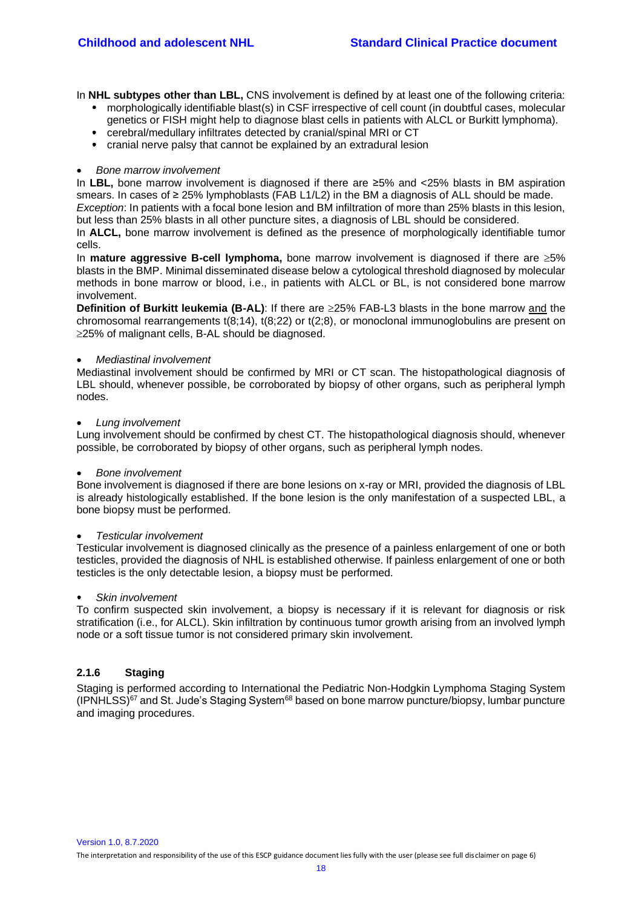In **NHL subtypes other than LBL,** CNS involvement is defined by at least one of the following criteria:

- morphologically identifiable blast(s) in CSF irrespective of cell count (in doubtful cases, molecular genetics or FISH might help to diagnose blast cells in patients with ALCL or Burkitt lymphoma).
- cerebral/medullary infiltrates detected by cranial/spinal MRI or CT
- cranial nerve palsy that cannot be explained by an extradural lesion

- *Bone marrow involvement*

In **LBL,** bone marrow involvement is diagnosed if there are ≥5% and <25% blasts in BM aspiration smears. In cases of ≥ 25% lymphoblasts (FAB L1/L2) in the BM a diagnosis of ALL should be made.
*Exception*: In patients with a focal bone lesion and BM infiltration of more than 25% blasts in this lesion, but less than 25% blasts in all other puncture sites, a diagnosis of LBL should be considered.
In **ALCL,** bone marrow involvement is defined as the presence of morphologically identifiable tumor cells.
In **mature aggressive B-cell lymphoma,** bone marrow involvement is diagnosed if there are ≥5% blasts in the BMP. Minimal disseminated disease below a cytological threshold diagnosed by molecular methods in bone marrow or blood, i.e., in patients with ALCL or BL, is not considered bone marrow involvement.
**Definition of Burkitt leukemia (B-AL)**: If there are ≥25% FAB-L3 blasts in the bone marrow and the chromosomal rearrangements t(8;14), t(8;22) or t(2;8), or monoclonal immunoglobulins are present on ≥25% of malignant cells, B-AL should be diagnosed.

- *Mediastinal involvement*

Mediastinal involvement should be confirmed by MRI or CT scan. The histopathological diagnosis of LBL should, whenever possible, be corroborated by biopsy of other organs, such as peripheral lymph nodes.

- *Lung involvement*

Lung involvement should be confirmed by chest CT. The histopathological diagnosis should, whenever possible, be corroborated by biopsy of other organs, such as peripheral lymph nodes.

- *Bone involvement*

Bone involvement is diagnosed if there are bone lesions on x-ray or MRI, provided the diagnosis of LBL is already histologically established. If the bone lesion is the only manifestation of a suspected LBL, a bone biopsy must be performed.

- *Testicular involvement*

Testicular involvement is diagnosed clinically as the presence of a painless enlargement of one or both testicles, provided the diagnosis of NHL is established otherwise. If painless enlargement of one or both testicles is the only detectable lesion, a biopsy must be performed.

- *Skin involvement*

To confirm suspected skin involvement, a biopsy is necessary if it is relevant for diagnosis or risk stratification (i.e., for ALCL). Skin infiltration by continuous tumor growth arising from an involved lymph node or a soft tissue tumor is not considered primary skin involvement.

### 2.1.6 Staging

Staging is performed according to International the Pediatric Non-Hodgkin Lymphoma Staging System (IPNHLSS)[67] and St. Jude's Staging System[68] based on bone marrow puncture/biopsy, lumbar puncture and imaging procedures.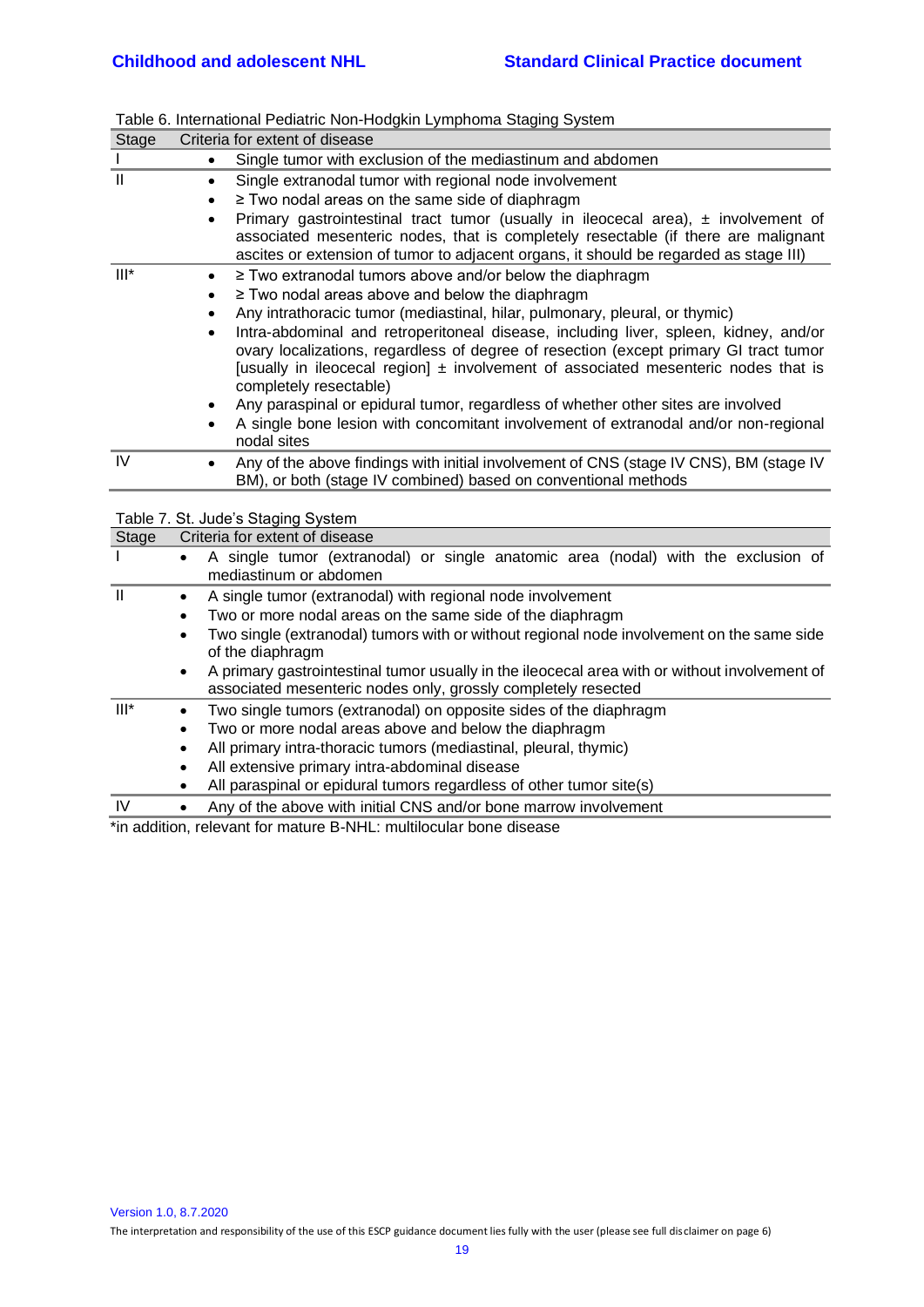Table 6. International Pediatric Non-Hodgkin Lymphoma Staging System

| Stage | Criteria for extent of disease |
|---|---|
| I | • Single tumor with exclusion of the mediastinum and abdomen |
| II | • Single extranodal tumor with regional node involvement<br>• ≥ Two nodal areas on the same side of diaphragm<br>• Primary gastrointestinal tract tumor (usually in ileocecal area), ± involvement of associated mesenteric nodes, that is completely resectable (if there are malignant ascites or extension of tumor to adjacent organs, it should be regarded as stage III) |
| III* | • ≥ Two extranodal tumors above and/or below the diaphragm<br>• ≥ Two nodal areas above and below the diaphragm<br>• Any intrathoracic tumor (mediastinal, hilar, pulmonary, pleural, or thymic)<br>• Intra-abdominal and retroperitoneal disease, including liver, spleen, kidney, and/or ovary localizations, regardless of degree of resection (except primary GI tract tumor [usually in ileocecal region] ± involvement of associated mesenteric nodes that is completely resectable)<br>• Any paraspinal or epidural tumor, regardless of whether other sites are involved<br>• A single bone lesion with concomitant involvement of extranodal and/or non-regional nodal sites |
| IV | • Any of the above findings with initial involvement of CNS (stage IV CNS), BM (stage IV BM), or both (stage IV combined) based on conventional methods |

Table 7. St. Jude's Staging System

| Stage | Criteria for extent of disease |
|---|---|
| I | • A single tumor (extranodal) or single anatomic area (nodal) with the exclusion of mediastinum or abdomen |
| II | • A single tumor (extranodal) with regional node involvement<br>• Two or more nodal areas on the same side of the diaphragm<br>• Two single (extranodal) tumors with or without regional node involvement on the same side of the diaphragm<br>• A primary gastrointestinal tumor usually in the ileocecal area with or without involvement of associated mesenteric nodes only, grossly completely resected |
| III* | • Two single tumors (extranodal) on opposite sides of the diaphragm<br>• Two or more nodal areas above and below the diaphragm<br>• All primary intra-thoracic tumors (mediastinal, pleural, thymic)<br>• All extensive primary intra-abdominal disease<br>• All paraspinal or epidural tumors regardless of other tumor site(s) |
| IV | • Any of the above with initial CNS and/or bone marrow involvement |

*in addition, relevant for mature B-NHL: multilocular bone disease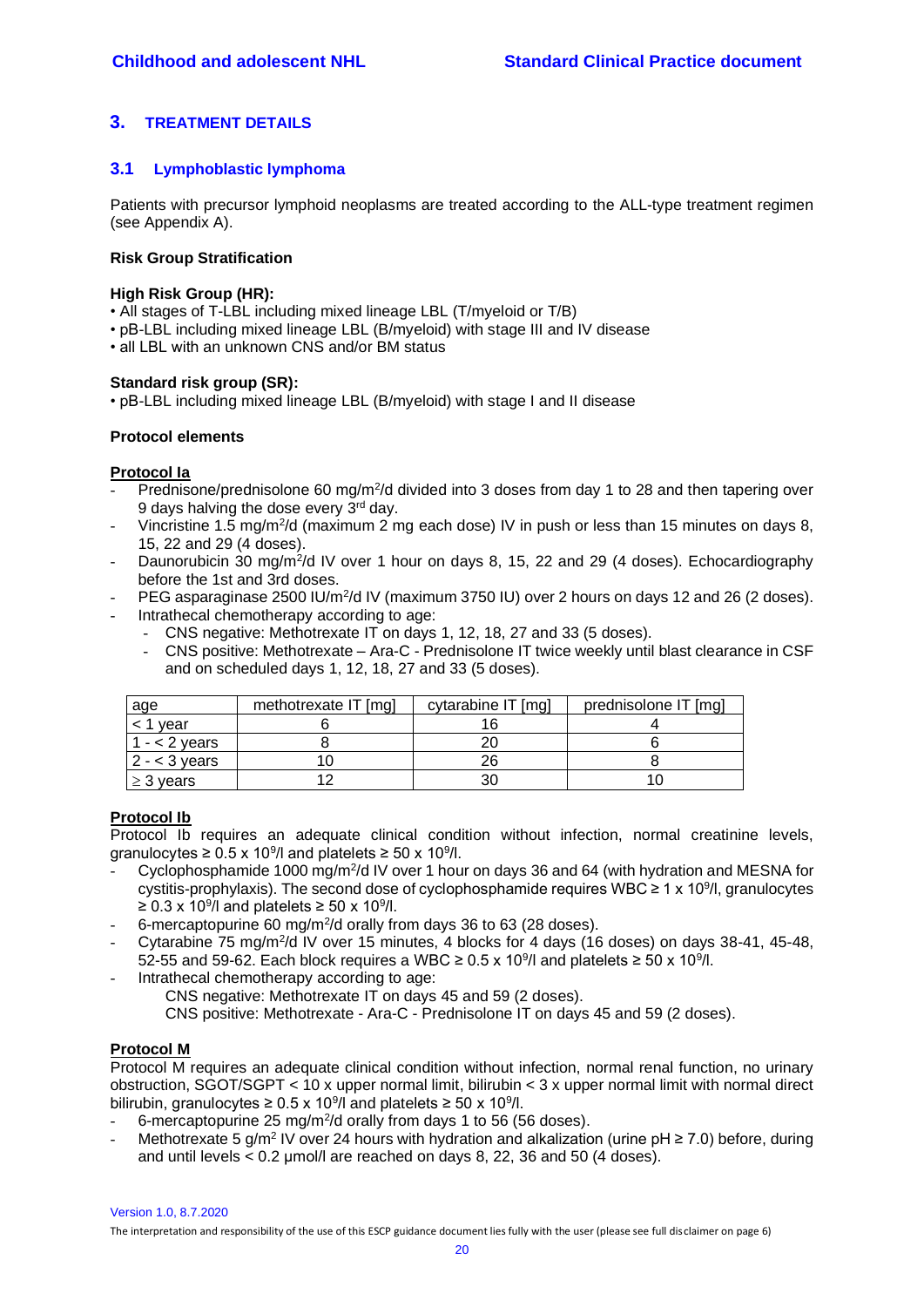## 3. TREATMENT DETAILS

### 3.1 Lymphoblastic lymphoma

Patients with precursor lymphoid neoplasms are treated according to the ALL-type treatment regimen (see Appendix A).

**Risk Group Stratification**

**High Risk Group (HR):**

- All stages of T-LBL including mixed lineage LBL (T/myeloid or T/B)
- pB-LBL including mixed lineage LBL (B/myeloid) with stage III and IV disease
- all LBL with an unknown CNS and/or BM status

**Standard risk group (SR):**

- pB-LBL including mixed lineage LBL (B/myeloid) with stage I and II disease

**Protocol elements**

**Protocol Ia**

- Prednisone/prednisolone 60 mg/m$^2$/d divided into 3 doses from day 1 to 28 and then tapering over 9 days halving the dose every 3$^{rd}$ day.
- Vincristine 1.5 mg/m$^2$/d (maximum 2 mg each dose) IV in push or less than 15 minutes on days 8, 15, 22 and 29 (4 doses).
- Daunorubicin 30 mg/m$^2$/d IV over 1 hour on days 8, 15, 22 and 29 (4 doses). Echocardiography before the 1st and 3rd doses.
- PEG asparaginase 2500 IU/m$^2$/d IV (maximum 3750 IU) over 2 hours on days 12 and 26 (2 doses).
- Intrathecal chemotherapy according to age:
  - CNS negative: Methotrexate IT on days 1, 12, 18, 27 and 33 (5 doses).
  - CNS positive: Methotrexate – Ara-C - Prednisolone IT twice weekly until blast clearance in CSF and on scheduled days 1, 12, 18, 27 and 33 (5 doses).

| age | methotrexate IT [mg] | cytarabine IT [mg] | prednisolone IT [mg] |
|---|---|---|---|
| < 1 year | 6 | 16 | 4 |
| 1 - < 2 years | 8 | 20 | 6 |
| 2 - < 3 years | 10 | 26 | 8 |
| ≥ 3 years | 12 | 30 | 10 |

**Protocol Ib**

Protocol Ib requires an adequate clinical condition without infection, normal creatinine levels, granulocytes ≥ 0.5 x 10$^9$/l and platelets ≥ 50 x 10$^9$/l.

- Cyclophosphamide 1000 mg/m$^2$/d IV over 1 hour on days 36 and 64 (with hydration and MESNA for cystitis-prophylaxis). The second dose of cyclophosphamide requires WBC ≥ 1 x 10$^9$/l, granulocytes ≥ 0.3 x 10$^9$/l and platelets ≥ 50 x 10$^9$/l.
- 6-mercaptopurine 60 mg/m$^2$/d orally from days 36 to 63 (28 doses).
- Cytarabine 75 mg/m$^2$/d IV over 15 minutes, 4 blocks for 4 days (16 doses) on days 38-41, 45-48, 52-55 and 59-62. Each block requires a WBC ≥ 0.5 x 10$^9$/l and platelets ≥ 50 x 10$^9$/l.
- Intrathecal chemotherapy according to age:
  CNS negative: Methotrexate IT on days 45 and 59 (2 doses).
  CNS positive: Methotrexate - Ara-C - Prednisolone IT on days 45 and 59 (2 doses).

**Protocol M**

Protocol M requires an adequate clinical condition without infection, normal renal function, no urinary obstruction, SGOT/SGPT < 10 x upper normal limit, bilirubin < 3 x upper normal limit with normal direct bilirubin, granulocytes ≥ 0.5 x 10$^9$/l and platelets ≥ 50 x 10$^9$/l.

- 6-mercaptopurine 25 mg/m$^2$/d orally from days 1 to 56 (56 doses).
- Methotrexate 5 g/m$^2$ IV over 24 hours with hydration and alkalization (urine pH ≥ 7.0) before, during and until levels < 0.2 µmol/l are reached on days 8, 22, 36 and 50 (4 doses).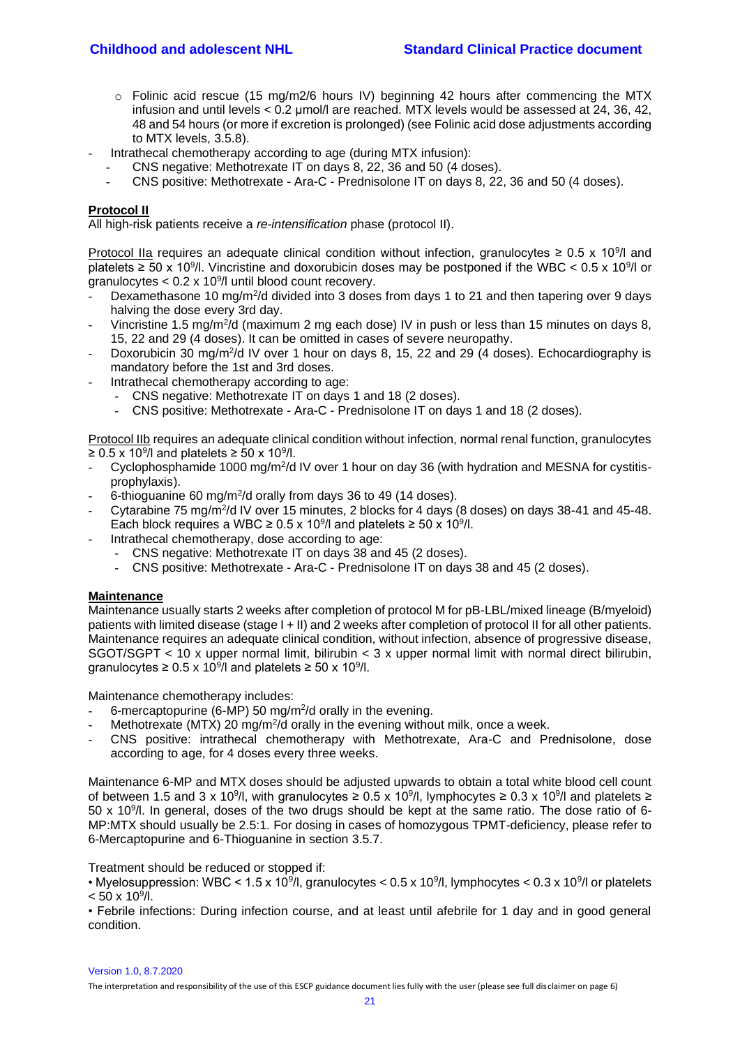- Folinic acid rescue (15 mg/m2/6 hours IV) beginning 42 hours after commencing the MTX infusion and until levels < 0.2 µmol/l are reached. MTX levels would be assessed at 24, 36, 42, 48 and 54 hours (or more if excretion is prolonged) (see Folinic acid dose adjustments according to MTX levels, 3.5.8).

- Intrathecal chemotherapy according to age (during MTX infusion):
  - CNS negative: Methotrexate IT on days 8, 22, 36 and 50 (4 doses).
  - CNS positive: Methotrexate - Ara-C - Prednisolone IT on days 8, 22, 36 and 50 (4 doses).

**Protocol II**

All high-risk patients receive a *re-intensification* phase (protocol II).

Protocol IIa requires an adequate clinical condition without infection, granulocytes ≥ 0.5 x $10^9$/l and platelets ≥ 50 x $10^9$/l. Vincristine and doxorubicin doses may be postponed if the WBC < 0.5 x $10^9$/l or granulocytes < 0.2 x $10^9$/l until blood count recovery.

- Dexamethasone 10 mg/m$^2$/d divided into 3 doses from days 1 to 21 and then tapering over 9 days halving the dose every 3rd day.
- Vincristine 1.5 mg/m$^2$/d (maximum 2 mg each dose) IV in push or less than 15 minutes on days 8, 15, 22 and 29 (4 doses). It can be omitted in cases of severe neuropathy.
- Doxorubicin 30 mg/m$^2$/d IV over 1 hour on days 8, 15, 22 and 29 (4 doses). Echocardiography is mandatory before the 1st and 3rd doses.
- Intrathecal chemotherapy according to age:
  - CNS negative: Methotrexate IT on days 1 and 18 (2 doses).
  - CNS positive: Methotrexate - Ara-C - Prednisolone IT on days 1 and 18 (2 doses).

Protocol IIb requires an adequate clinical condition without infection, normal renal function, granulocytes ≥ 0.5 x $10^9$/l and platelets ≥ 50 x $10^9$/l.

- Cyclophosphamide 1000 mg/m$^2$/d IV over 1 hour on day 36 (with hydration and MESNA for cystitis-prophylaxis).
- 6-thioguanine 60 mg/m$^2$/d orally from days 36 to 49 (14 doses).
- Cytarabine 75 mg/m$^2$/d IV over 15 minutes, 2 blocks for 4 days (8 doses) on days 38-41 and 45-48. Each block requires a WBC ≥ 0.5 x $10^9$/l and platelets ≥ 50 x $10^9$/l.
- Intrathecal chemotherapy, dose according to age:
  - CNS negative: Methotrexate IT on days 38 and 45 (2 doses).
  - CNS positive: Methotrexate - Ara-C - Prednisolone IT on days 38 and 45 (2 doses).

**Maintenance**

Maintenance usually starts 2 weeks after completion of protocol M for pB-LBL/mixed lineage (B/myeloid) patients with limited disease (stage I + II) and 2 weeks after completion of protocol II for all other patients. Maintenance requires an adequate clinical condition, without infection, absence of progressive disease, SGOT/SGPT < 10 x upper normal limit, bilirubin < 3 x upper normal limit with normal direct bilirubin, granulocytes ≥ 0.5 x $10^9$/l and platelets ≥ 50 x $10^9$/l.

Maintenance chemotherapy includes:

- 6-mercaptopurine (6-MP) 50 mg/m$^2$/d orally in the evening.
- Methotrexate (MTX) 20 mg/m$^2$/d orally in the evening without milk, once a week.
- CNS positive: intrathecal chemotherapy with Methotrexate, Ara-C and Prednisolone, dose according to age, for 4 doses every three weeks.

Maintenance 6-MP and MTX doses should be adjusted upwards to obtain a total white blood cell count of between 1.5 and 3 x $10^9$/l, with granulocytes ≥ 0.5 x $10^9$/l, lymphocytes ≥ 0.3 x $10^9$/l and platelets ≥ 50 x $10^9$/l. In general, doses of the two drugs should be kept at the same ratio. The dose ratio of 6-MP:MTX should usually be 2.5:1. For dosing in cases of homozygous TPMT-deficiency, please refer to 6-Mercaptopurine and 6-Thioguanine in section 3.5.7.

Treatment should be reduced or stopped if:

• Myelosuppression: WBC < 1.5 x $10^9$/l, granulocytes < 0.5 x $10^9$/l, lymphocytes < 0.3 x $10^9$/l or platelets < 50 x $10^9$/l.

• Febrile infections: During infection course, and at least until afebrile for 1 day and in good general condition.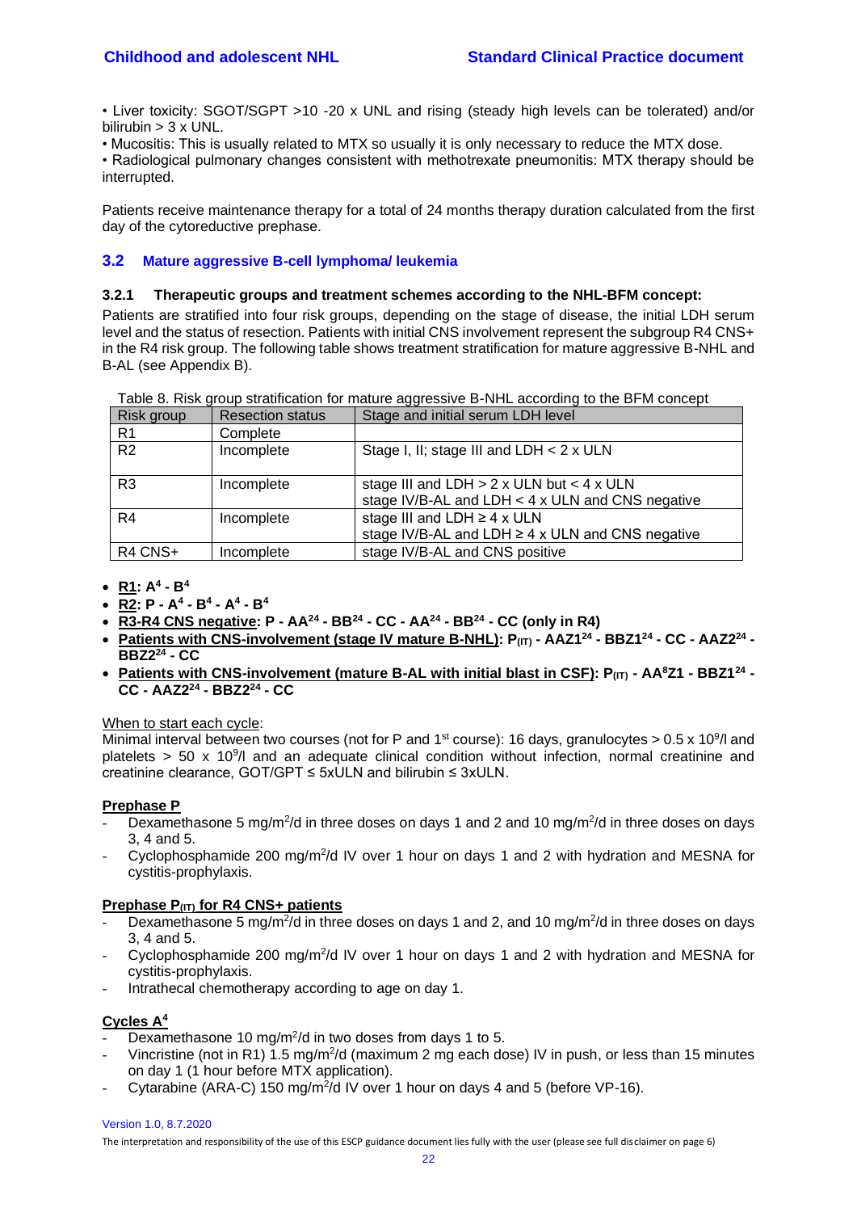• Liver toxicity: SGOT/SGPT >10 -20 x UNL and rising (steady high levels can be tolerated) and/or bilirubin > 3 x UNL.

• Mucositis: This is usually related to MTX so usually it is only necessary to reduce the MTX dose.

• Radiological pulmonary changes consistent with methotrexate pneumonitis: MTX therapy should be interrupted.

Patients receive maintenance therapy for a total of 24 months therapy duration calculated from the first day of the cytoreductive prephase.

## 3.2 Mature aggressive B-cell lymphoma/ leukemia

### 3.2.1 Therapeutic groups and treatment schemes according to the NHL-BFM concept:

Patients are stratified into four risk groups, depending on the stage of disease, the initial LDH serum level and the status of resection. Patients with initial CNS involvement represent the subgroup R4 CNS+ in the R4 risk group. The following table shows treatment stratification for mature aggressive B-NHL and B-AL (see Appendix B).

Table 8. Risk group stratification for mature aggressive B-NHL according to the BFM concept

| Risk group | Resection status | Stage and initial serum LDH level |
|---|---|---|
| R1 | Complete | |
| R2 | Incomplete | Stage I, II; stage III and LDH < 2 x ULN |
| R3 | Incomplete | stage III and LDH > 2 x ULN but < 4 x ULN<br>stage IV/B-AL and LDH < 4 x ULN and CNS negative |
| R4 | Incomplete | stage III and LDH ≥ 4 x ULN<br>stage IV/B-AL and LDH ≥ 4 x ULN and CNS negative |
| R4 CNS+ | Incomplete | stage IV/B-AL and CNS positive |

- **<u>R1</u>: $A^4$ - $B^4$**
- **<u>R2</u>: P - $A^4$ - $B^4$ - $A^4$ - $B^4$**
- **<u>R3-R4 CNS negative</u>: P - $AA^{24}$ - $BB^{24}$ - CC - $AA^{24}$ - $BB^{24}$ - CC (only in R4)**
- **<u>Patients with CNS-involvement (stage IV mature B-NHL)</u>: $P_{(IT)}$ - $AAZ1^{24}$ - $BBZ1^{24}$ - CC - $AAZ2^{24}$ - $BBZ2^{24}$ - CC**
- **<u>Patients with CNS-involvement (mature B-AL with initial blast in CSF)</u>: $P_{(IT)}$ - $AA^8Z1$ - $BBZ1^{24}$ - CC - $AAZ2^{24}$ - $BBZ2^{24}$ - CC**

<u>When to start each cycle</u>:

Minimal interval between two courses (not for P and 1st course): 16 days, granulocytes > 0.5 x $10^9$/l and platelets > 50 x $10^9$/l and an adequate clinical condition without infection, normal creatinine and creatinine clearance, GOT/GPT ≤ 5xULN and bilirubin ≤ 3xULN.

**<u>Prephase P</u>**

- Dexamethasone 5 mg/m²/d in three doses on days 1 and 2 and 10 mg/m²/d in three doses on days 3, 4 and 5.
- Cyclophosphamide 200 mg/m²/d IV over 1 hour on days 1 and 2 with hydration and MESNA for cystitis-prophylaxis.

**<u>Prephase $P_{(IT)}$ for R4 CNS+ patients</u>**

- Dexamethasone 5 mg/m²/d in three doses on days 1 and 2, and 10 mg/m²/d in three doses on days 3, 4 and 5.
- Cyclophosphamide 200 mg/m²/d IV over 1 hour on days 1 and 2 with hydration and MESNA for cystitis-prophylaxis.
- Intrathecal chemotherapy according to age on day 1.

**<u>Cycles $A^4$</u>**

- Dexamethasone 10 mg/m²/d in two doses from days 1 to 5.
- Vincristine (not in R1) 1.5 mg/m²/d (maximum 2 mg each dose) IV in push, or less than 15 minutes on day 1 (1 hour before MTX application).
- Cytarabine (ARA-C) 150 mg/m²/d IV over 1 hour on days 4 and 5 (before VP-16).

Version 1.0, 8.7.2020

The interpretation and responsibility of the use of this ESCP guidance document lies fully with the user (please see full disclaimer on page 6)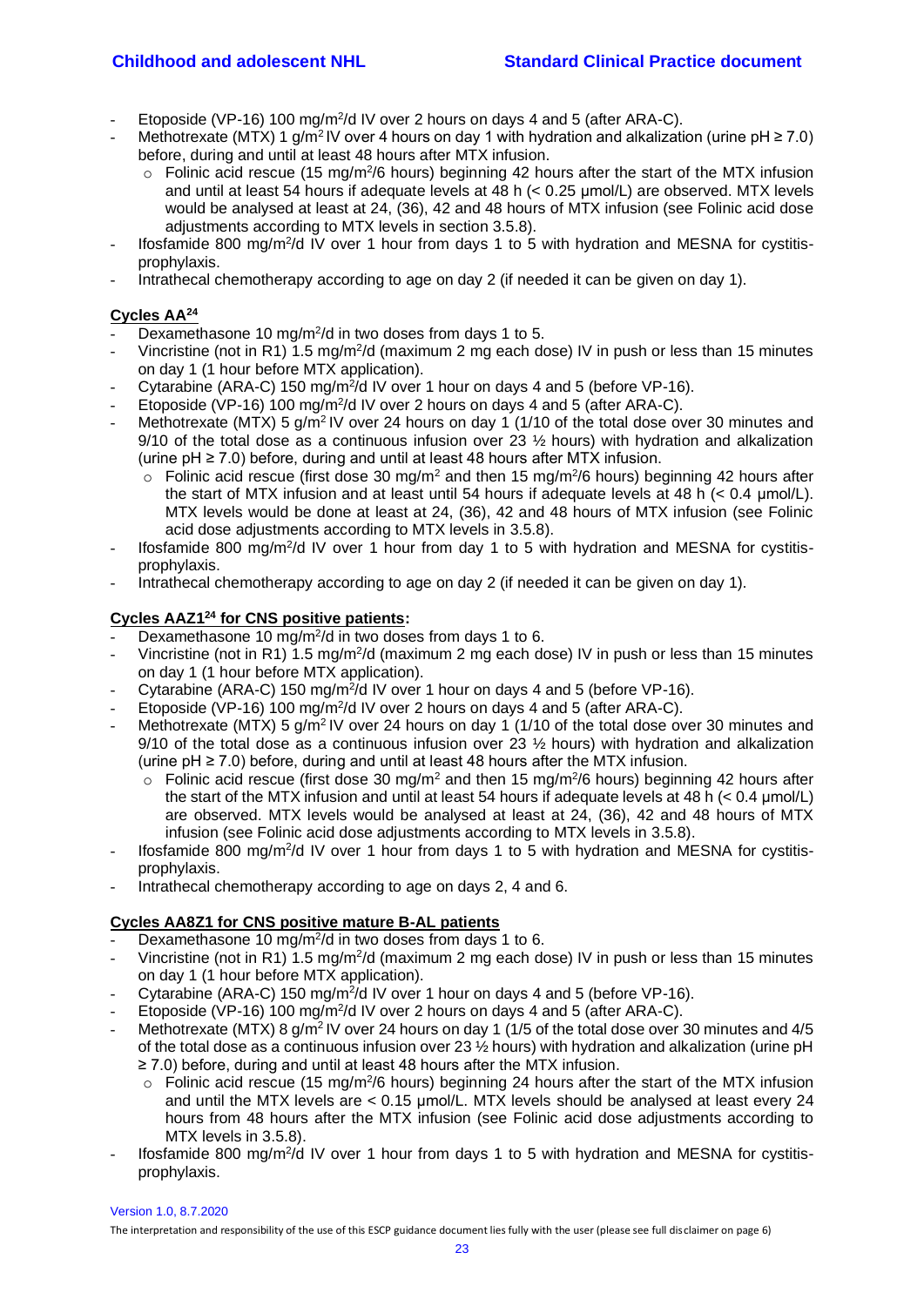- Etoposide (VP-16) 100 mg/m$^2$/d IV over 2 hours on days 4 and 5 (after ARA-C).
- Methotrexate (MTX) 1 g/m$^2$ IV over 4 hours on day 1 with hydration and alkalization (urine pH ≥ 7.0) before, during and until at least 48 hours after MTX infusion.
  - Folinic acid rescue (15 mg/m$^2$/6 hours) beginning 42 hours after the start of the MTX infusion and until at least 54 hours if adequate levels at 48 h (< 0.25 µmol/L) are observed. MTX levels would be analysed at least at 24, (36), 42 and 48 hours of MTX infusion (see Folinic acid dose adjustments according to MTX levels in section 3.5.8).
- Ifosfamide 800 mg/m$^2$/d IV over 1 hour from days 1 to 5 with hydration and MESNA for cystitis-prophylaxis.
- Intrathecal chemotherapy according to age on day 2 (if needed it can be given on day 1).

**Cycles AA[24]**

- Dexamethasone 10 mg/m$^2$/d in two doses from days 1 to 5.
- Vincristine (not in R1) 1.5 mg/m$^2$/d (maximum 2 mg each dose) IV in push or less than 15 minutes on day 1 (1 hour before MTX application).
- Cytarabine (ARA-C) 150 mg/m$^2$/d IV over 1 hour on days 4 and 5 (before VP-16).
- Etoposide (VP-16) 100 mg/m$^2$/d IV over 2 hours on days 4 and 5 (after ARA-C).
- Methotrexate (MTX) 5 g/m$^2$ IV over 24 hours on day 1 (1/10 of the total dose over 30 minutes and 9/10 of the total dose as a continuous infusion over 23 ½ hours) with hydration and alkalization (urine pH ≥ 7.0) before, during and until at least 48 hours after MTX infusion.
  - Folinic acid rescue (first dose 30 mg/m$^2$ and then 15 mg/m$^2$/6 hours) beginning 42 hours after the start of MTX infusion and at least until 54 hours if adequate levels at 48 h (< 0.4 µmol/L). MTX levels would be done at least at 24, (36), 42 and 48 hours of MTX infusion (see Folinic acid dose adjustments according to MTX levels in 3.5.8).
- Ifosfamide 800 mg/m$^2$/d IV over 1 hour from day 1 to 5 with hydration and MESNA for cystitis-prophylaxis.
- Intrathecal chemotherapy according to age on day 2 (if needed it can be given on day 1).

**Cycles AAZ1[24] for CNS positive patients:**

- Dexamethasone 10 mg/m$^2$/d in two doses from days 1 to 6.
- Vincristine (not in R1) 1.5 mg/m$^2$/d (maximum 2 mg each dose) IV in push or less than 15 minutes on day 1 (1 hour before MTX application).
- Cytarabine (ARA-C) 150 mg/m$^2$/d IV over 1 hour on days 4 and 5 (before VP-16).
- Etoposide (VP-16) 100 mg/m$^2$/d IV over 2 hours on days 4 and 5 (after ARA-C).
- Methotrexate (MTX) 5 g/m$^2$ IV over 24 hours on day 1 (1/10 of the total dose over 30 minutes and 9/10 of the total dose as a continuous infusion over 23 ½ hours) with hydration and alkalization (urine pH ≥ 7.0) before, during and until at least 48 hours after the MTX infusion.
  - Folinic acid rescue (first dose 30 mg/m$^2$ and then 15 mg/m$^2$/6 hours) beginning 42 hours after the start of the MTX infusion and until at least 54 hours if adequate levels at 48 h (< 0.4 µmol/L) are observed. MTX levels would be analysed at least at 24, (36), 42 and 48 hours of MTX infusion (see Folinic acid dose adjustments according to MTX levels in 3.5.8).
- Ifosfamide 800 mg/m$^2$/d IV over 1 hour from days 1 to 5 with hydration and MESNA for cystitis-prophylaxis.
- Intrathecal chemotherapy according to age on days 2, 4 and 6.

**Cycles AA8Z1 for CNS positive mature B-AL patients**

- Dexamethasone 10 mg/m$^2$/d in two doses from days 1 to 6.
- Vincristine (not in R1) 1.5 mg/m$^2$/d (maximum 2 mg each dose) IV in push or less than 15 minutes on day 1 (1 hour before MTX application).
- Cytarabine (ARA-C) 150 mg/m$^2$/d IV over 1 hour on days 4 and 5 (before VP-16).
- Etoposide (VP-16) 100 mg/m$^2$/d IV over 2 hours on days 4 and 5 (after ARA-C).
- Methotrexate (MTX) 8 g/m$^2$ IV over 24 hours on day 1 (1/5 of the total dose over 30 minutes and 4/5 of the total dose as a continuous infusion over 23 ½ hours) with hydration and alkalization (urine pH ≥ 7.0) before, during and until at least 48 hours after the MTX infusion.
  - Folinic acid rescue (15 mg/m$^2$/6 hours) beginning 24 hours after the start of the MTX infusion and until the MTX levels are < 0.15 µmol/L. MTX levels should be analysed at least every 24 hours from 48 hours after the MTX infusion (see Folinic acid dose adjustments according to MTX levels in 3.5.8).
- Ifosfamide 800 mg/m$^2$/d IV over 1 hour from days 1 to 5 with hydration and MESNA for cystitis-prophylaxis.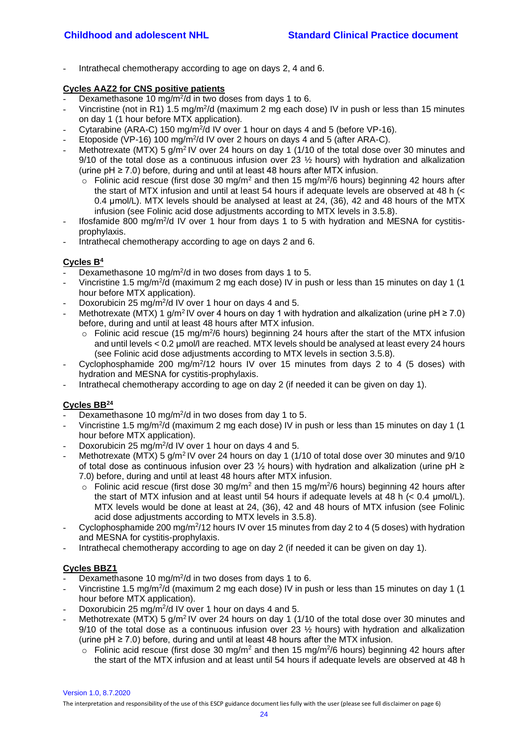- Intrathecal chemotherapy according to age on days 2, 4 and 6.

**Cycles AAZ2 for CNS positive patients**

- Dexamethasone 10 mg/m$^2$/d in two doses from days 1 to 6.
- Vincristine (not in R1) 1.5 mg/m$^2$/d (maximum 2 mg each dose) IV in push or less than 15 minutes on day 1 (1 hour before MTX application).
- Cytarabine (ARA-C) 150 mg/m$^2$/d IV over 1 hour on days 4 and 5 (before VP-16).
- Etoposide (VP-16) 100 mg/m$^2$/d IV over 2 hours on days 4 and 5 (after ARA-C).
- Methotrexate (MTX) 5 g/m$^2$ IV over 24 hours on day 1 (1/10 of the total dose over 30 minutes and 9/10 of the total dose as a continuous infusion over 23 ½ hours) with hydration and alkalization (urine pH ≥ 7.0) before, during and until at least 48 hours after MTX infusion.
  - Folinic acid rescue (first dose 30 mg/m$^2$ and then 15 mg/m$^2$/6 hours) beginning 42 hours after the start of MTX infusion and until at least 54 hours if adequate levels are observed at 48 h (< 0.4 µmol/L). MTX levels should be analysed at least at 24, (36), 42 and 48 hours of the MTX infusion (see Folinic acid dose adjustments according to MTX levels in 3.5.8).
- Ifosfamide 800 mg/m$^2$/d IV over 1 hour from days 1 to 5 with hydration and MESNA for cystitis-prophylaxis.
- Intrathecal chemotherapy according to age on days 2 and 6.

**Cycles B[4]**

- Dexamethasone 10 mg/m$^2$/d in two doses from days 1 to 5.
- Vincristine 1.5 mg/m$^2$/d (maximum 2 mg each dose) IV in push or less than 15 minutes on day 1 (1 hour before MTX application).
- Doxorubicin 25 mg/m$^2$/d IV over 1 hour on days 4 and 5.
- Methotrexate (MTX) 1 g/m$^2$ IV over 4 hours on day 1 with hydration and alkalization (urine pH ≥ 7.0) before, during and until at least 48 hours after MTX infusion.
  - Folinic acid rescue (15 mg/m$^2$/6 hours) beginning 24 hours after the start of the MTX infusion and until levels < 0.2 µmol/l are reached. MTX levels should be analysed at least every 24 hours (see Folinic acid dose adjustments according to MTX levels in section 3.5.8).
- Cyclophosphamide 200 mg/m$^2$/12 hours IV over 15 minutes from days 2 to 4 (5 doses) with hydration and MESNA for cystitis-prophylaxis.
- Intrathecal chemotherapy according to age on day 2 (if needed it can be given on day 1).

**Cycles BB[24]**

- Dexamethasone 10 mg/m$^2$/d in two doses from day 1 to 5.
- Vincristine 1.5 mg/m$^2$/d (maximum 2 mg each dose) IV in push or less than 15 minutes on day 1 (1 hour before MTX application).
- Doxorubicin 25 mg/m$^2$/d IV over 1 hour on days 4 and 5.
- Methotrexate (MTX) 5 g/m$^2$ IV over 24 hours on day 1 (1/10 of total dose over 30 minutes and 9/10 of total dose as continuous infusion over 23 ½ hours) with hydration and alkalization (urine pH ≥ 7.0) before, during and until at least 48 hours after MTX infusion.
  - Folinic acid rescue (first dose 30 mg/m$^2$ and then 15 mg/m$^2$/6 hours) beginning 42 hours after the start of MTX infusion and at least until 54 hours if adequate levels at 48 h (< 0.4 µmol/L). MTX levels would be done at least at 24, (36), 42 and 48 hours of MTX infusion (see Folinic acid dose adjustments according to MTX levels in 3.5.8).
- Cyclophosphamide 200 mg/m$^2$/12 hours IV over 15 minutes from day 2 to 4 (5 doses) with hydration and MESNA for cystitis-prophylaxis.
- Intrathecal chemotherapy according to age on day 2 (if needed it can be given on day 1).

**Cycles BBZ1**

- Dexamethasone 10 mg/m$^2$/d in two doses from days 1 to 6.
- Vincristine 1.5 mg/m$^2$/d (maximum 2 mg each dose) IV in push or less than 15 minutes on day 1 (1 hour before MTX application).
- Doxorubicin 25 mg/m$^2$/d IV over 1 hour on days 4 and 5.
- Methotrexate (MTX) 5 g/m$^2$ IV over 24 hours on day 1 (1/10 of the total dose over 30 minutes and 9/10 of the total dose as a continuous infusion over 23 ½ hours) with hydration and alkalization (urine pH ≥ 7.0) before, during and until at least 48 hours after the MTX infusion.
  - Folinic acid rescue (first dose 30 mg/m$^2$ and then 15 mg/m$^2$/6 hours) beginning 42 hours after the start of the MTX infusion and at least until 54 hours if adequate levels are observed at 48 h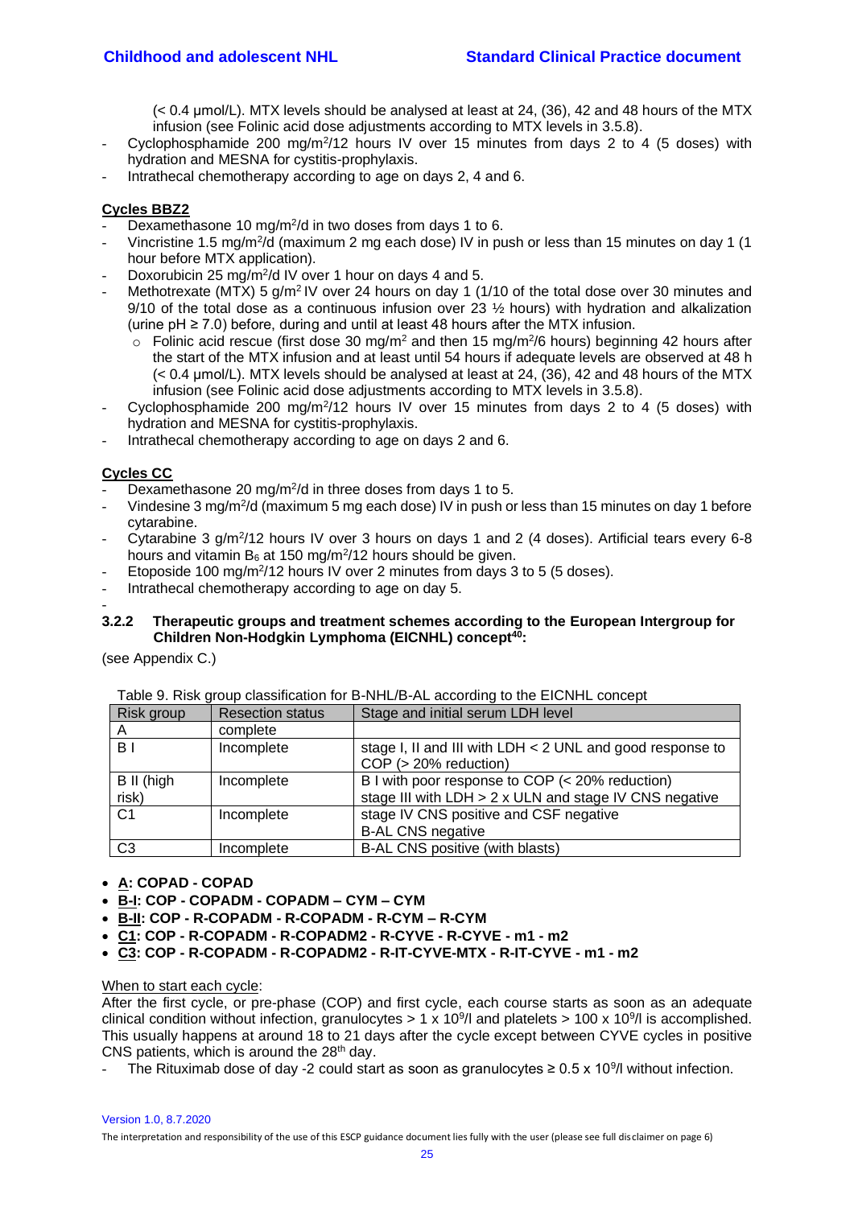(< 0.4 µmol/L). MTX levels should be analysed at least at 24, (36), 42 and 48 hours of the MTX infusion (see Folinic acid dose adjustments according to MTX levels in 3.5.8).

- Cyclophosphamide 200 mg/m$^2$/12 hours IV over 15 minutes from days 2 to 4 (5 doses) with hydration and MESNA for cystitis-prophylaxis.
- Intrathecal chemotherapy according to age on days 2, 4 and 6.

**Cycles BBZ2**

- Dexamethasone 10 mg/m$^2$/d in two doses from days 1 to 6.
- Vincristine 1.5 mg/m$^2$/d (maximum 2 mg each dose) IV in push or less than 15 minutes on day 1 (1 hour before MTX application).
- Doxorubicin 25 mg/m$^2$/d IV over 1 hour on days 4 and 5.
- Methotrexate (MTX) 5 g/m$^2$ IV over 24 hours on day 1 (1/10 of the total dose over 30 minutes and 9/10 of the total dose as a continuous infusion over 23 ½ hours) with hydration and alkalization (urine pH ≥ 7.0) before, during and until at least 48 hours after the MTX infusion.
  - Folinic acid rescue (first dose 30 mg/m$^2$ and then 15 mg/m$^2$/6 hours) beginning 42 hours after the start of the MTX infusion and at least until 54 hours if adequate levels are observed at 48 h (< 0.4 µmol/L). MTX levels should be analysed at least at 24, (36), 42 and 48 hours of the MTX infusion (see Folinic acid dose adjustments according to MTX levels in 3.5.8).
- Cyclophosphamide 200 mg/m$^2$/12 hours IV over 15 minutes from days 2 to 4 (5 doses) with hydration and MESNA for cystitis-prophylaxis.
- Intrathecal chemotherapy according to age on days 2 and 6.

**Cycles CC**

- Dexamethasone 20 mg/m$^2$/d in three doses from days 1 to 5.
- Vindesine 3 mg/m$^2$/d (maximum 5 mg each dose) IV in push or less than 15 minutes on day 1 before cytarabine.
- Cytarabine 3 g/m$^2$/12 hours IV over 3 hours on days 1 and 2 (4 doses). Artificial tears every 6-8 hours and vitamin $B_6$ at 150 mg/m$^2$/12 hours should be given.
- Etoposide 100 mg/m$^2$/12 hours IV over 2 minutes from days 3 to 5 (5 doses).
- Intrathecal chemotherapy according to age on day 5.

### 3.2.2 Therapeutic groups and treatment schemes according to the European Intergroup for Children Non-Hodgkin Lymphoma (EICNHL) concept[40]:

(see Appendix C.)

Table 9. Risk group classification for B-NHL/B-AL according to the EICNHL concept

| Risk group | Resection status | Stage and initial serum LDH level |
|---|---|---|
| A | complete | |
| B I | Incomplete | stage I, II and III with LDH < 2 UNL and good response to COP (> 20% reduction) |
| B II (high risk) | Incomplete | B I with poor response to COP (< 20% reduction)<br>stage III with LDH > 2 x ULN and stage IV CNS negative |
| C1 | Incomplete | stage IV CNS positive and CSF negative<br>B-AL CNS negative |
| C3 | Incomplete | B-AL CNS positive (with blasts) |

- **<u>A</u>: COPAD - COPAD**
- **<u>B-I</u>: COP - COPADM - COPADM – CYM – CYM**
- **<u>B-II</u>: COP - R-COPADM - R-COPADM - R-CYM – R-CYM**
- **<u>C1</u>: COP - R-COPADM - R-COPADM2 - R-CYVE - R-CYVE - m1 - m2**
- **<u>C3</u>: COP - R-COPADM - R-COPADM2 - R-IT-CYVE-MTX - R-IT-CYVE - m1 - m2**

<u>When to start each cycle</u>:

After the first cycle, or pre-phase (COP) and first cycle, each course starts as soon as an adequate clinical condition without infection, granulocytes > 1 x 10$^9$/l and platelets > 100 x 10$^9$/l is accomplished. This usually happens at around 18 to 21 days after the cycle except between CYVE cycles in positive CNS patients, which is around the 28$^{th}$ day.

- The Rituximab dose of day -2 could start as soon as granulocytes ≥ 0.5 x 10$^9$/l without infection.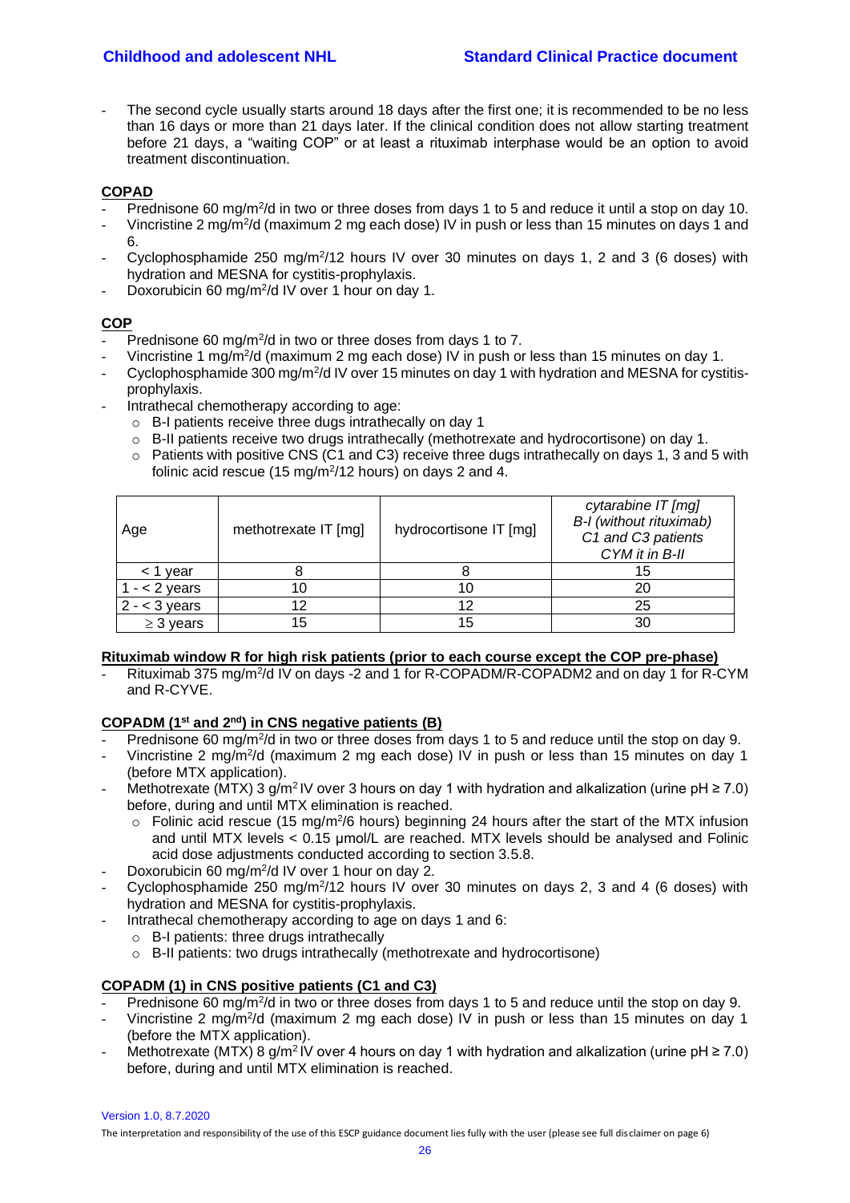- The second cycle usually starts around 18 days after the first one; it is recommended to be no less than 16 days or more than 21 days later. If the clinical condition does not allow starting treatment before 21 days, a "waiting COP" or at least a rituximab interphase would be an option to avoid treatment discontinuation.

**COPAD**

- Prednisone 60 mg/m²/d in two or three doses from days 1 to 5 and reduce it until a stop on day 10.
- Vincristine 2 mg/m²/d (maximum 2 mg each dose) IV in push or less than 15 minutes on days 1 and 6.
- Cyclophosphamide 250 mg/m²/12 hours IV over 30 minutes on days 1, 2 and 3 (6 doses) with hydration and MESNA for cystitis-prophylaxis.
- Doxorubicin 60 mg/m²/d IV over 1 hour on day 1.

**COP**

- Prednisone 60 mg/m²/d in two or three doses from days 1 to 7.
- Vincristine 1 mg/m²/d (maximum 2 mg each dose) IV in push or less than 15 minutes on day 1.
- Cyclophosphamide 300 mg/m²/d IV over 15 minutes on day 1 with hydration and MESNA for cystitis-prophylaxis.
- Intrathecal chemotherapy according to age:
  - B-I patients receive three dugs intrathecally on day 1
  - B-II patients receive two drugs intrathecally (methotrexate and hydrocortisone) on day 1.
  - Patients with positive CNS (C1 and C3) receive three dugs intrathecally on days 1, 3 and 5 with folinic acid rescue (15 mg/m²/12 hours) on days 2 and 4.

| Age | methotrexate IT [mg] | hydrocortisone IT [mg] | *cytarabine IT [mg] B-I (without rituximab) C1 and C3 patients CYM it in B-II* |
|---|---|---|---|
| < 1 year | 8 | 8 | 15 |
| 1 - < 2 years | 10 | 10 | 20 |
| 2 - < 3 years | 12 | 12 | 25 |
| ≥ 3 years | 15 | 15 | 30 |

**Rituximab window R for high risk patients (prior to each course except the COP pre-phase)**

- Rituximab 375 mg/m²/d IV on days -2 and 1 for R-COPADM/R-COPADM2 and on day 1 for R-CYM and R-CYVE.

**COPADM (1st and 2nd) in CNS negative patients (B)**

- Prednisone 60 mg/m²/d in two or three doses from days 1 to 5 and reduce until the stop on day 9.
- Vincristine 2 mg/m²/d (maximum 2 mg each dose) IV in push or less than 15 minutes on day 1 (before MTX application).
- Methotrexate (MTX) 3 g/m² IV over 3 hours on day 1 with hydration and alkalization (urine pH ≥ 7.0) before, during and until MTX elimination is reached.
  - Folinic acid rescue (15 mg/m²/6 hours) beginning 24 hours after the start of the MTX infusion and until MTX levels < 0.15 µmol/L are reached. MTX levels should be analysed and Folinic acid dose adjustments conducted according to section 3.5.8.
- Doxorubicin 60 mg/m²/d IV over 1 hour on day 2.
- Cyclophosphamide 250 mg/m²/12 hours IV over 30 minutes on days 2, 3 and 4 (6 doses) with hydration and MESNA for cystitis-prophylaxis.
- Intrathecal chemotherapy according to age on days 1 and 6:
  - B-I patients: three drugs intrathecally
  - B-II patients: two drugs intrathecally (methotrexate and hydrocortisone)

**COPADM (1) in CNS positive patients (C1 and C3)**

- Prednisone 60 mg/m²/d in two or three doses from days 1 to 5 and reduce until the stop on day 9.
- Vincristine 2 mg/m²/d (maximum 2 mg each dose) IV in push or less than 15 minutes on day 1 (before the MTX application).
- Methotrexate (MTX) 8 g/m² IV over 4 hours on day 1 with hydration and alkalization (urine pH ≥ 7.0) before, during and until MTX elimination is reached.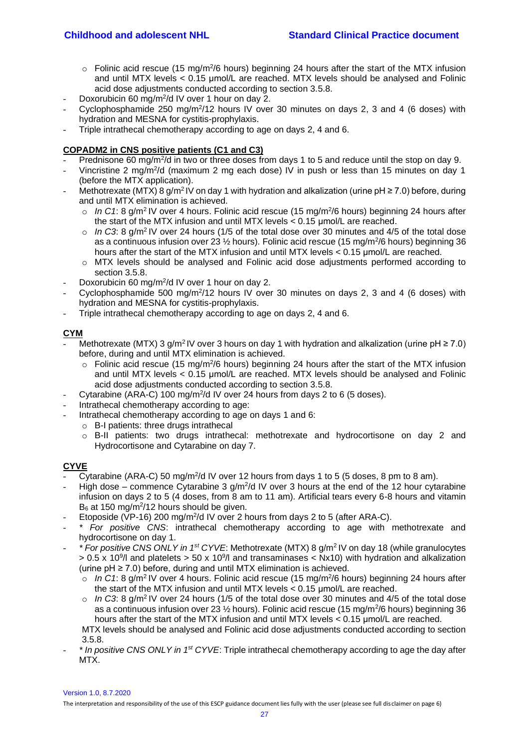- Folinic acid rescue (15 mg/m$^2$/6 hours) beginning 24 hours after the start of the MTX infusion and until MTX levels < 0.15 µmol/L are reached. MTX levels should be analysed and Folinic acid dose adjustments conducted according to section 3.5.8.
- Doxorubicin 60 mg/m$^2$/d IV over 1 hour on day 2.
- Cyclophosphamide 250 mg/m$^2$/12 hours IV over 30 minutes on days 2, 3 and 4 (6 doses) with hydration and MESNA for cystitis-prophylaxis.
- Triple intrathecal chemotherapy according to age on days 2, 4 and 6.

**COPADM2 in CNS positive patients (C1 and C3)**

- Prednisone 60 mg/m$^2$/d in two or three doses from days 1 to 5 and reduce until the stop on day 9.
- Vincristine 2 mg/m$^2$/d (maximum 2 mg each dose) IV in push or less than 15 minutes on day 1 (before the MTX application).
- Methotrexate (MTX) 8 g/m$^2$ IV on day 1 with hydration and alkalization (urine pH ≥ 7.0) before, during and until MTX elimination is achieved.
  - *In C1*: 8 g/m$^2$ IV over 4 hours. Folinic acid rescue (15 mg/m$^2$/6 hours) beginning 24 hours after the start of the MTX infusion and until MTX levels < 0.15 µmol/L are reached.
  - *In C3*: 8 g/m$^2$ IV over 24 hours (1/5 of the total dose over 30 minutes and 4/5 of the total dose as a continuous infusion over 23 ½ hours). Folinic acid rescue (15 mg/m$^2$/6 hours) beginning 36 hours after the start of the MTX infusion and until MTX levels < 0.15 µmol/L are reached.
  - MTX levels should be analysed and Folinic acid dose adjustments performed according to section 3.5.8.
- Doxorubicin 60 mg/m$^2$/d IV over 1 hour on day 2.
- Cyclophosphamide 500 mg/m$^2$/12 hours IV over 30 minutes on days 2, 3 and 4 (6 doses) with hydration and MESNA for cystitis-prophylaxis.
- Triple intrathecal chemotherapy according to age on days 2, 4 and 6.

**CYM**

- Methotrexate (MTX) 3 g/m$^2$ IV over 3 hours on day 1 with hydration and alkalization (urine pH ≥ 7.0) before, during and until MTX elimination is achieved.
  - Folinic acid rescue (15 mg/m$^2$/6 hours) beginning 24 hours after the start of the MTX infusion and until MTX levels < 0.15 µmol/L are reached. MTX levels should be analysed and Folinic acid dose adjustments conducted according to section 3.5.8.
- Cytarabine (ARA-C) 100 mg/m$^2$/d IV over 24 hours from days 2 to 6 (5 doses).
- Intrathecal chemotherapy according to age:
- Intrathecal chemotherapy according to age on days 1 and 6:
  - B-I patients: three drugs intrathecal
  - B-II patients: two drugs intrathecal: methotrexate and hydrocortisone on day 2 and Hydrocortisone and Cytarabine on day 7.

**CYVE**

- Cytarabine (ARA-C) 50 mg/m$^2$/d IV over 12 hours from days 1 to 5 (5 doses, 8 pm to 8 am).
- High dose – commence Cytarabine 3 g/m$^2$/d IV over 3 hours at the end of the 12 hour cytarabine infusion on days 2 to 5 (4 doses, from 8 am to 11 am). Artificial tears every 6-8 hours and vitamin $B_6$ at 150 mg/m$^2$/12 hours should be given.
- Etoposide (VP-16) 200 mg/m$^2$/d IV over 2 hours from days 2 to 5 (after ARA-C).
- \* *For positive CNS*: intrathecal chemotherapy according to age with methotrexate and hydrocortisone on day 1.
- \* *For positive CNS ONLY in 1st CYVE*: Methotrexate (MTX) 8 g/m$^2$ IV on day 18 (while granulocytes > 0.5 x $10^9$/l and platelets > 50 x $10^9$/l and transaminases < Nx10) with hydration and alkalization (urine pH ≥ 7.0) before, during and until MTX elimination is achieved.
  - *In C1*: 8 g/m$^2$ IV over 4 hours. Folinic acid rescue (15 mg/m$^2$/6 hours) beginning 24 hours after the start of the MTX infusion and until MTX levels < 0.15 µmol/L are reached.
  - *In C3*: 8 g/m$^2$ IV over 24 hours (1/5 of the total dose over 30 minutes and 4/5 of the total dose as a continuous infusion over 23 ½ hours). Folinic acid rescue (15 mg/m$^2$/6 hours) beginning 36 hours after the start of the MTX infusion and until MTX levels < 0.15 µmol/L are reached.

  MTX levels should be analysed and Folinic acid dose adjustments conducted according to section 3.5.8.
- \* *In positive CNS ONLY in 1st CYVE*: Triple intrathecal chemotherapy according to age the day after MTX.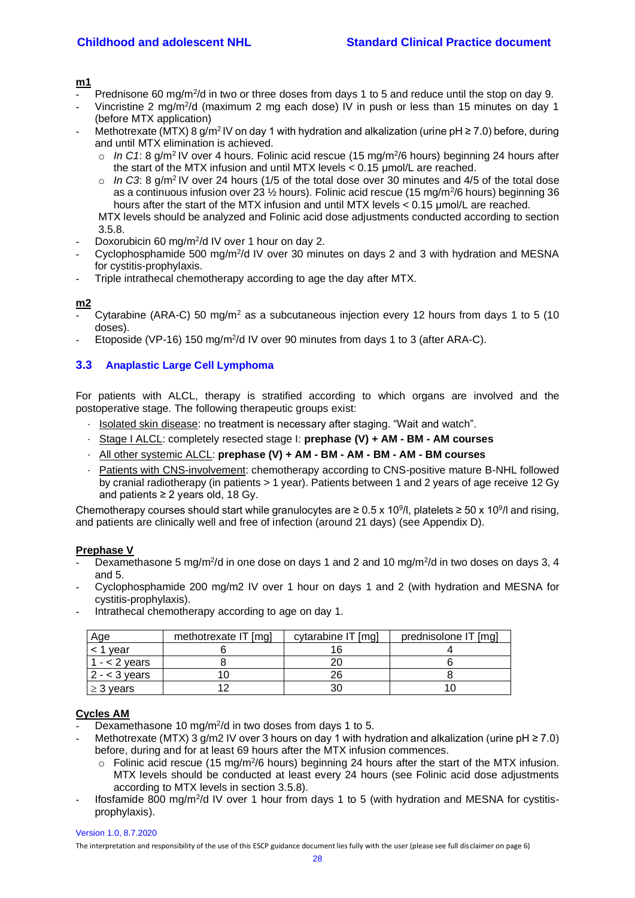**m1**

- Prednisone 60 mg/m²/d in two or three doses from days 1 to 5 and reduce until the stop on day 9.
- Vincristine 2 mg/m²/d (maximum 2 mg each dose) IV in push or less than 15 minutes on day 1 (before MTX application)
- Methotrexate (MTX) 8 g/m² IV on day 1 with hydration and alkalization (urine pH ≥ 7.0) before, during and until MTX elimination is achieved.
  - *In C1*: 8 g/m² IV over 4 hours. Folinic acid rescue (15 mg/m²/6 hours) beginning 24 hours after the start of the MTX infusion and until MTX levels < 0.15 µmol/L are reached.
  - *In C3*: 8 g/m² IV over 24 hours (1/5 of the total dose over 30 minutes and 4/5 of the total dose as a continuous infusion over 23 ½ hours). Folinic acid rescue (15 mg/m²/6 hours) beginning 36 hours after the start of the MTX infusion and until MTX levels < 0.15 µmol/L are reached.

  MTX levels should be analyzed and Folinic acid dose adjustments conducted according to section 3.5.8.
- Doxorubicin 60 mg/m²/d IV over 1 hour on day 2.
- Cyclophosphamide 500 mg/m²/d IV over 30 minutes on days 2 and 3 with hydration and MESNA for cystitis-prophylaxis.
- Triple intrathecal chemotherapy according to age the day after MTX.

**m2**

- Cytarabine (ARA-C) 50 mg/m² as a subcutaneous injection every 12 hours from days 1 to 5 (10 doses).
- Etoposide (VP-16) 150 mg/m²/d IV over 90 minutes from days 1 to 3 (after ARA-C).

## 3.3 Anaplastic Large Cell Lymphoma

For patients with ALCL, therapy is stratified according to which organs are involved and the postoperative stage. The following therapeutic groups exist:

- Isolated skin disease: no treatment is necessary after staging. "Wait and watch".
- Stage I ALCL: completely resected stage I: **prephase (V) + AM - BM - AM courses**
- All other systemic ALCL: **prephase (V) + AM - BM - AM - BM - AM - BM courses**
- Patients with CNS-involvement: chemotherapy according to CNS-positive mature B-NHL followed by cranial radiotherapy (in patients > 1 year). Patients between 1 and 2 years of age receive 12 Gy and patients ≥ 2 years old, 18 Gy.

Chemotherapy courses should start while granulocytes are ≥ 0.5 x 10⁹/l, platelets ≥ 50 x 10⁹/l and rising, and patients are clinically well and free of infection (around 21 days) (see Appendix D).

**Prephase V**

- Dexamethasone 5 mg/m²/d in one dose on days 1 and 2 and 10 mg/m²/d in two doses on days 3, 4 and 5.
- Cyclophosphamide 200 mg/m2 IV over 1 hour on days 1 and 2 (with hydration and MESNA for cystitis-prophylaxis).
- Intrathecal chemotherapy according to age on day 1.

| Age | methotrexate IT [mg] | cytarabine IT [mg] | prednisolone IT [mg] |
|---|---|---|---|
| < 1 year | 6 | 16 | 4 |
| 1 - < 2 years | 8 | 20 | 6 |
| 2 - < 3 years | 10 | 26 | 8 |
| ≥ 3 years | 12 | 30 | 10 |

**Cycles AM**

- Dexamethasone 10 mg/m²/d in two doses from days 1 to 5.
- Methotrexate (MTX) 3 g/m2 IV over 3 hours on day 1 with hydration and alkalization (urine pH ≥ 7.0) before, during and for at least 69 hours after the MTX infusion commences.
  - Folinic acid rescue (15 mg/m²/6 hours) beginning 24 hours after the start of the MTX infusion. MTX levels should be conducted at least every 24 hours (see Folinic acid dose adjustments according to MTX levels in section 3.5.8).
- Ifosfamide 800 mg/m²/d IV over 1 hour from days 1 to 5 (with hydration and MESNA for cystitis-prophylaxis).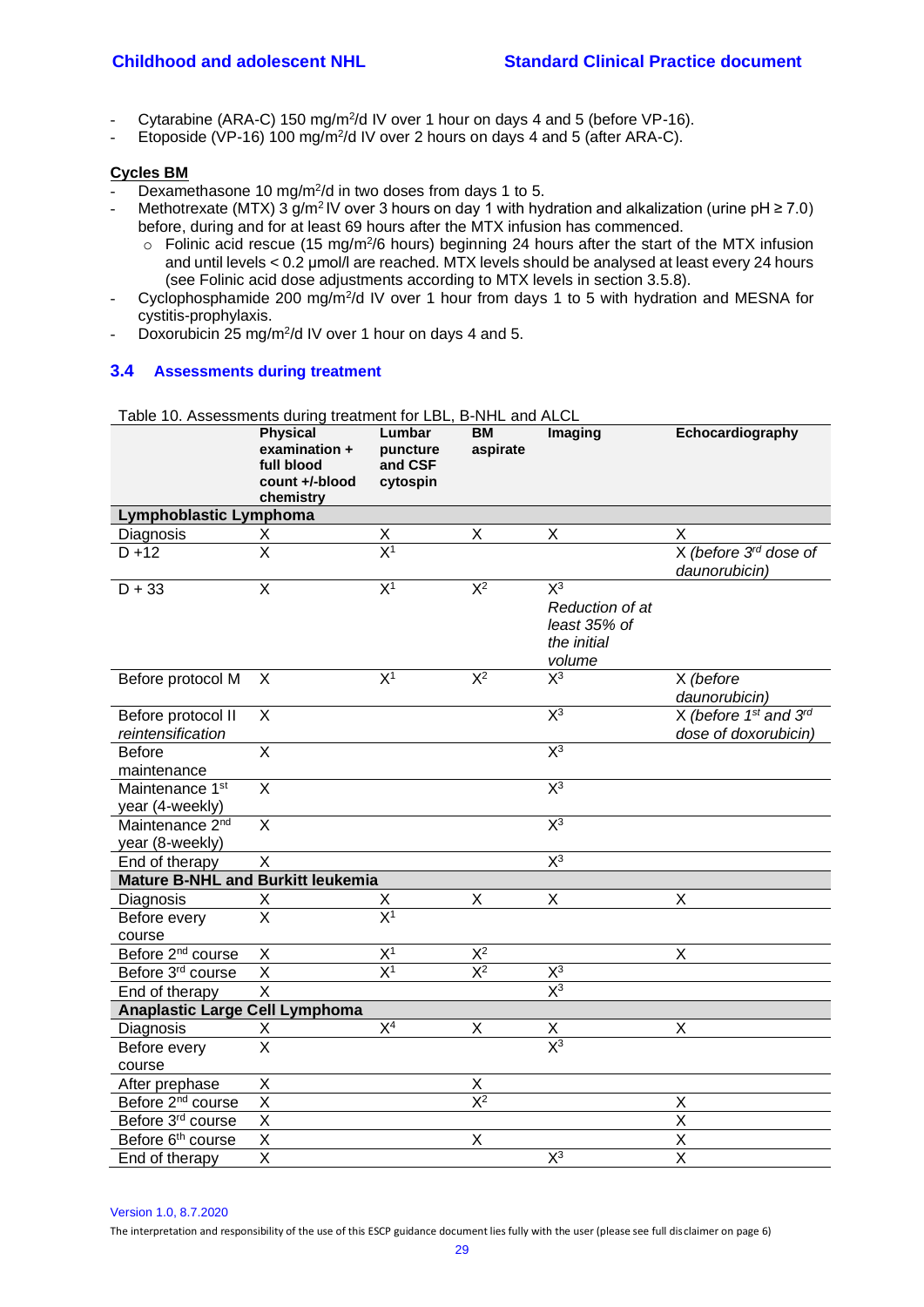- Cytarabine (ARA-C) 150 mg/m²/d IV over 1 hour on days 4 and 5 (before VP-16).
- Etoposide (VP-16) 100 mg/m²/d IV over 2 hours on days 4 and 5 (after ARA-C).

**Cycles BM**

- Dexamethasone 10 mg/m²/d in two doses from days 1 to 5.
- Methotrexate (MTX) 3 g/m² IV over 3 hours on day 1 with hydration and alkalization (urine pH ≥ 7.0) before, during and for at least 69 hours after the MTX infusion has commenced.
  - Folinic acid rescue (15 mg/m²/6 hours) beginning 24 hours after the start of the MTX infusion and until levels < 0.2 µmol/l are reached. MTX levels should be analysed at least every 24 hours (see Folinic acid dose adjustments according to MTX levels in section 3.5.8).
- Cyclophosphamide 200 mg/m²/d IV over 1 hour from days 1 to 5 with hydration and MESNA for cystitis-prophylaxis.
- Doxorubicin 25 mg/m²/d IV over 1 hour on days 4 and 5.

## 3.4 Assessments during treatment

Table 10. Assessments during treatment for LBL, B-NHL and ALCL

| | Physical examination + full blood count +/-blood chemistry | Lumbar puncture and CSF cytospin | BM aspirate | Imaging | Echocardiography |
|---|---|---|---|---|---|
| **Lymphoblastic Lymphoma** | | | | | |
| Diagnosis | X | X | X | X | X |
| D +12 | X | X[1] | | | X *(before 3rd dose of daunorubicin)* |
| D + 33 | X | X[1] | X[2] | X[3] *Reduction of at least 35% of the initial volume* | |
| Before protocol M | X | X[1] | X[2] | X[3] | X *(before daunorubicin)* |
| Before protocol II *reintensification* | X | | | X[3] | X *(before 1st and 3rd dose of doxorubicin)* |
| Before maintenance | X | | | X[3] | |
| Maintenance 1st year (4-weekly) | X | | | X[3] | |
| Maintenance 2nd year (8-weekly) | X | | | X[3] | |
| End of therapy | X | | | X[3] | |
| **Mature B-NHL and Burkitt leukemia** | | | | | |
| Diagnosis | X | X | X | X | X |
| Before every course | X | X[1] | | | |
| Before 2nd course | X | X[1] | X[2] | | X |
| Before 3rd course | X | X[1] | X[2] | X[3] | |
| End of therapy | X | | | X[3] | |
| **Anaplastic Large Cell Lymphoma** | | | | | |
| Diagnosis | X | X[4] | X | X | X |
| Before every course | X | | | X[3] | |
| After prephase | X | | X | | |
| Before 2nd course | X | | X[2] | | X |
| Before 3rd course | X | | | | X |
| Before 6th course | X | | X | | X |
| End of therapy | X | | | X[3] | X |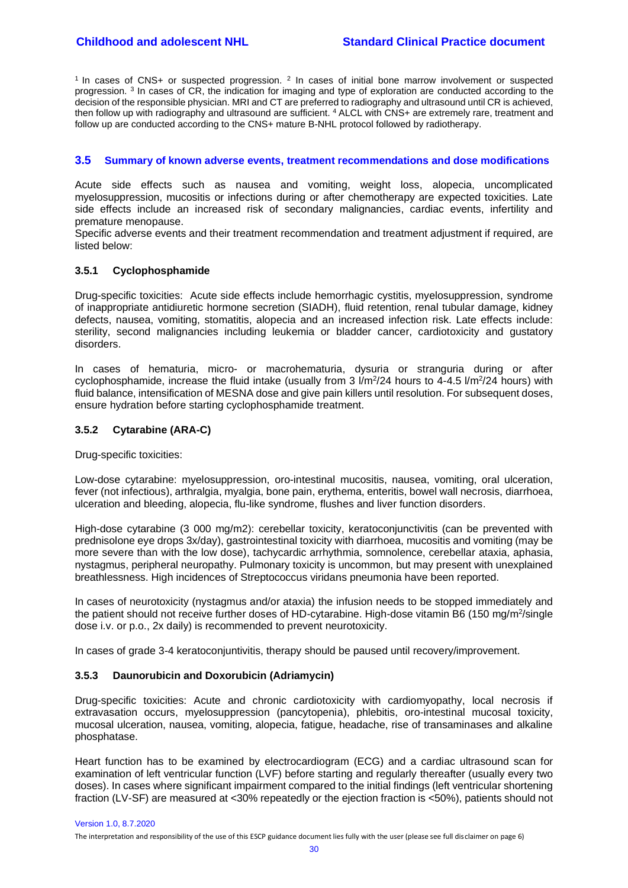[1] In cases of CNS+ or suspected progression. [2] In cases of initial bone marrow involvement or suspected progression. [3] In cases of CR, the indication for imaging and type of exploration are conducted according to the decision of the responsible physician. MRI and CT are preferred to radiography and ultrasound until CR is achieved, then follow up with radiography and ultrasound are sufficient. [4] ALCL with CNS+ are extremely rare, treatment and follow up are conducted according to the CNS+ mature B-NHL protocol followed by radiotherapy.

## 3.5 Summary of known adverse events, treatment recommendations and dose modifications

Acute side effects such as nausea and vomiting, weight loss, alopecia, uncomplicated myelosuppression, mucositis or infections during or after chemotherapy are expected toxicities. Late side effects include an increased risk of secondary malignancies, cardiac events, infertility and premature menopause.

Specific adverse events and their treatment recommendation and treatment adjustment if required, are listed below:

### 3.5.1 Cyclophosphamide

Drug-specific toxicities: Acute side effects include hemorrhagic cystitis, myelosuppression, syndrome of inappropriate antidiuretic hormone secretion (SIADH), fluid retention, renal tubular damage, kidney defects, nausea, vomiting, stomatitis, alopecia and an increased infection risk. Late effects include: sterility, second malignancies including leukemia or bladder cancer, cardiotoxicity and gustatory disorders.

In cases of hematuria, micro- or macrohematuria, dysuria or stranguria during or after cyclophosphamide, increase the fluid intake (usually from 3 $l/m^2$/24 hours to 4-4.5 $l/m^2$/24 hours) with fluid balance, intensification of MESNA dose and give pain killers until resolution. For subsequent doses, ensure hydration before starting cyclophosphamide treatment.

### 3.5.2 Cytarabine (ARA-C)

Drug-specific toxicities:

Low-dose cytarabine: myelosuppression, oro-intestinal mucositis, nausea, vomiting, oral ulceration, fever (not infectious), arthralgia, myalgia, bone pain, erythema, enteritis, bowel wall necrosis, diarrhoea, ulceration and bleeding, alopecia, flu-like syndrome, flushes and liver function disorders.

High-dose cytarabine (3 000 mg/m2): cerebellar toxicity, keratoconjunctivitis (can be prevented with prednisolone eye drops 3x/day), gastrointestinal toxicity with diarrhoea, mucositis and vomiting (may be more severe than with the low dose), tachycardic arrhythmia, somnolence, cerebellar ataxia, aphasia, nystagmus, peripheral neuropathy. Pulmonary toxicity is uncommon, but may present with unexplained breathlessness. High incidences of Streptococcus viridans pneumonia have been reported.

In cases of neurotoxicity (nystagmus and/or ataxia) the infusion needs to be stopped immediately and the patient should not receive further doses of HD-cytarabine. High-dose vitamin B6 (150 $mg/m^2$/single dose i.v. or p.o., 2x daily) is recommended to prevent neurotoxicity.

In cases of grade 3-4 keratoconjuntivitis, therapy should be paused until recovery/improvement.

### 3.5.3 Daunorubicin and Doxorubicin (Adriamycin)

Drug-specific toxicities: Acute and chronic cardiotoxicity with cardiomyopathy, local necrosis if extravasation occurs, myelosuppression (pancytopenia), phlebitis, oro-intestinal mucosal toxicity, mucosal ulceration, nausea, vomiting, alopecia, fatigue, headache, rise of transaminases and alkaline phosphatase.

Heart function has to be examined by electrocardiogram (ECG) and a cardiac ultrasound scan for examination of left ventricular function (LVF) before starting and regularly thereafter (usually every two doses). In cases where significant impairment compared to the initial findings (left ventricular shortening fraction (LV-SF) are measured at <30% repeatedly or the ejection fraction is <50%), patients should not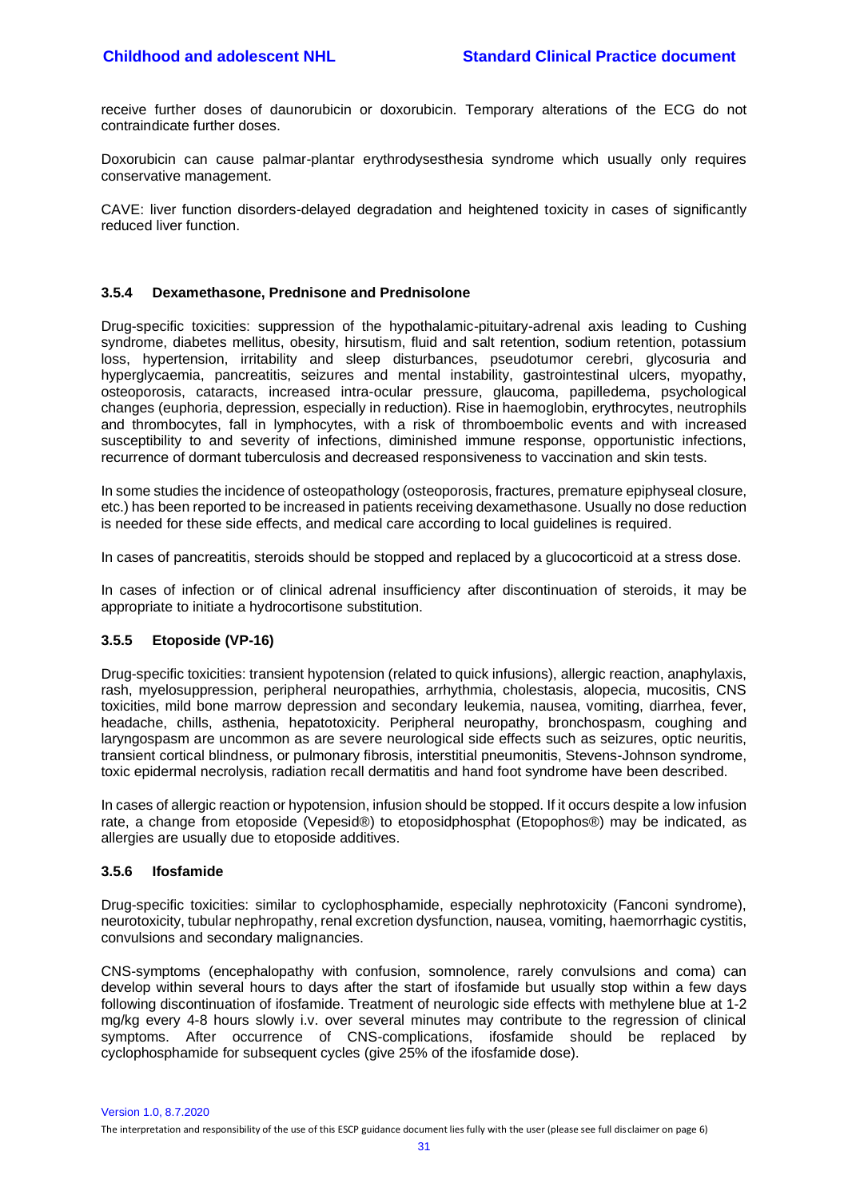receive further doses of daunorubicin or doxorubicin. Temporary alterations of the ECG do not contraindicate further doses.

Doxorubicin can cause palmar-plantar erythrodysesthesia syndrome which usually only requires conservative management.

CAVE: liver function disorders-delayed degradation and heightened toxicity in cases of significantly reduced liver function.

### 3.5.4 Dexamethasone, Prednisone and Prednisolone

Drug-specific toxicities: suppression of the hypothalamic-pituitary-adrenal axis leading to Cushing syndrome, diabetes mellitus, obesity, hirsutism, fluid and salt retention, sodium retention, potassium loss, hypertension, irritability and sleep disturbances, pseudotumor cerebri, glycosuria and hyperglycaemia, pancreatitis, seizures and mental instability, gastrointestinal ulcers, myopathy, osteoporosis, cataracts, increased intra-ocular pressure, glaucoma, papilledema, psychological changes (euphoria, depression, especially in reduction). Rise in haemoglobin, erythrocytes, neutrophils and thrombocytes, fall in lymphocytes, with a risk of thromboembolic events and with increased susceptibility to and severity of infections, diminished immune response, opportunistic infections, recurrence of dormant tuberculosis and decreased responsiveness to vaccination and skin tests.

In some studies the incidence of osteopathology (osteoporosis, fractures, premature epiphyseal closure, etc.) has been reported to be increased in patients receiving dexamethasone. Usually no dose reduction is needed for these side effects, and medical care according to local guidelines is required.

In cases of pancreatitis, steroids should be stopped and replaced by a glucocorticoid at a stress dose.

In cases of infection or of clinical adrenal insufficiency after discontinuation of steroids, it may be appropriate to initiate a hydrocortisone substitution.

### 3.5.5 Etoposide (VP-16)

Drug-specific toxicities: transient hypotension (related to quick infusions), allergic reaction, anaphylaxis, rash, myelosuppression, peripheral neuropathies, arrhythmia, cholestasis, alopecia, mucositis, CNS toxicities, mild bone marrow depression and secondary leukemia, nausea, vomiting, diarrhea, fever, headache, chills, asthenia, hepatotoxicity. Peripheral neuropathy, bronchospasm, coughing and laryngospasm are uncommon as are severe neurological side effects such as seizures, optic neuritis, transient cortical blindness, or pulmonary fibrosis, interstitial pneumonitis, Stevens-Johnson syndrome, toxic epidermal necrolysis, radiation recall dermatitis and hand foot syndrome have been described.

In cases of allergic reaction or hypotension, infusion should be stopped. If it occurs despite a low infusion rate, a change from etoposide (Vepesid®) to etoposidphosphat (Etopophos®) may be indicated, as allergies are usually due to etoposide additives.

### 3.5.6 Ifosfamide

Drug-specific toxicities: similar to cyclophosphamide, especially nephrotoxicity (Fanconi syndrome), neurotoxicity, tubular nephropathy, renal excretion dysfunction, nausea, vomiting, haemorrhagic cystitis, convulsions and secondary malignancies.

CNS-symptoms (encephalopathy with confusion, somnolence, rarely convulsions and coma) can develop within several hours to days after the start of ifosfamide but usually stop within a few days following discontinuation of ifosfamide. Treatment of neurologic side effects with methylene blue at 1-2 mg/kg every 4-8 hours slowly i.v. over several minutes may contribute to the regression of clinical symptoms. After occurrence of CNS-complications, ifosfamide should be replaced by cyclophosphamide for subsequent cycles (give 25% of the ifosfamide dose).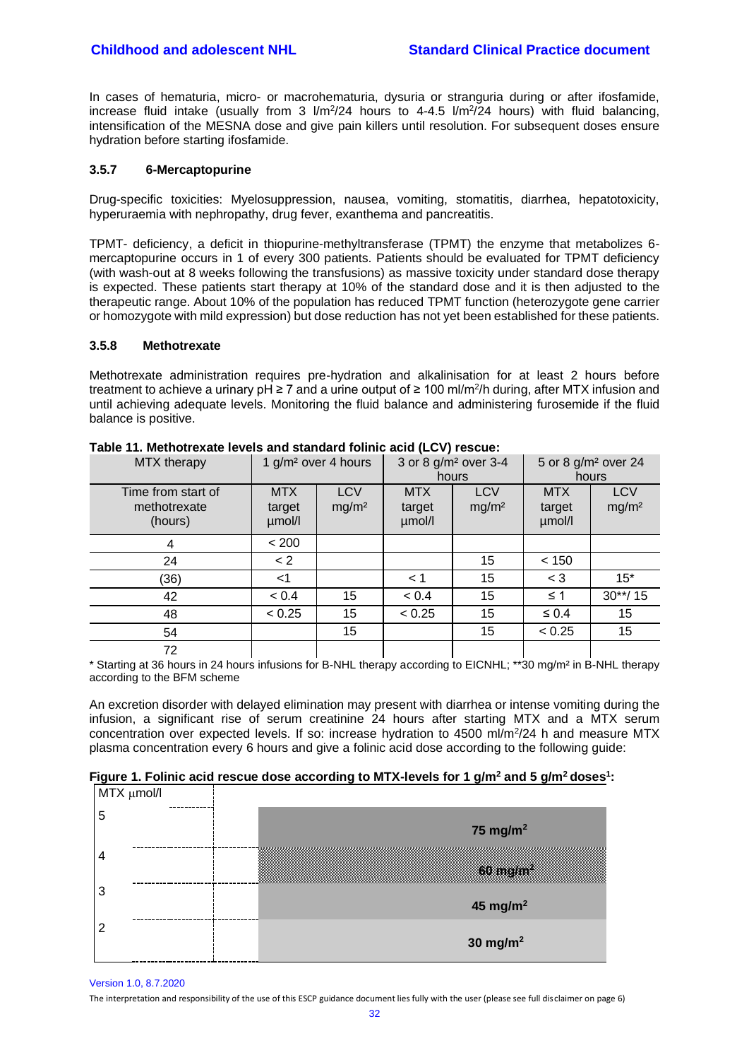In cases of hematuria, micro- or macrohematuria, dysuria or stranguria during or after ifosfamide, increase fluid intake (usually from 3 $l/m^2/24$ hours to 4-4.5 $l/m^2/24$ hours) with fluid balancing, intensification of the MESNA dose and give pain killers until resolution. For subsequent doses ensure hydration before starting ifosfamide.

### 3.5.7 6-Mercaptopurine

Drug-specific toxicities: Myelosuppression, nausea, vomiting, stomatitis, diarrhea, hepatotoxicity, hyperuraemia with nephropathy, drug fever, exanthema and pancreatitis.

TPMT- deficiency, a deficit in thiopurine-methyltransferase (TPMT) the enzyme that metabolizes 6-mercaptopurine occurs in 1 of every 300 patients. Patients should be evaluated for TPMT deficiency (with wash-out at 8 weeks following the transfusions) as massive toxicity under standard dose therapy is expected. These patients start therapy at 10% of the standard dose and it is then adjusted to the therapeutic range. About 10% of the population has reduced TPMT function (heterozygote gene carrier or homozygote with mild expression) but dose reduction has not yet been established for these patients.

### 3.5.8 Methotrexate

Methotrexate administration requires pre-hydration and alkalinisation for at least 2 hours before treatment to achieve a urinary pH ≥ 7 and a urine output of ≥ 100 $ml/m^2/h$ during, after MTX infusion and until achieving adequate levels. Monitoring the fluid balance and administering furosemide if the fluid balance is positive.

**Table 11. Methotrexate levels and standard folinic acid (LCV) rescue:**

| MTX therapy | 1 g/m² over 4 hours | | 3 or 8 g/m² over 3-4 hours | | 5 or 8 g/m² over 24 hours | |
|---|---|---|---|---|---|---|
| Time from start of methotrexate (hours) | MTX target µmol/l | LCV mg/m² | MTX target µmol/l | LCV mg/m² | MTX target µmol/l | LCV mg/m² |
| 4 | < 200 | | | | | |
| 24 | < 2 | | | 15 | < 150 | |
| (36) | <1 | | < 1 | 15 | < 3 | 15* |
| 42 | < 0.4 | 15 | < 0.4 | 15 | ≤ 1 | 30**/ 15 |
| 48 | < 0.25 | 15 | < 0.25 | 15 | ≤ 0.4 | 15 |
| 54 | | 15 | | 15 | < 0.25 | 15 |
| 72 | | | | | | |

\* Starting at 36 hours in 24 hours infusions for B-NHL therapy according to EICNHL; **30 mg/m² in B-NHL therapy according to the BFM scheme

An excretion disorder with delayed elimination may present with diarrhea or intense vomiting during the infusion, a significant rise of serum creatinine 24 hours after starting MTX and a MTX serum concentration over expected levels. If so: increase hydration to 4500 $ml/m^2/24$ h and measure MTX plasma concentration every 6 hours and give a folinic acid dose according to the following guide:

**Figure 1. Folinic acid rescue dose according to MTX-levels for 1 g/m² and 5 g/m² doses[1]:**

| MTX µmol/l | Folinic acid dose |
|---|---|
| 5 | 75 mg/m² |
| 4 | 60 mg/m² |
| 3 | 45 mg/m² |
| 2 | 30 mg/m² |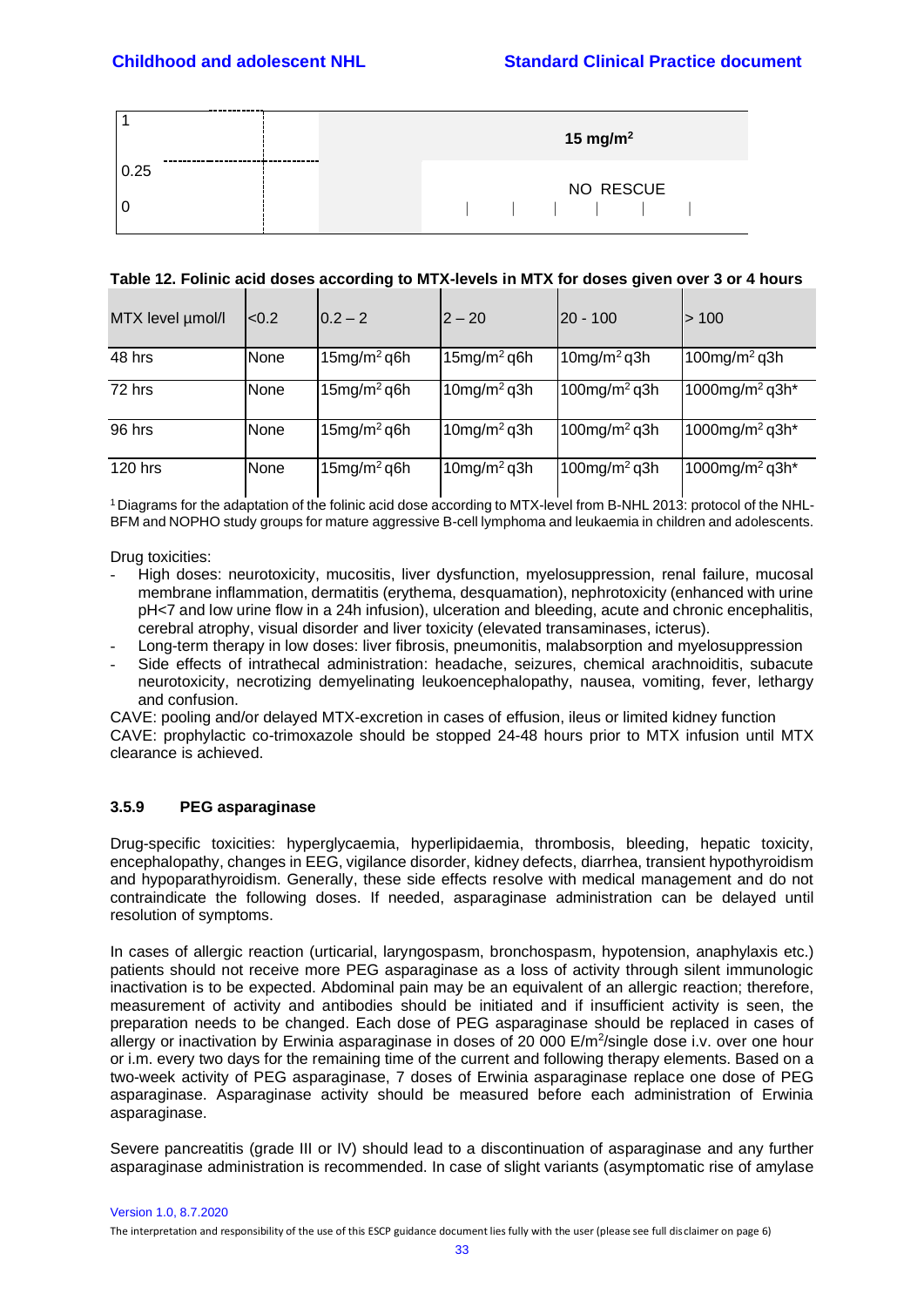| | | |
|---|---|---|
| 1 | | 15 mg/m² |
| 0.25 | | NO RESCUE |
| 0 | | |

**Table 12. Folinic acid doses according to MTX-levels in MTX for doses given over 3 or 4 hours**

| MTX level µmol/l | <0.2 | 0.2 – 2 | 2 – 20 | 20 - 100 | > 100 |
|---|---|---|---|---|---|
| 48 hrs | None | 15mg/m² q6h | 15mg/m² q6h | 10mg/m² q3h | 100mg/m² q3h |
| 72 hrs | None | 15mg/m² q6h | 10mg/m² q3h | 100mg/m² q3h | 1000mg/m² q3h* |
| 96 hrs | None | 15mg/m² q6h | 10mg/m² q3h | 100mg/m² q3h | 1000mg/m² q3h* |
| 120 hrs | None | 15mg/m² q6h | 10mg/m² q3h | 100mg/m² q3h | 1000mg/m² q3h* |

[1] Diagrams for the adaptation of the folinic acid dose according to MTX-level from B-NHL 2013: protocol of the NHL-BFM and NOPHO study groups for mature aggressive B-cell lymphoma and leukaemia in children and adolescents.

Drug toxicities:

- High doses: neurotoxicity, mucositis, liver dysfunction, myelosuppression, renal failure, mucosal membrane inflammation, dermatitis (erythema, desquamation), nephrotoxicity (enhanced with urine pH<7 and low urine flow in a 24h infusion), ulceration and bleeding, acute and chronic encephalitis, cerebral atrophy, visual disorder and liver toxicity (elevated transaminases, icterus).
- Long-term therapy in low doses: liver fibrosis, pneumonitis, malabsorption and myelosuppression
- Side effects of intrathecal administration: headache, seizures, chemical arachnoiditis, subacute neurotoxicity, necrotizing demyelinating leukoencephalopathy, nausea, vomiting, fever, lethargy and confusion.

CAVE: pooling and/or delayed MTX-excretion in cases of effusion, ileus or limited kidney function
CAVE: prophylactic co-trimoxazole should be stopped 24-48 hours prior to MTX infusion until MTX clearance is achieved.

#### 3.5.9 PEG asparaginase

Drug-specific toxicities: hyperglycaemia, hyperlipidaemia, thrombosis, bleeding, hepatic toxicity, encephalopathy, changes in EEG, vigilance disorder, kidney defects, diarrhea, transient hypothyroidism and hypoparathyroidism. Generally, these side effects resolve with medical management and do not contraindicate the following doses. If needed, asparaginase administration can be delayed until resolution of symptoms.

In cases of allergic reaction (urticarial, laryngospasm, bronchospasm, hypotension, anaphylaxis etc.) patients should not receive more PEG asparaginase as a loss of activity through silent immunologic inactivation is to be expected. Abdominal pain may be an equivalent of an allergic reaction; therefore, measurement of activity and antibodies should be initiated and if insufficient activity is seen, the preparation needs to be changed. Each dose of PEG asparaginase should be replaced in cases of allergy or inactivation by Erwinia asparaginase in doses of 20 000 E/m²/single dose i.v. over one hour or i.m. every two days for the remaining time of the current and following therapy elements. Based on a two-week activity of PEG asparaginase, 7 doses of Erwinia asparaginase replace one dose of PEG asparaginase. Asparaginase activity should be measured before each administration of Erwinia asparaginase.

Severe pancreatitis (grade III or IV) should lead to a discontinuation of asparaginase and any further asparaginase administration is recommended. In case of slight variants (asymptomatic rise of amylase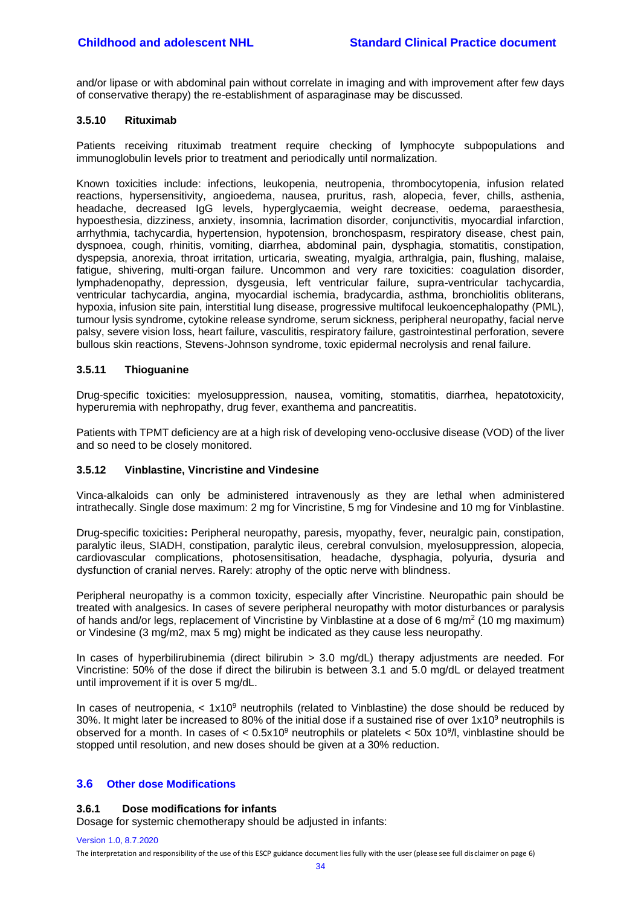and/or lipase or with abdominal pain without correlate in imaging and with improvement after few days of conservative therapy) the re-establishment of asparaginase may be discussed.

#### 3.5.10 Rituximab

Patients receiving rituximab treatment require checking of lymphocyte subpopulations and immunoglobulin levels prior to treatment and periodically until normalization.

Known toxicities include: infections, leukopenia, neutropenia, thrombocytopenia, infusion related reactions, hypersensitivity, angioedema, nausea, pruritus, rash, alopecia, fever, chills, asthenia, headache, decreased IgG levels, hyperglycaemia, weight decrease, oedema, paraesthesia, hypoesthesia, dizziness, anxiety, insomnia, lacrimation disorder, conjunctivitis, myocardial infarction, arrhythmia, tachycardia, hypertension, hypotension, bronchospasm, respiratory disease, chest pain, dyspnoea, cough, rhinitis, vomiting, diarrhea, abdominal pain, dysphagia, stomatitis, constipation, dyspepsia, anorexia, throat irritation, urticaria, sweating, myalgia, arthralgia, pain, flushing, malaise, fatigue, shivering, multi-organ failure. Uncommon and very rare toxicities: coagulation disorder, lymphadenopathy, depression, dysgeusia, left ventricular failure, supra-ventricular tachycardia, ventricular tachycardia, angina, myocardial ischemia, bradycardia, asthma, bronchiolitis obliterans, hypoxia, infusion site pain, interstitial lung disease, progressive multifocal leukoencephalopathy (PML), tumour lysis syndrome, cytokine release syndrome, serum sickness, peripheral neuropathy, facial nerve palsy, severe vision loss, heart failure, vasculitis, respiratory failure, gastrointestinal perforation, severe bullous skin reactions, Stevens-Johnson syndrome, toxic epidermal necrolysis and renal failure.

#### 3.5.11 Thioguanine

Drug-specific toxicities: myelosuppression, nausea, vomiting, stomatitis, diarrhea, hepatotoxicity, hyperuremia with nephropathy, drug fever, exanthema and pancreatitis.

Patients with TPMT deficiency are at a high risk of developing veno-occlusive disease (VOD) of the liver and so need to be closely monitored.

#### 3.5.12 Vinblastine, Vincristine and Vindesine

Vinca-alkaloids can only be administered intravenously as they are lethal when administered intrathecally. Single dose maximum: 2 mg for Vincristine, 5 mg for Vindesine and 10 mg for Vinblastine.

Drug-specific toxicities**:** Peripheral neuropathy, paresis, myopathy, fever, neuralgic pain, constipation, paralytic ileus, SIADH, constipation, paralytic ileus, cerebral convulsion, myelosuppression, alopecia, cardiovascular complications, photosensitisation, headache, dysphagia, polyuria, dysuria and dysfunction of cranial nerves. Rarely: atrophy of the optic nerve with blindness.

Peripheral neuropathy is a common toxicity, especially after Vincristine. Neuropathic pain should be treated with analgesics. In cases of severe peripheral neuropathy with motor disturbances or paralysis of hands and/or legs, replacement of Vincristine by Vinblastine at a dose of 6 mg/m$^2$ (10 mg maximum) or Vindesine (3 mg/m2, max 5 mg) might be indicated as they cause less neuropathy.

In cases of hyperbilirubinemia (direct bilirubin > 3.0 mg/dL) therapy adjustments are needed. For Vincristine: 50% of the dose if direct the bilirubin is between 3.1 and 5.0 mg/dL or delayed treatment until improvement if it is over 5 mg/dL.

In cases of neutropenia, < $1x10^9$ neutrophils (related to Vinblastine) the dose should be reduced by 30%. It might later be increased to 80% of the initial dose if a sustained rise of over $1x10^9$ neutrophils is observed for a month. In cases of < $0.5x10^9$ neutrophils or platelets < 50x $10^9$/l, vinblastine should be stopped until resolution, and new doses should be given at a 30% reduction.

## 3.6 Other dose Modifications

#### 3.6.1 Dose modifications for infants

Dosage for systemic chemotherapy should be adjusted in infants: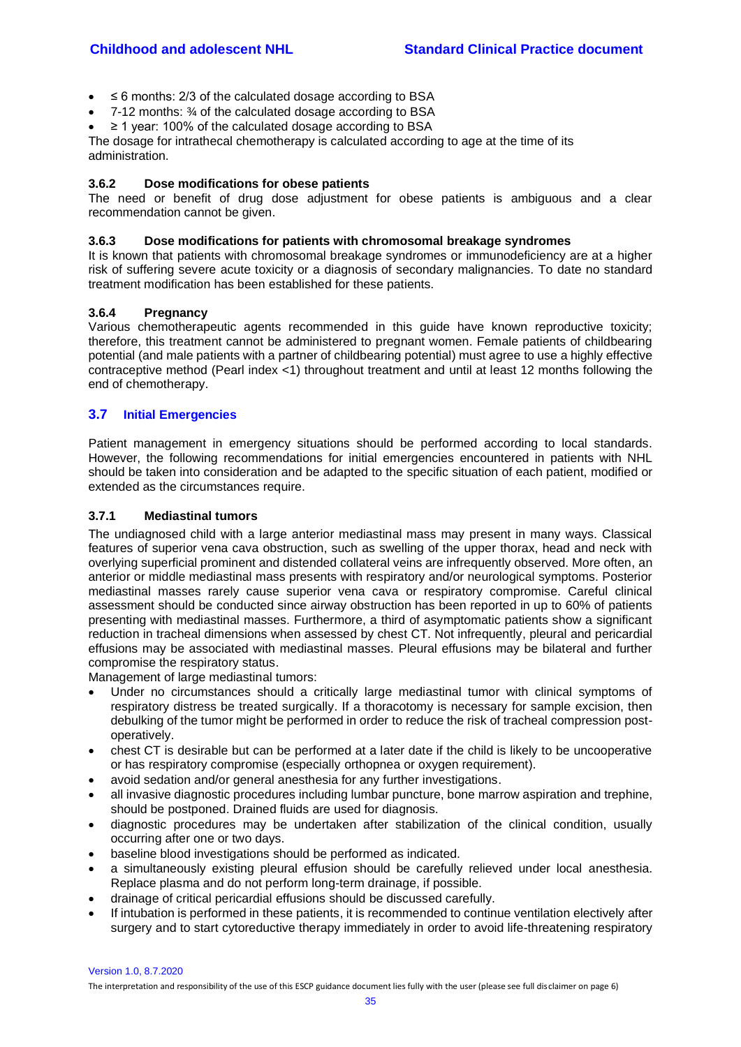- ≤ 6 months: 2/3 of the calculated dosage according to BSA
- 7-12 months: ¾ of the calculated dosage according to BSA
- ≥ 1 year: 100% of the calculated dosage according to BSA

The dosage for intrathecal chemotherapy is calculated according to age at the time of its administration.

### 3.6.2 Dose modifications for obese patients

The need or benefit of drug dose adjustment for obese patients is ambiguous and a clear recommendation cannot be given.

### 3.6.3 Dose modifications for patients with chromosomal breakage syndromes

It is known that patients with chromosomal breakage syndromes or immunodeficiency are at a higher risk of suffering severe acute toxicity or a diagnosis of secondary malignancies. To date no standard treatment modification has been established for these patients.

### 3.6.4 Pregnancy

Various chemotherapeutic agents recommended in this guide have known reproductive toxicity; therefore, this treatment cannot be administered to pregnant women. Female patients of childbearing potential (and male patients with a partner of childbearing potential) must agree to use a highly effective contraceptive method (Pearl index <1) throughout treatment and until at least 12 months following the end of chemotherapy.

## 3.7 Initial Emergencies

Patient management in emergency situations should be performed according to local standards. However, the following recommendations for initial emergencies encountered in patients with NHL should be taken into consideration and be adapted to the specific situation of each patient, modified or extended as the circumstances require.

### 3.7.1 Mediastinal tumors

The undiagnosed child with a large anterior mediastinal mass may present in many ways. Classical features of superior vena cava obstruction, such as swelling of the upper thorax, head and neck with overlying superficial prominent and distended collateral veins are infrequently observed. More often, an anterior or middle mediastinal mass presents with respiratory and/or neurological symptoms. Posterior mediastinal masses rarely cause superior vena cava or respiratory compromise. Careful clinical assessment should be conducted since airway obstruction has been reported in up to 60% of patients presenting with mediastinal masses. Furthermore, a third of asymptomatic patients show a significant reduction in tracheal dimensions when assessed by chest CT. Not infrequently, pleural and pericardial effusions may be associated with mediastinal masses. Pleural effusions may be bilateral and further compromise the respiratory status.

Management of large mediastinal tumors:

- Under no circumstances should a critically large mediastinal tumor with clinical symptoms of respiratory distress be treated surgically. If a thoracotomy is necessary for sample excision, then debulking of the tumor might be performed in order to reduce the risk of tracheal compression post-operatively.
- chest CT is desirable but can be performed at a later date if the child is likely to be uncooperative or has respiratory compromise (especially orthopnea or oxygen requirement).
- avoid sedation and/or general anesthesia for any further investigations.
- all invasive diagnostic procedures including lumbar puncture, bone marrow aspiration and trephine, should be postponed. Drained fluids are used for diagnosis.
- diagnostic procedures may be undertaken after stabilization of the clinical condition, usually occurring after one or two days.
- baseline blood investigations should be performed as indicated.
- a simultaneously existing pleural effusion should be carefully relieved under local anesthesia. Replace plasma and do not perform long-term drainage, if possible.
- drainage of critical pericardial effusions should be discussed carefully.
- If intubation is performed in these patients, it is recommended to continue ventilation electively after surgery and to start cytoreductive therapy immediately in order to avoid life-threatening respiratory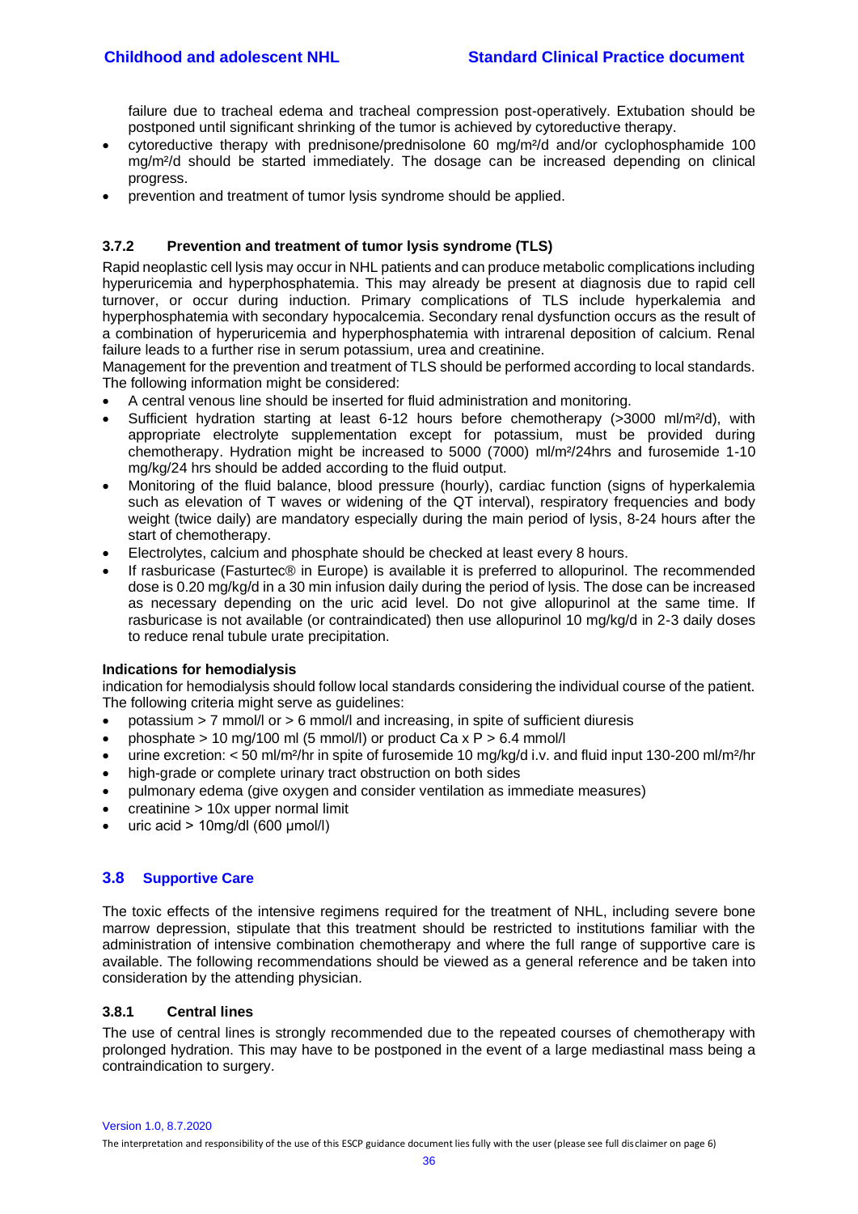failure due to tracheal edema and tracheal compression post-operatively. Extubation should be postponed until significant shrinking of the tumor is achieved by cytoreductive therapy.

- cytoreductive therapy with prednisone/prednisolone 60 mg/m²/d and/or cyclophosphamide 100 mg/m²/d should be started immediately. The dosage can be increased depending on clinical progress.
- prevention and treatment of tumor lysis syndrome should be applied.

### 3.7.2 Prevention and treatment of tumor lysis syndrome (TLS)

Rapid neoplastic cell lysis may occur in NHL patients and can produce metabolic complications including hyperuricemia and hyperphosphatemia. This may already be present at diagnosis due to rapid cell turnover, or occur during induction. Primary complications of TLS include hyperkalemia and hyperphosphatemia with secondary hypocalcemia. Secondary renal dysfunction occurs as the result of a combination of hyperuricemia and hyperphosphatemia with intrarenal deposition of calcium. Renal failure leads to a further rise in serum potassium, urea and creatinine.

Management for the prevention and treatment of TLS should be performed according to local standards. The following information might be considered:

- A central venous line should be inserted for fluid administration and monitoring.
- Sufficient hydration starting at least 6-12 hours before chemotherapy (>3000 ml/m²/d), with appropriate electrolyte supplementation except for potassium, must be provided during chemotherapy. Hydration might be increased to 5000 (7000) ml/m²/24hrs and furosemide 1-10 mg/kg/24 hrs should be added according to the fluid output.
- Monitoring of the fluid balance, blood pressure (hourly), cardiac function (signs of hyperkalemia such as elevation of T waves or widening of the QT interval), respiratory frequencies and body weight (twice daily) are mandatory especially during the main period of lysis, 8-24 hours after the start of chemotherapy.
- Electrolytes, calcium and phosphate should be checked at least every 8 hours.
- If rasburicase (Fasturtec® in Europe) is available it is preferred to allopurinol. The recommended dose is 0.20 mg/kg/d in a 30 min infusion daily during the period of lysis. The dose can be increased as necessary depending on the uric acid level. Do not give allopurinol at the same time. If rasburicase is not available (or contraindicated) then use allopurinol 10 mg/kg/d in 2-3 daily doses to reduce renal tubule urate precipitation.

**Indications for hemodialysis**

indication for hemodialysis should follow local standards considering the individual course of the patient. The following criteria might serve as guidelines:

- potassium > 7 mmol/l or > 6 mmol/l and increasing, in spite of sufficient diuresis
- phosphate > 10 mg/100 ml (5 mmol/l) or product Ca x P > 6.4 mmol/l
- urine excretion: < 50 ml/m²/hr in spite of furosemide 10 mg/kg/d i.v. and fluid input 130-200 ml/m²/hr
- high-grade or complete urinary tract obstruction on both sides
- pulmonary edema (give oxygen and consider ventilation as immediate measures)
- creatinine > 10x upper normal limit
- uric acid > 10mg/dl (600 µmol/l)

## 3.8 Supportive Care

The toxic effects of the intensive regimens required for the treatment of NHL, including severe bone marrow depression, stipulate that this treatment should be restricted to institutions familiar with the administration of intensive combination chemotherapy and where the full range of supportive care is available. The following recommendations should be viewed as a general reference and be taken into consideration by the attending physician.

### 3.8.1 Central lines

The use of central lines is strongly recommended due to the repeated courses of chemotherapy with prolonged hydration. This may have to be postponed in the event of a large mediastinal mass being a contraindication to surgery.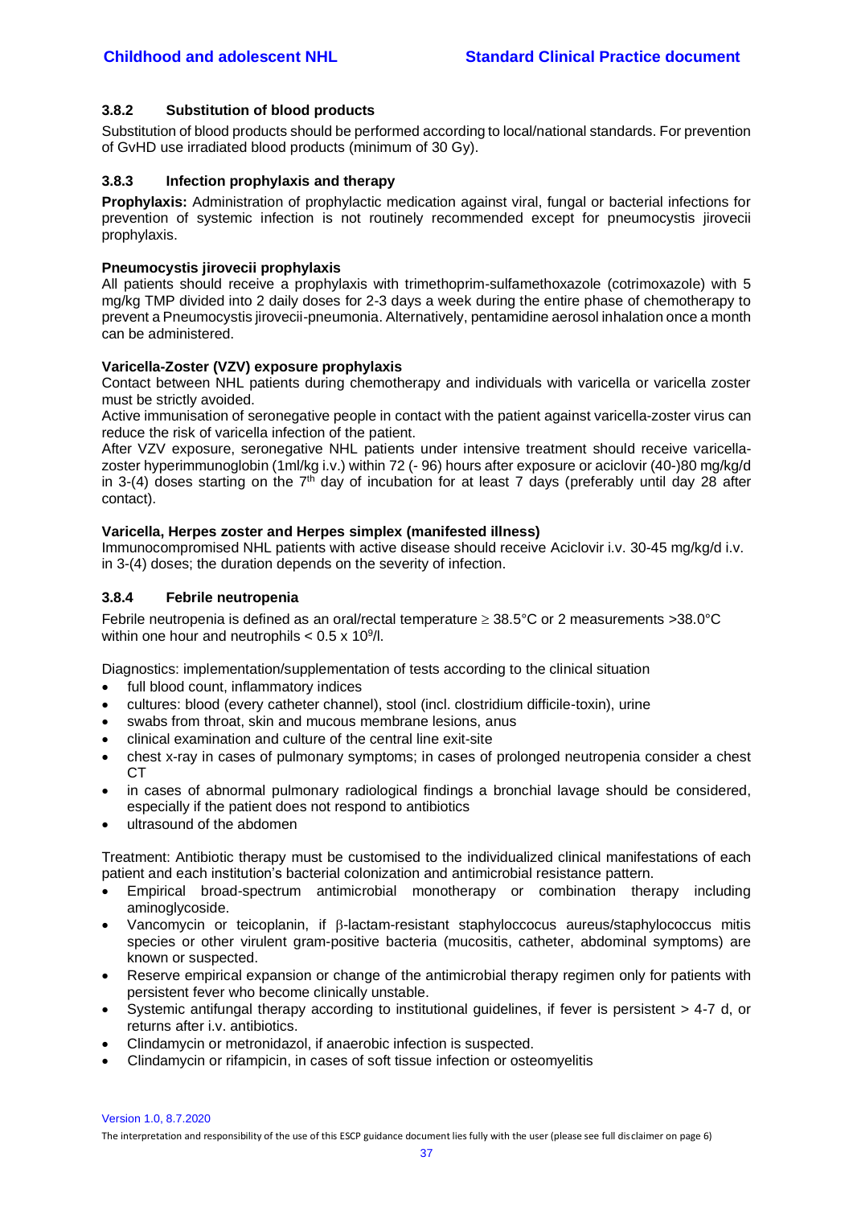### 3.8.2 Substitution of blood products

Substitution of blood products should be performed according to local/national standards. For prevention of GvHD use irradiated blood products (minimum of 30 Gy).

### 3.8.3 Infection prophylaxis and therapy

**Prophylaxis:** Administration of prophylactic medication against viral, fungal or bacterial infections for prevention of systemic infection is not routinely recommended except for pneumocystis jirovecii prophylaxis.

**Pneumocystis jirovecii prophylaxis**

All patients should receive a prophylaxis with trimethoprim-sulfamethoxazole (cotrimoxazole) with 5 mg/kg TMP divided into 2 daily doses for 2-3 days a week during the entire phase of chemotherapy to prevent a Pneumocystis jirovecii-pneumonia. Alternatively, pentamidine aerosol inhalation once a month can be administered.

**Varicella-Zoster (VZV) exposure prophylaxis**

Contact between NHL patients during chemotherapy and individuals with varicella or varicella zoster must be strictly avoided.

Active immunisation of seronegative people in contact with the patient against varicella-zoster virus can reduce the risk of varicella infection of the patient.

After VZV exposure, seronegative NHL patients under intensive treatment should receive varicella-zoster hyperimmunoglobin (1ml/kg i.v.) within 72 (- 96) hours after exposure or aciclovir (40-)80 mg/kg/d in 3-(4) doses starting on the 7th day of incubation for at least 7 days (preferably until day 28 after contact).

**Varicella, Herpes zoster and Herpes simplex (manifested illness)**

Immunocompromised NHL patients with active disease should receive Aciclovir i.v. 30-45 mg/kg/d i.v. in 3-(4) doses; the duration depends on the severity of infection.

### 3.8.4 Febrile neutropenia

Febrile neutropenia is defined as an oral/rectal temperature ≥ 38.5°C or 2 measurements >38.0°C within one hour and neutrophils < $0.5 \times 10^9$/l.

Diagnostics: implementation/supplementation of tests according to the clinical situation

- full blood count, inflammatory indices
- cultures: blood (every catheter channel), stool (incl. clostridium difficile-toxin), urine
- swabs from throat, skin and mucous membrane lesions, anus
- clinical examination and culture of the central line exit-site
- chest x-ray in cases of pulmonary symptoms; in cases of prolonged neutropenia consider a chest CT
- in cases of abnormal pulmonary radiological findings a bronchial lavage should be considered, especially if the patient does not respond to antibiotics
- ultrasound of the abdomen

Treatment: Antibiotic therapy must be customised to the individualized clinical manifestations of each patient and each institution's bacterial colonization and antimicrobial resistance pattern.

- Empirical broad-spectrum antimicrobial monotherapy or combination therapy including aminoglycoside.
- Vancomycin or teicoplanin, if β-lactam-resistant staphyloccocus aureus/staphylococcus mitis species or other virulent gram-positive bacteria (mucositis, catheter, abdominal symptoms) are known or suspected.
- Reserve empirical expansion or change of the antimicrobial therapy regimen only for patients with persistent fever who become clinically unstable.
- Systemic antifungal therapy according to institutional guidelines, if fever is persistent > 4-7 d, or returns after i.v. antibiotics.
- Clindamycin or metronidazol, if anaerobic infection is suspected.
- Clindamycin or rifampicin, in cases of soft tissue infection or osteomyelitis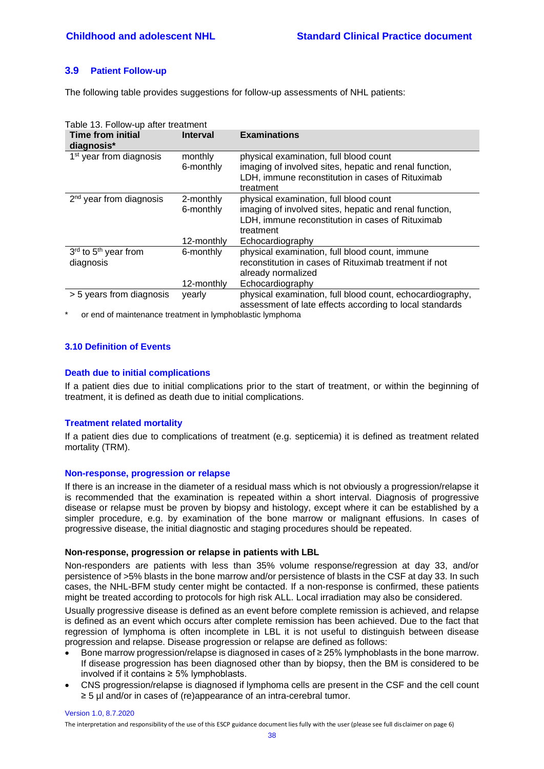### 3.9 Patient Follow-up

The following table provides suggestions for follow-up assessments of NHL patients:

Table 13. Follow-up after treatment

| Time from initial diagnosis* | Interval | Examinations |
|---|---|---|
| 1st year from diagnosis | monthly | physical examination, full blood count |
| | 6-monthly | imaging of involved sites, hepatic and renal function, LDH, immune reconstitution in cases of Rituximab treatment |
| 2nd year from diagnosis | 2-monthly | physical examination, full blood count |
| | 6-monthly | imaging of involved sites, hepatic and renal function, LDH, immune reconstitution in cases of Rituximab treatment |
| | 12-monthly | Echocardiography |
| 3rd to 5th year from diagnosis | 6-monthly | physical examination, full blood count, immune reconstitution in cases of Rituximab treatment if not already normalized |
| | 12-monthly | Echocardiography |
| > 5 years from diagnosis | yearly | physical examination, full blood count, echocardiography, assessment of late effects according to local standards |

\* or end of maintenance treatment in lymphoblastic lymphoma

### 3.10 Definition of Events

#### Death due to initial complications

If a patient dies due to initial complications prior to the start of treatment, or within the beginning of treatment, it is defined as death due to initial complications.

#### Treatment related mortality

If a patient dies due to complications of treatment (e.g. septicemia) it is defined as treatment related mortality (TRM).

#### Non-response, progression or relapse

If there is an increase in the diameter of a residual mass which is not obviously a progression/relapse it is recommended that the examination is repeated within a short interval. Diagnosis of progressive disease or relapse must be proven by biopsy and histology, except where it can be established by a simpler procedure, e.g. by examination of the bone marrow or malignant effusions. In cases of progressive disease, the initial diagnostic and staging procedures should be repeated.

**Non-response, progression or relapse in patients with LBL**

Non-responders are patients with less than 35% volume response/regression at day 33, and/or persistence of >5% blasts in the bone marrow and/or persistence of blasts in the CSF at day 33. In such cases, the NHL-BFM study center might be contacted. If a non-response is confirmed, these patients might be treated according to protocols for high risk ALL. Local irradiation may also be considered.

Usually progressive disease is defined as an event before complete remission is achieved, and relapse is defined as an event which occurs after complete remission has been achieved. Due to the fact that regression of lymphoma is often incomplete in LBL it is not useful to distinguish between disease progression and relapse. Disease progression or relapse are defined as follows:

- Bone marrow progression/relapse is diagnosed in cases of ≥ 25% lymphoblasts in the bone marrow. If disease progression has been diagnosed other than by biopsy, then the BM is considered to be involved if it contains ≥ 5% lymphoblasts.
- CNS progression/relapse is diagnosed if lymphoma cells are present in the CSF and the cell count ≥ 5 µl and/or in cases of (re)appearance of an intra-cerebral tumor.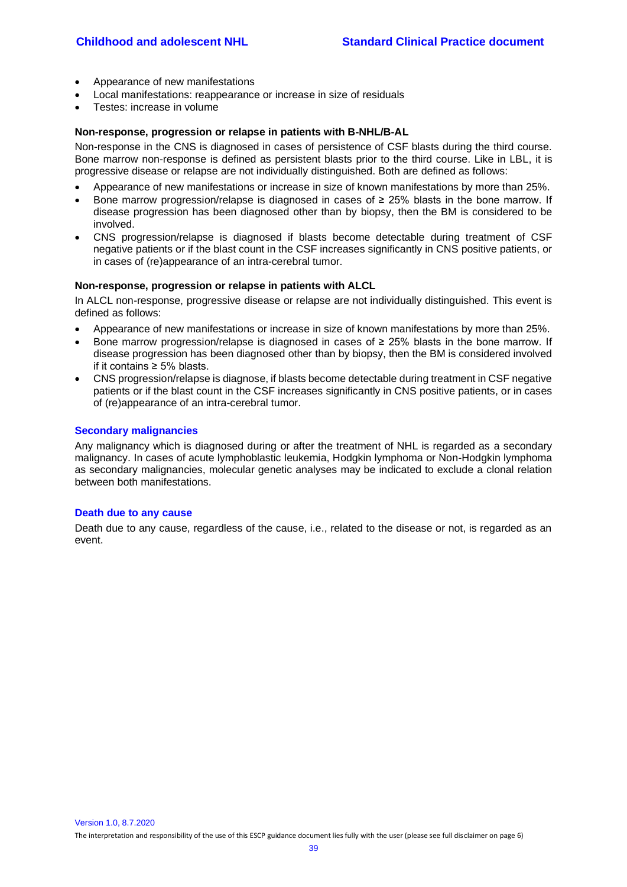- Appearance of new manifestations
- Local manifestations: reappearance or increase in size of residuals
- Testes: increase in volume

**Non-response, progression or relapse in patients with B-NHL/B-AL**

Non-response in the CNS is diagnosed in cases of persistence of CSF blasts during the third course. Bone marrow non-response is defined as persistent blasts prior to the third course. Like in LBL, it is progressive disease or relapse are not individually distinguished. Both are defined as follows:

- Appearance of new manifestations or increase in size of known manifestations by more than 25%.
- Bone marrow progression/relapse is diagnosed in cases of ≥ 25% blasts in the bone marrow. If disease progression has been diagnosed other than by biopsy, then the BM is considered to be involved.
- CNS progression/relapse is diagnosed if blasts become detectable during treatment of CSF negative patients or if the blast count in the CSF increases significantly in CNS positive patients, or in cases of (re)appearance of an intra-cerebral tumor.

**Non-response, progression or relapse in patients with ALCL**

In ALCL non-response, progressive disease or relapse are not individually distinguished. This event is defined as follows:

- Appearance of new manifestations or increase in size of known manifestations by more than 25%.
- Bone marrow progression/relapse is diagnosed in cases of ≥ 25% blasts in the bone marrow. If disease progression has been diagnosed other than by biopsy, then the BM is considered involved if it contains ≥ 5% blasts.
- CNS progression/relapse is diagnose, if blasts become detectable during treatment in CSF negative patients or if the blast count in the CSF increases significantly in CNS positive patients, or in cases of (re)appearance of an intra-cerebral tumor.

### Secondary malignancies

Any malignancy which is diagnosed during or after the treatment of NHL is regarded as a secondary malignancy. In cases of acute lymphoblastic leukemia, Hodgkin lymphoma or Non-Hodgkin lymphoma as secondary malignancies, molecular genetic analyses may be indicated to exclude a clonal relation between both manifestations.

### Death due to any cause

Death due to any cause, regardless of the cause, i.e., related to the disease or not, is regarded as an event.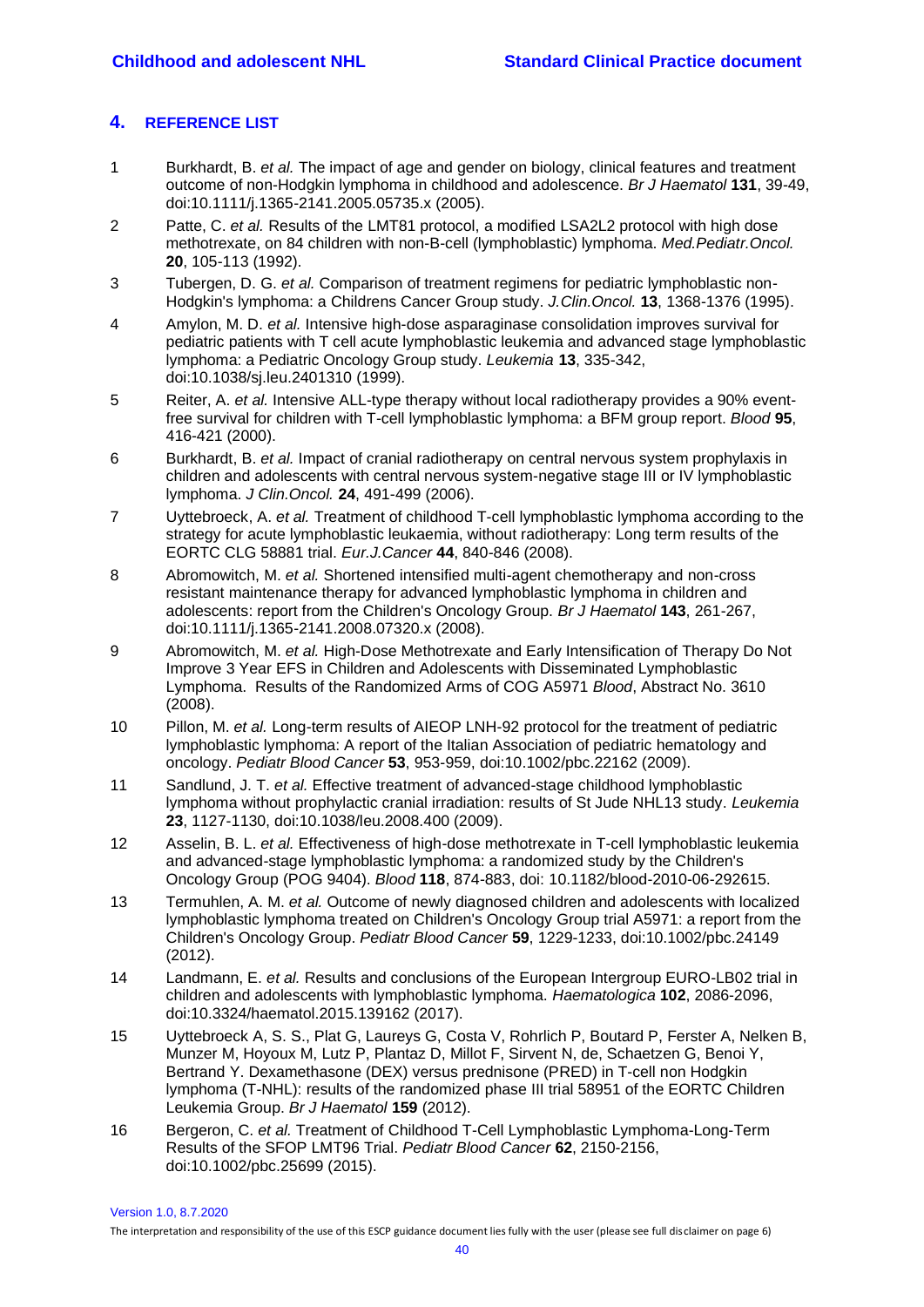## 4. REFERENCE LIST

1. Burkhardt, B. *et al.* The impact of age and gender on biology, clinical features and treatment outcome of non-Hodgkin lymphoma in childhood and adolescence. *Br J Haematol* **131**, 39-49, doi:10.1111/j.1365-2141.2005.05735.x (2005).
2. Patte, C. *et al.* Results of the LMT81 protocol, a modified LSA2L2 protocol with high dose methotrexate, on 84 children with non-B-cell (lymphoblastic) lymphoma. *Med.Pediatr.Oncol.* **20**, 105-113 (1992).
3. Tubergen, D. G. *et al.* Comparison of treatment regimens for pediatric lymphoblastic non-Hodgkin's lymphoma: a Childrens Cancer Group study. *J.Clin.Oncol.* **13**, 1368-1376 (1995).
4. Amylon, M. D. *et al.* Intensive high-dose asparaginase consolidation improves survival for pediatric patients with T cell acute lymphoblastic leukemia and advanced stage lymphoblastic lymphoma: a Pediatric Oncology Group study. *Leukemia* **13**, 335-342, doi:10.1038/sj.leu.2401310 (1999).
5. Reiter, A. *et al.* Intensive ALL-type therapy without local radiotherapy provides a 90% event-free survival for children with T-cell lymphoblastic lymphoma: a BFM group report. *Blood* **95**, 416-421 (2000).
6. Burkhardt, B. *et al.* Impact of cranial radiotherapy on central nervous system prophylaxis in children and adolescents with central nervous system-negative stage III or IV lymphoblastic lymphoma. *J Clin.Oncol.* **24**, 491-499 (2006).
7. Uyttebroeck, A. *et al.* Treatment of childhood T-cell lymphoblastic lymphoma according to the strategy for acute lymphoblastic leukaemia, without radiotherapy: Long term results of the EORTC CLG 58881 trial. *Eur.J.Cancer* **44**, 840-846 (2008).
8. Abromowitch, M. *et al.* Shortened intensified multi-agent chemotherapy and non-cross resistant maintenance therapy for advanced lymphoblastic lymphoma in children and adolescents: report from the Children's Oncology Group. *Br J Haematol* **143**, 261-267, doi:10.1111/j.1365-2141.2008.07320.x (2008).
9. Abromowitch, M. *et al.* High-Dose Methotrexate and Early Intensification of Therapy Do Not Improve 3 Year EFS in Children and Adolescents with Disseminated Lymphoblastic Lymphoma. Results of the Randomized Arms of COG A5971 *Blood*, Abstract No. 3610 (2008).
10. Pillon, M. *et al.* Long-term results of AIEOP LNH-92 protocol for the treatment of pediatric lymphoblastic lymphoma: A report of the Italian Association of pediatric hematology and oncology. *Pediatr Blood Cancer* **53**, 953-959, doi:10.1002/pbc.22162 (2009).
11. Sandlund, J. T. *et al.* Effective treatment of advanced-stage childhood lymphoblastic lymphoma without prophylactic cranial irradiation: results of St Jude NHL13 study. *Leukemia* **23**, 1127-1130, doi:10.1038/leu.2008.400 (2009).
12. Asselin, B. L. *et al.* Effectiveness of high-dose methotrexate in T-cell lymphoblastic leukemia and advanced-stage lymphoblastic lymphoma: a randomized study by the Children's Oncology Group (POG 9404). *Blood* **118**, 874-883, doi: 10.1182/blood-2010-06-292615.
13. Termuhlen, A. M. *et al.* Outcome of newly diagnosed children and adolescents with localized lymphoblastic lymphoma treated on Children's Oncology Group trial A5971: a report from the Children's Oncology Group. *Pediatr Blood Cancer* **59**, 1229-1233, doi:10.1002/pbc.24149 (2012).
14. Landmann, E. *et al.* Results and conclusions of the European Intergroup EURO-LB02 trial in children and adolescents with lymphoblastic lymphoma. *Haematologica* **102**, 2086-2096, doi:10.3324/haematol.2015.139162 (2017).
15. Uyttebroeck A, S. S., Plat G, Laureys G, Costa V, Rohrlich P, Boutard P, Ferster A, Nelken B, Munzer M, Hoyoux M, Lutz P, Plantaz D, Millot F, Sirvent N, de, Schaetzen G, Benoi Y, Bertrand Y. Dexamethasone (DEX) versus prednisone (PRED) in T-cell non Hodgkin lymphoma (T-NHL): results of the randomized phase III trial 58951 of the EORTC Children Leukemia Group. *Br J Haematol* **159** (2012).
16. Bergeron, C. *et al.* Treatment of Childhood T-Cell Lymphoblastic Lymphoma-Long-Term Results of the SFOP LMT96 Trial. *Pediatr Blood Cancer* **62**, 2150-2156, doi:10.1002/pbc.25699 (2015).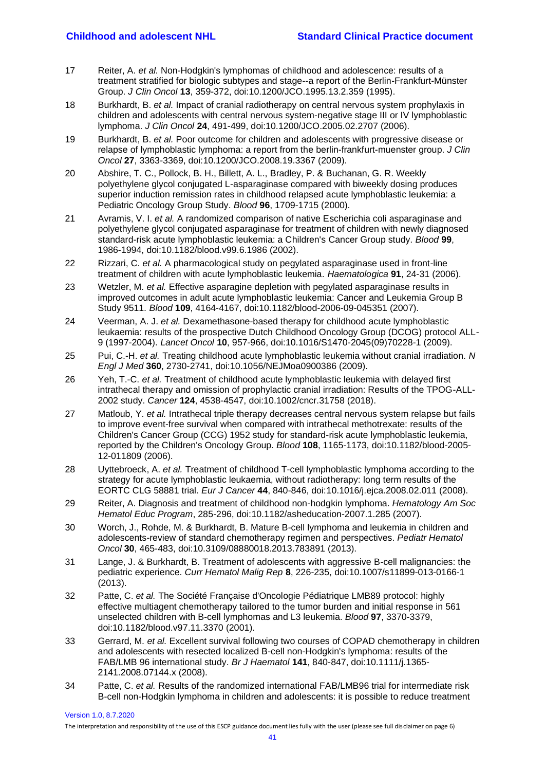17 Reiter, A. *et al.* Non-Hodgkin's lymphomas of childhood and adolescence: results of a treatment stratified for biologic subtypes and stage--a report of the Berlin-Frankfurt-Münster Group. *J Clin Oncol* **13**, 359-372, doi:10.1200/JCO.1995.13.2.359 (1995).

18 Burkhardt, B. *et al.* Impact of cranial radiotherapy on central nervous system prophylaxis in children and adolescents with central nervous system-negative stage III or IV lymphoblastic lymphoma. *J Clin Oncol* **24**, 491-499, doi:10.1200/JCO.2005.02.2707 (2006).

19 Burkhardt, B. *et al.* Poor outcome for children and adolescents with progressive disease or relapse of lymphoblastic lymphoma: a report from the berlin-frankfurt-muenster group. *J Clin Oncol* **27**, 3363-3369, doi:10.1200/JCO.2008.19.3367 (2009).

20 Abshire, T. C., Pollock, B. H., Billett, A. L., Bradley, P. & Buchanan, G. R. Weekly polyethylene glycol conjugated L-asparaginase compared with biweekly dosing produces superior induction remission rates in childhood relapsed acute lymphoblastic leukemia: a Pediatric Oncology Group Study. *Blood* **96**, 1709-1715 (2000).

21 Avramis, V. I. *et al.* A randomized comparison of native Escherichia coli asparaginase and polyethylene glycol conjugated asparaginase for treatment of children with newly diagnosed standard-risk acute lymphoblastic leukemia: a Children's Cancer Group study. *Blood* **99**, 1986-1994, doi:10.1182/blood.v99.6.1986 (2002).

22 Rizzari, C. *et al.* A pharmacological study on pegylated asparaginase used in front-line treatment of children with acute lymphoblastic leukemia. *Haematologica* **91**, 24-31 (2006).

23 Wetzler, M. *et al.* Effective asparagine depletion with pegylated asparaginase results in improved outcomes in adult acute lymphoblastic leukemia: Cancer and Leukemia Group B Study 9511. *Blood* **109**, 4164-4167, doi:10.1182/blood-2006-09-045351 (2007).

24 Veerman, A. J. *et al.* Dexamethasone-based therapy for childhood acute lymphoblastic leukaemia: results of the prospective Dutch Childhood Oncology Group (DCOG) protocol ALL-9 (1997-2004). *Lancet Oncol* **10**, 957-966, doi:10.1016/S1470-2045(09)70228-1 (2009).

25 Pui, C.-H. *et al.* Treating childhood acute lymphoblastic leukemia without cranial irradiation. *N Engl J Med* **360**, 2730-2741, doi:10.1056/NEJMoa0900386 (2009).

26 Yeh, T.-C. *et al.* Treatment of childhood acute lymphoblastic leukemia with delayed first intrathecal therapy and omission of prophylactic cranial irradiation: Results of the TPOG-ALL-2002 study. *Cancer* **124**, 4538-4547, doi:10.1002/cncr.31758 (2018).

27 Matloub, Y. *et al.* Intrathecal triple therapy decreases central nervous system relapse but fails to improve event-free survival when compared with intrathecal methotrexate: results of the Children's Cancer Group (CCG) 1952 study for standard-risk acute lymphoblastic leukemia, reported by the Children's Oncology Group. *Blood* **108**, 1165-1173, doi:10.1182/blood-2005-12-011809 (2006).

28 Uyttebroeck, A. *et al.* Treatment of childhood T-cell lymphoblastic lymphoma according to the strategy for acute lymphoblastic leukaemia, without radiotherapy: long term results of the EORTC CLG 58881 trial. *Eur J Cancer* **44**, 840-846, doi:10.1016/j.ejca.2008.02.011 (2008).

29 Reiter, A. Diagnosis and treatment of childhood non-hodgkin lymphoma. *Hematology Am Soc Hematol Educ Program*, 285-296, doi:10.1182/asheducation-2007.1.285 (2007).

30 Worch, J., Rohde, M. & Burkhardt, B. Mature B-cell lymphoma and leukemia in children and adolescents-review of standard chemotherapy regimen and perspectives. *Pediatr Hematol Oncol* **30**, 465-483, doi:10.3109/08880018.2013.783891 (2013).

31 Lange, J. & Burkhardt, B. Treatment of adolescents with aggressive B-cell malignancies: the pediatric experience. *Curr Hematol Malig Rep* **8**, 226-235, doi:10.1007/s11899-013-0166-1 (2013).

32 Patte, C. *et al.* The Société Française d'Oncologie Pédiatrique LMB89 protocol: highly effective multiagent chemotherapy tailored to the tumor burden and initial response in 561 unselected children with B-cell lymphomas and L3 leukemia. *Blood* **97**, 3370-3379, doi:10.1182/blood.v97.11.3370 (2001).

33 Gerrard, M. *et al.* Excellent survival following two courses of COPAD chemotherapy in children and adolescents with resected localized B-cell non-Hodgkin's lymphoma: results of the FAB/LMB 96 international study. *Br J Haematol* **141**, 840-847, doi:10.1111/j.1365-2141.2008.07144.x (2008).

34 Patte, C. *et al.* Results of the randomized international FAB/LMB96 trial for intermediate risk B-cell non-Hodgkin lymphoma in children and adolescents: it is possible to reduce treatment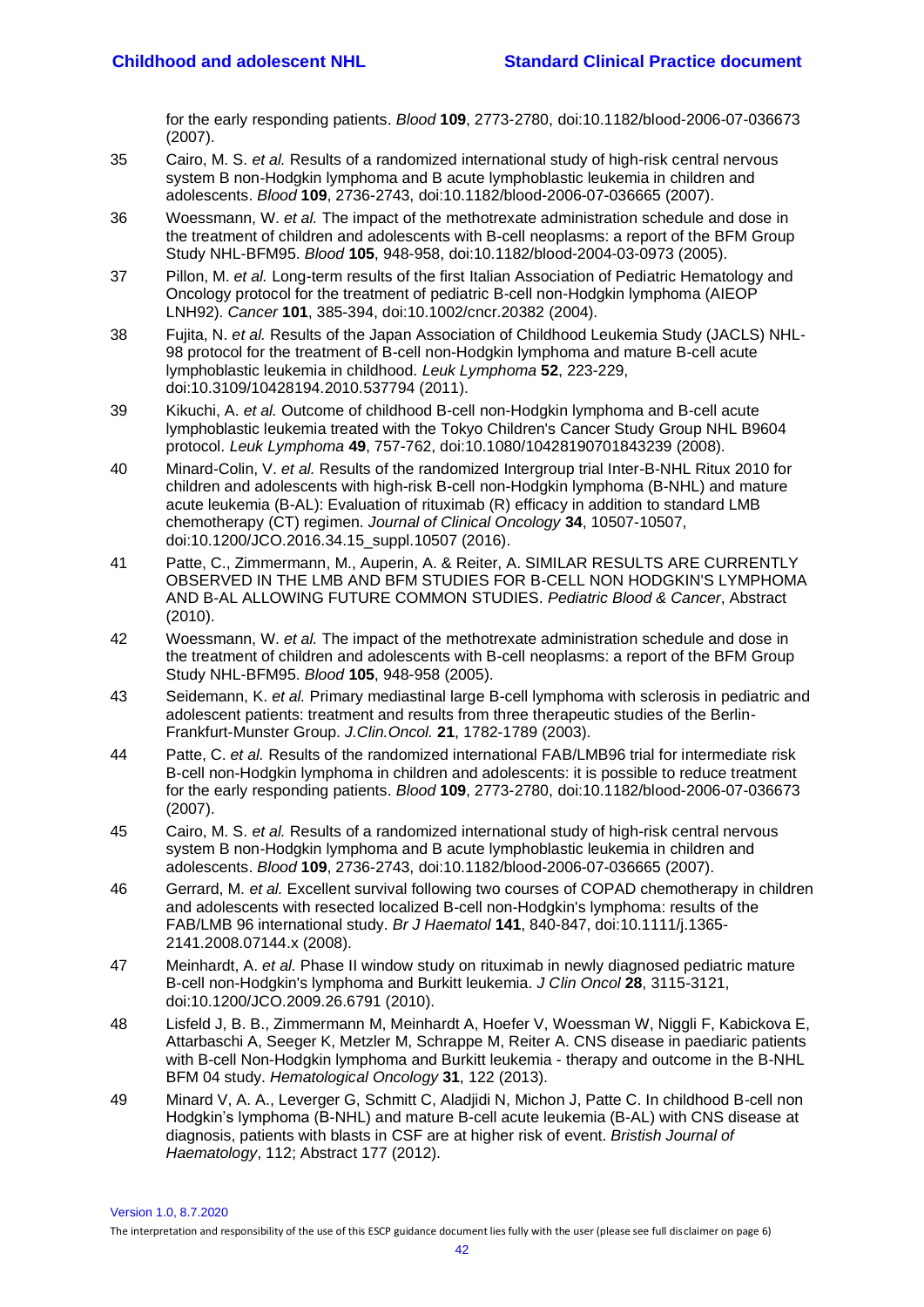for the early responding patients. *Blood* **109**, 2773-2780, doi:10.1182/blood-2006-07-036673 (2007).

35 Cairo, M. S. *et al.* Results of a randomized international study of high-risk central nervous system B non-Hodgkin lymphoma and B acute lymphoblastic leukemia in children and adolescents. *Blood* **109**, 2736-2743, doi:10.1182/blood-2006-07-036665 (2007).

36 Woessmann, W. *et al.* The impact of the methotrexate administration schedule and dose in the treatment of children and adolescents with B-cell neoplasms: a report of the BFM Group Study NHL-BFM95. *Blood* **105**, 948-958, doi:10.1182/blood-2004-03-0973 (2005).

37 Pillon, M. *et al.* Long-term results of the first Italian Association of Pediatric Hematology and Oncology protocol for the treatment of pediatric B-cell non-Hodgkin lymphoma (AIEOP LNH92). *Cancer* **101**, 385-394, doi:10.1002/cncr.20382 (2004).

38 Fujita, N. *et al.* Results of the Japan Association of Childhood Leukemia Study (JACLS) NHL-98 protocol for the treatment of B-cell non-Hodgkin lymphoma and mature B-cell acute lymphoblastic leukemia in childhood. *Leuk Lymphoma* **52**, 223-229, doi:10.3109/10428194.2010.537794 (2011).

39 Kikuchi, A. *et al.* Outcome of childhood B-cell non-Hodgkin lymphoma and B-cell acute lymphoblastic leukemia treated with the Tokyo Children's Cancer Study Group NHL B9604 protocol. *Leuk Lymphoma* **49**, 757-762, doi:10.1080/10428190701843239 (2008).

40 Minard-Colin, V. *et al.* Results of the randomized Intergroup trial Inter-B-NHL Ritux 2010 for children and adolescents with high-risk B-cell non-Hodgkin lymphoma (B-NHL) and mature acute leukemia (B-AL): Evaluation of rituximab (R) efficacy in addition to standard LMB chemotherapy (CT) regimen. *Journal of Clinical Oncology* **34**, 10507-10507, doi:10.1200/JCO.2016.34.15_suppl.10507 (2016).

41 Patte, C., Zimmermann, M., Auperin, A. & Reiter, A. SIMILAR RESULTS ARE CURRENTLY OBSERVED IN THE LMB AND BFM STUDIES FOR B-CELL NON HODGKIN'S LYMPHOMA AND B-AL ALLOWING FUTURE COMMON STUDIES. *Pediatric Blood & Cancer*, Abstract (2010).

42 Woessmann, W. *et al.* The impact of the methotrexate administration schedule and dose in the treatment of children and adolescents with B-cell neoplasms: a report of the BFM Group Study NHL-BFM95. *Blood* **105**, 948-958 (2005).

43 Seidemann, K. *et al.* Primary mediastinal large B-cell lymphoma with sclerosis in pediatric and adolescent patients: treatment and results from three therapeutic studies of the Berlin-Frankfurt-Munster Group. *J.Clin.Oncol.* **21**, 1782-1789 (2003).

44 Patte, C. *et al.* Results of the randomized international FAB/LMB96 trial for intermediate risk B-cell non-Hodgkin lymphoma in children and adolescents: it is possible to reduce treatment for the early responding patients. *Blood* **109**, 2773-2780, doi:10.1182/blood-2006-07-036673 (2007).

45 Cairo, M. S. *et al.* Results of a randomized international study of high-risk central nervous system B non-Hodgkin lymphoma and B acute lymphoblastic leukemia in children and adolescents. *Blood* **109**, 2736-2743, doi:10.1182/blood-2006-07-036665 (2007).

46 Gerrard, M. *et al.* Excellent survival following two courses of COPAD chemotherapy in children and adolescents with resected localized B-cell non-Hodgkin's lymphoma: results of the FAB/LMB 96 international study. *Br J Haematol* **141**, 840-847, doi:10.1111/j.1365-2141.2008.07144.x (2008).

47 Meinhardt, A. *et al.* Phase II window study on rituximab in newly diagnosed pediatric mature B-cell non-Hodgkin's lymphoma and Burkitt leukemia. *J Clin Oncol* **28**, 3115-3121, doi:10.1200/JCO.2009.26.6791 (2010).

48 Lisfeld J, B. B., Zimmermann M, Meinhardt A, Hoefer V, Woessman W, Niggli F, Kabickova E, Attarbaschi A, Seeger K, Metzler M, Schrappe M, Reiter A. CNS disease in paediaric patients with B-cell Non-Hodgkin lymphoma and Burkitt leukemia - therapy and outcome in the B-NHL BFM 04 study. *Hematological Oncology* **31**, 122 (2013).

49 Minard V, A. A., Leverger G, Schmitt C, Aladjidi N, Michon J, Patte C. In childhood B-cell non Hodgkin's lymphoma (B-NHL) and mature B-cell acute leukemia (B-AL) with CNS disease at diagnosis, patients with blasts in CSF are at higher risk of event. *Bristish Journal of Haematology*, 112; Abstract 177 (2012).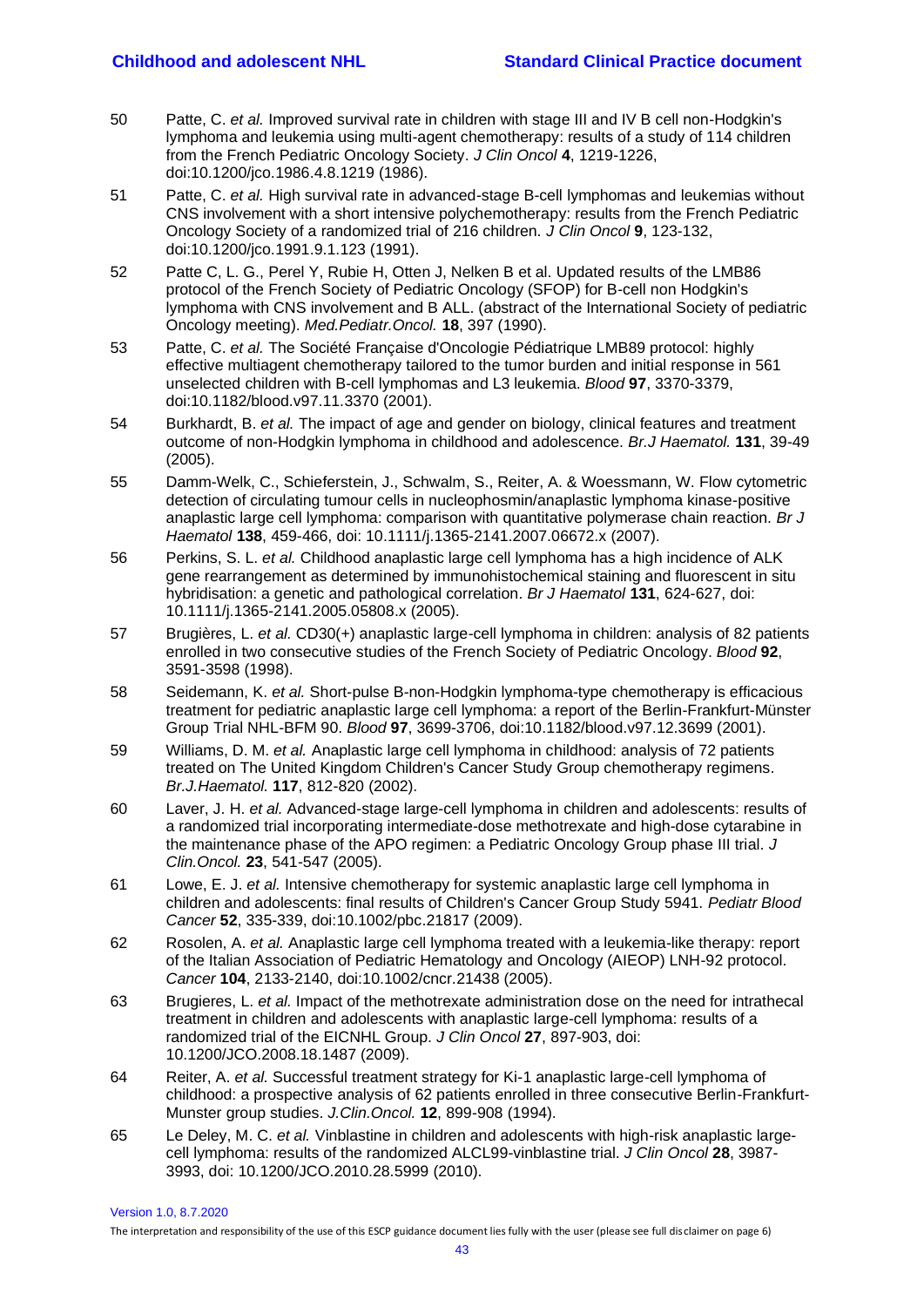50 Patte, C. *et al.* Improved survival rate in children with stage III and IV B cell non-Hodgkin's lymphoma and leukemia using multi-agent chemotherapy: results of a study of 114 children from the French Pediatric Oncology Society. *J Clin Oncol* **4**, 1219-1226, doi:10.1200/jco.1986.4.8.1219 (1986).

51 Patte, C. *et al.* High survival rate in advanced-stage B-cell lymphomas and leukemias without CNS involvement with a short intensive polychemotherapy: results from the French Pediatric Oncology Society of a randomized trial of 216 children. *J Clin Oncol* **9**, 123-132, doi:10.1200/jco.1991.9.1.123 (1991).

52 Patte C, L. G., Perel Y, Rubie H, Otten J, Nelken B et al. Updated results of the LMB86 protocol of the French Society of Pediatric Oncology (SFOP) for B-cell non Hodgkin's lymphoma with CNS involvement and B ALL. (abstract of the International Society of pediatric Oncology meeting). *Med.Pediatr.Oncol.* **18**, 397 (1990).

53 Patte, C. *et al.* The Société Française d'Oncologie Pédiatrique LMB89 protocol: highly effective multiagent chemotherapy tailored to the tumor burden and initial response in 561 unselected children with B-cell lymphomas and L3 leukemia. *Blood* **97**, 3370-3379, doi:10.1182/blood.v97.11.3370 (2001).

54 Burkhardt, B. *et al.* The impact of age and gender on biology, clinical features and treatment outcome of non-Hodgkin lymphoma in childhood and adolescence. *Br.J Haematol.* **131**, 39-49 (2005).

55 Damm-Welk, C., Schieferstein, J., Schwalm, S., Reiter, A. & Woessmann, W. Flow cytometric detection of circulating tumour cells in nucleophosmin/anaplastic lymphoma kinase-positive anaplastic large cell lymphoma: comparison with quantitative polymerase chain reaction. *Br J Haematol* **138**, 459-466, doi: 10.1111/j.1365-2141.2007.06672.x (2007).

56 Perkins, S. L. *et al.* Childhood anaplastic large cell lymphoma has a high incidence of ALK gene rearrangement as determined by immunohistochemical staining and fluorescent in situ hybridisation: a genetic and pathological correlation. *Br J Haematol* **131**, 624-627, doi: 10.1111/j.1365-2141.2005.05808.x (2005).

57 Brugières, L. *et al.* CD30(+) anaplastic large-cell lymphoma in children: analysis of 82 patients enrolled in two consecutive studies of the French Society of Pediatric Oncology. *Blood* **92**, 3591-3598 (1998).

58 Seidemann, K. *et al.* Short-pulse B-non-Hodgkin lymphoma-type chemotherapy is efficacious treatment for pediatric anaplastic large cell lymphoma: a report of the Berlin-Frankfurt-Münster Group Trial NHL-BFM 90. *Blood* **97**, 3699-3706, doi:10.1182/blood.v97.12.3699 (2001).

59 Williams, D. M. *et al.* Anaplastic large cell lymphoma in childhood: analysis of 72 patients treated on The United Kingdom Children's Cancer Study Group chemotherapy regimens. *Br.J.Haematol.* **117**, 812-820 (2002).

60 Laver, J. H. *et al.* Advanced-stage large-cell lymphoma in children and adolescents: results of a randomized trial incorporating intermediate-dose methotrexate and high-dose cytarabine in the maintenance phase of the APO regimen: a Pediatric Oncology Group phase III trial. *J Clin.Oncol.* **23**, 541-547 (2005).

61 Lowe, E. J. *et al.* Intensive chemotherapy for systemic anaplastic large cell lymphoma in children and adolescents: final results of Children's Cancer Group Study 5941. *Pediatr Blood Cancer* **52**, 335-339, doi:10.1002/pbc.21817 (2009).

62 Rosolen, A. *et al.* Anaplastic large cell lymphoma treated with a leukemia-like therapy: report of the Italian Association of Pediatric Hematology and Oncology (AIEOP) LNH-92 protocol. *Cancer* **104**, 2133-2140, doi:10.1002/cncr.21438 (2005).

63 Brugieres, L. *et al.* Impact of the methotrexate administration dose on the need for intrathecal treatment in children and adolescents with anaplastic large-cell lymphoma: results of a randomized trial of the EICNHL Group. *J Clin Oncol* **27**, 897-903, doi: 10.1200/JCO.2008.18.1487 (2009).

64 Reiter, A. *et al.* Successful treatment strategy for Ki-1 anaplastic large-cell lymphoma of childhood: a prospective analysis of 62 patients enrolled in three consecutive Berlin-Frankfurt-Munster group studies. *J.Clin.Oncol.* **12**, 899-908 (1994).

65 Le Deley, M. C. *et al.* Vinblastine in children and adolescents with high-risk anaplastic large-cell lymphoma: results of the randomized ALCL99-vinblastine trial. *J Clin Oncol* **28**, 3987-3993, doi: 10.1200/JCO.2010.28.5999 (2010).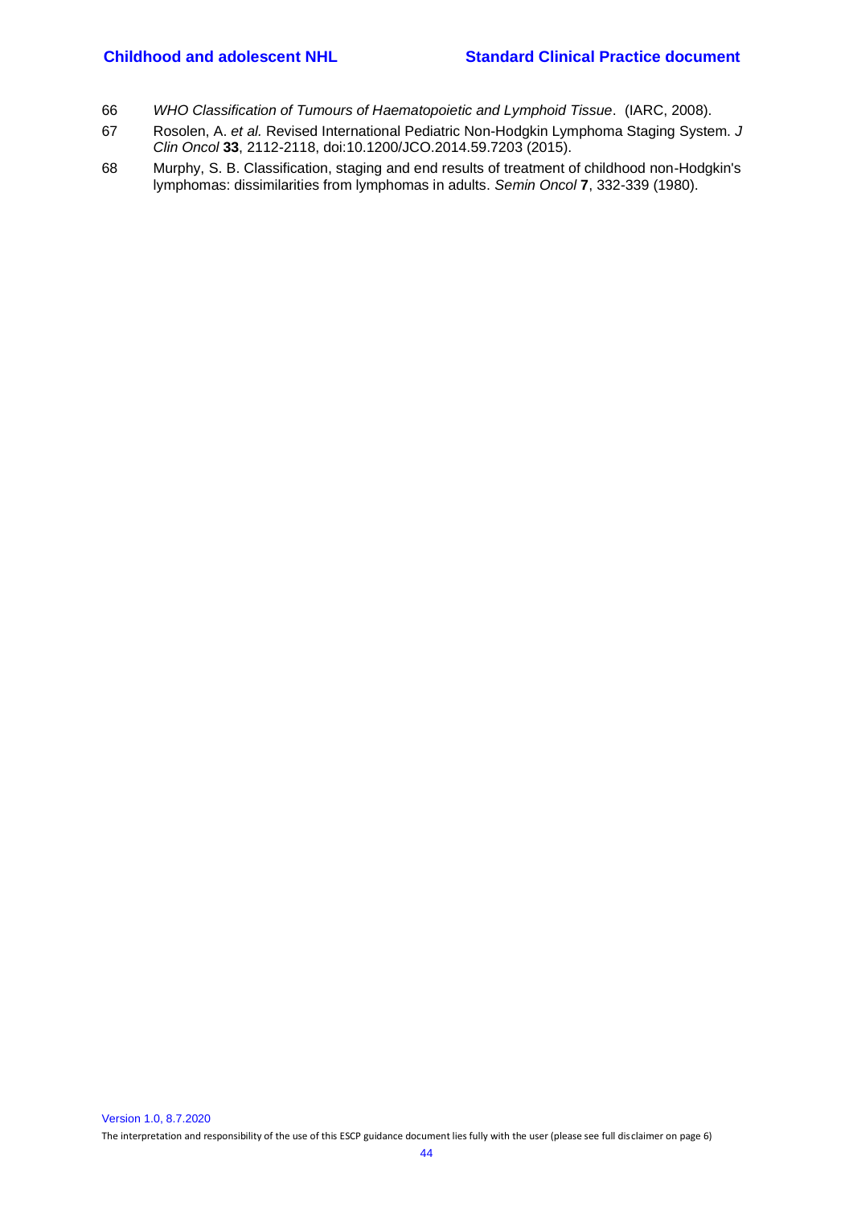66 *WHO Classification of Tumours of Haematopoietic and Lymphoid Tissue*. (IARC, 2008).

67 Rosolen, A. *et al.* Revised International Pediatric Non-Hodgkin Lymphoma Staging System. *J Clin Oncol* **33**, 2112-2118, doi:10.1200/JCO.2014.59.7203 (2015).

68 Murphy, S. B. Classification, staging and end results of treatment of childhood non-Hodgkin's lymphomas: dissimilarities from lymphomas in adults. *Semin Oncol* **7**, 332-339 (1980).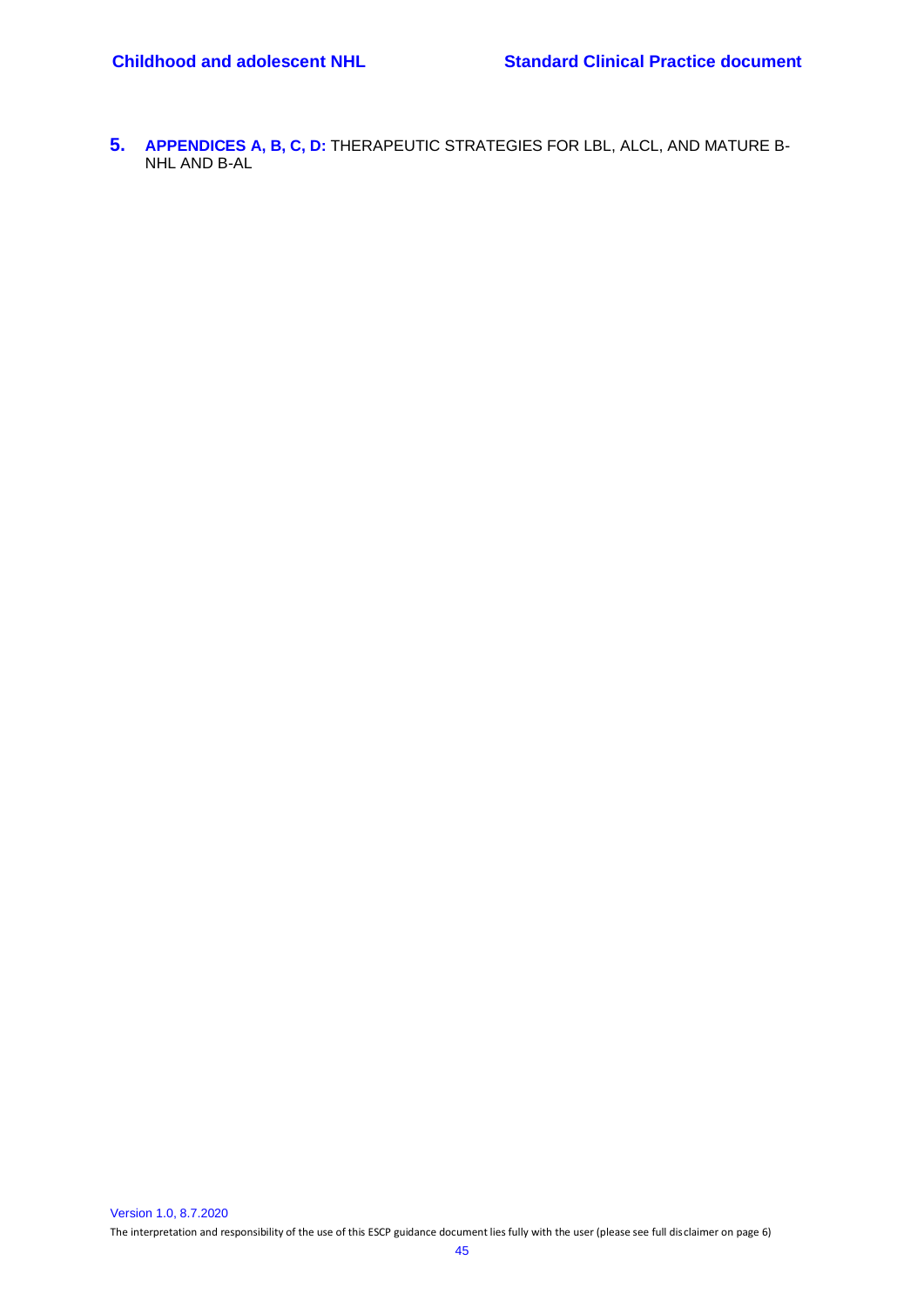# 5. APPENDICES A, B, C, D: THERAPEUTIC STRATEGIES FOR LBL, ALCL, AND MATURE B-NHL AND B-AL